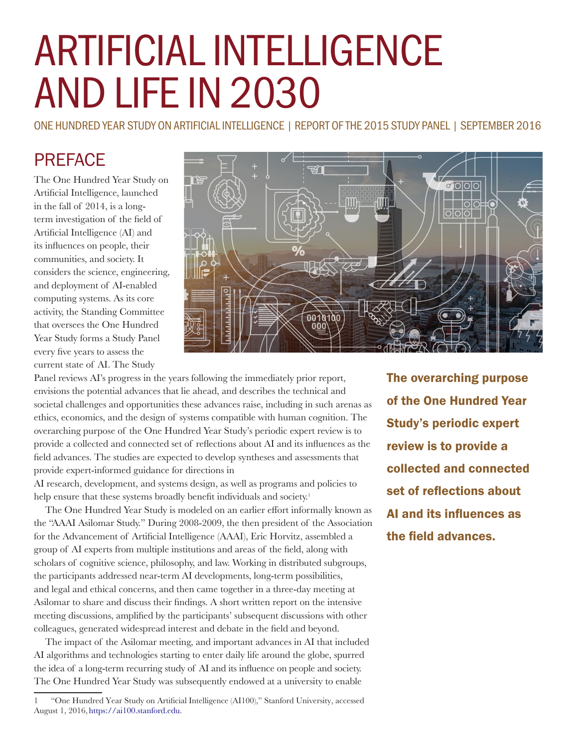# ARTIFICIAL INTELLIGENCE AND LIFE IN 2030

ONE HUNDRED YEAR STUDY ON ARTIFICIAL INTELLIGENCE | REPORT OF THE 2015 STUDY PANEL | SEPTEMBER 2016

## PREFACE

The One Hundred Year Study on Artificial Intelligence, launched in the fall of 2014, is a long-term investigation of the field of Artificial Intelligence (AI) and its influences on people, their communities, and society. It considers the science, engineering, and deployment of AI-enabled computing systems. As its core activity, the Standing Committee that oversees the One Hundred Year Study forms a Study Panel every five years to assess the current state of AI. The Study Panel reviews AI's progress in the years following the immediately prior report, envisions the potential advances that lie ahead, and describes the technical and societal challenges and opportunities these advances raise, including in such arenas as ethics, economics, and the design of systems compatible with human cognition. The overarching purpose of the One Hundred Year Study's periodic expert review is to provide a collected and connected set of reflections about AI and its influences as the field advances. The studies are expected to develop syntheses and assessments that provide expert-informed guidance for directions in AI research, development, and systems design, as well as programs and policies to help ensure that these systems broadly benefit individuals and society.[1]

**The overarching purpose of the One Hundred Year Study's periodic expert review is to provide a collected and connected set of reflections about AI and its influences as the field advances.**

The One Hundred Year Study is modeled on an earlier effort informally known as the "AAAI Asilomar Study." During 2008-2009, the then president of the Association for the Advancement of Artificial Intelligence (AAAI), Eric Horvitz, assembled a group of AI experts from multiple institutions and areas of the field, along with scholars of cognitive science, philosophy, and law. Working in distributed subgroups, the participants addressed near-term AI developments, long-term possibilities, and legal and ethical concerns, and then came together in a three-day meeting at Asilomar to share and discuss their findings. A short written report on the intensive meeting discussions, amplified by the participants' subsequent discussions with other colleagues, generated widespread interest and debate in the field and beyond.

The impact of the Asilomar meeting, and important advances in AI that included AI algorithms and technologies starting to enter daily life around the globe, spurred the idea of a long-term recurring study of AI and its influence on people and society. The One Hundred Year Study was subsequently endowed at a university to enable

---

1 "One Hundred Year Study on Artificial Intelligence (AI100)," Stanford University, accessed August 1, 2016, https://ai100.stanford.edu.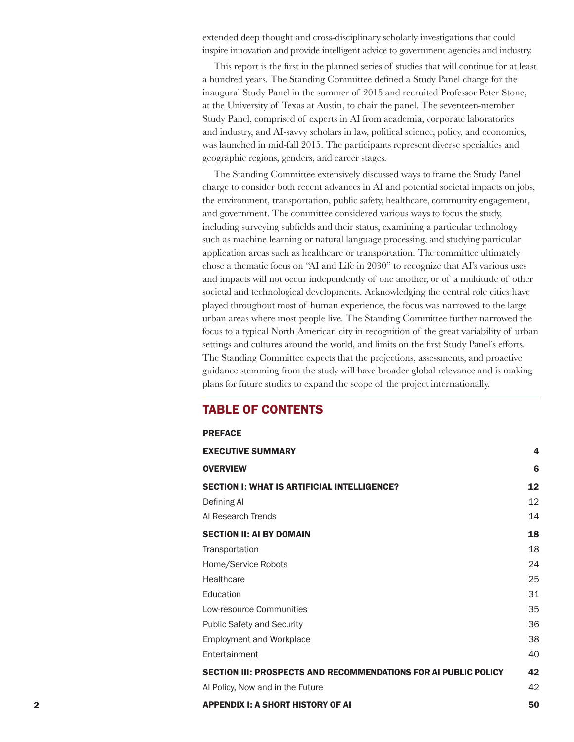extended deep thought and cross-disciplinary scholarly investigations that could inspire innovation and provide intelligent advice to government agencies and industry.

This report is the first in the planned series of studies that will continue for at least a hundred years. The Standing Committee defined a Study Panel charge for the inaugural Study Panel in the summer of 2015 and recruited Professor Peter Stone, at the University of Texas at Austin, to chair the panel. The seventeen-member Study Panel, comprised of experts in AI from academia, corporate laboratories and industry, and AI-savvy scholars in law, political science, policy, and economics, was launched in mid-fall 2015. The participants represent diverse specialties and geographic regions, genders, and career stages.

The Standing Committee extensively discussed ways to frame the Study Panel charge to consider both recent advances in AI and potential societal impacts on jobs, the environment, transportation, public safety, healthcare, community engagement, and government. The committee considered various ways to focus the study, including surveying subfields and their status, examining a particular technology such as machine learning or natural language processing, and studying particular application areas such as healthcare or transportation. The committee ultimately chose a thematic focus on "AI and Life in 2030" to recognize that AI's various uses and impacts will not occur independently of one another, or of a multitude of other societal and technological developments. Acknowledging the central role cities have played throughout most of human experience, the focus was narrowed to the large urban areas where most people live. The Standing Committee further narrowed the focus to a typical North American city in recognition of the great variability of urban settings and cultures around the world, and limits on the first Study Panel's efforts. The Standing Committee expects that the projections, assessments, and proactive guidance stemming from the study will have broader global relevance and is making plans for future studies to expand the scope of the project internationally.

## TABLE OF CONTENTS

| | |
|---|---|
| **PREFACE** | |
| **EXECUTIVE SUMMARY** | **4** |
| **OVERVIEW** | **6** |
| **SECTION I: WHAT IS ARTIFICIAL INTELLIGENCE?** | **12** |
| Defining AI | 12 |
| AI Research Trends | 14 |
| **SECTION II: AI BY DOMAIN** | **18** |
| Transportation | 18 |
| Home/Service Robots | 24 |
| Healthcare | 25 |
| Education | 31 |
| Low-resource Communities | 35 |
| Public Safety and Security | 36 |
| Employment and Workplace | 38 |
| Entertainment | 40 |
| **SECTION III: PROSPECTS AND RECOMMENDATIONS FOR AI PUBLIC POLICY** | **42** |
| AI Policy, Now and in the Future | 42 |
| **APPENDIX I: A SHORT HISTORY OF AI** | **50** |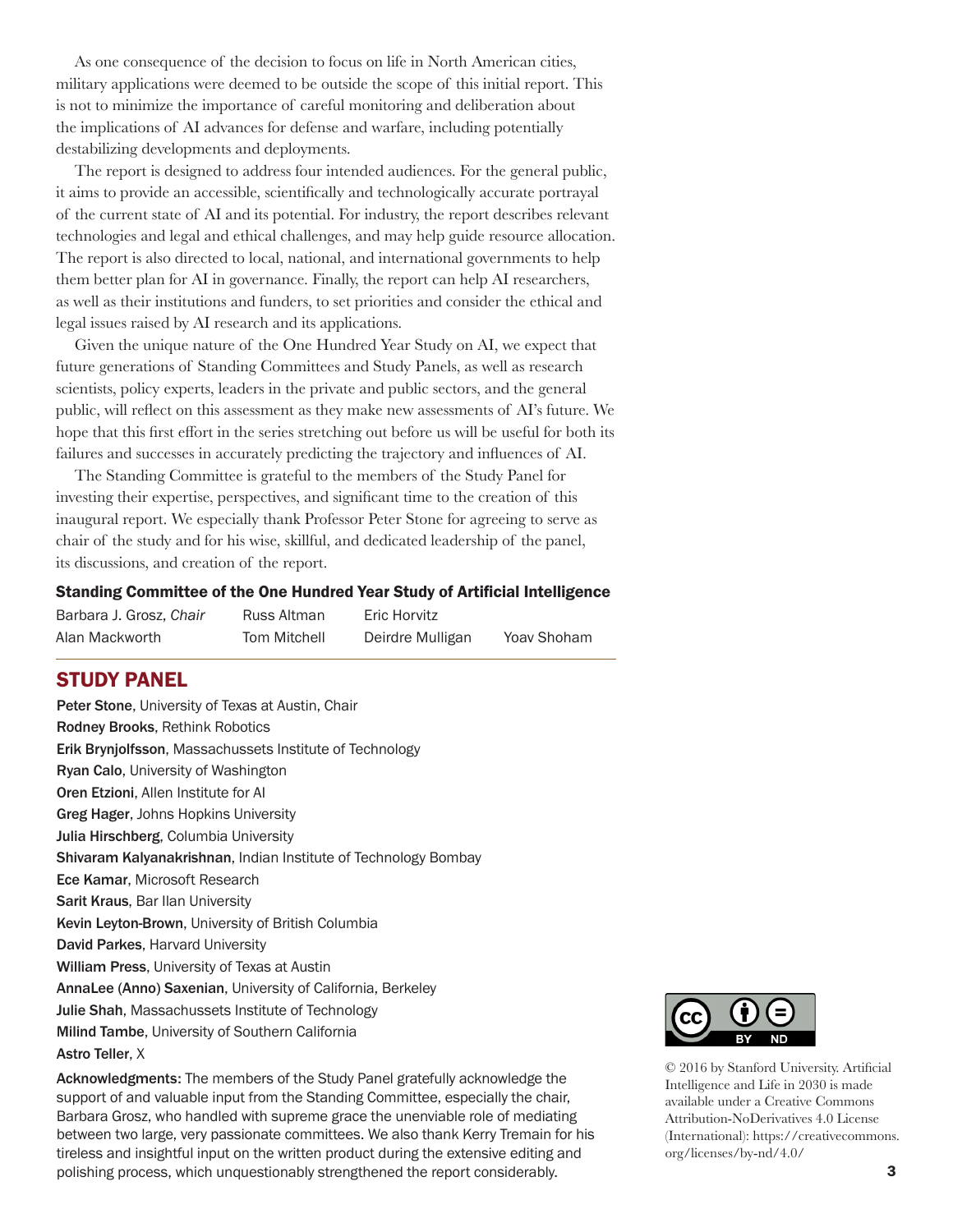As one consequence of the decision to focus on life in North American cities, military applications were deemed to be outside the scope of this initial report. This is not to minimize the importance of careful monitoring and deliberation about the implications of AI advances for defense and warfare, including potentially destabilizing developments and deployments.

The report is designed to address four intended audiences. For the general public, it aims to provide an accessible, scientifically and technologically accurate portrayal of the current state of AI and its potential. For industry, the report describes relevant technologies and legal and ethical challenges, and may help guide resource allocation. The report is also directed to local, national, and international governments to help them better plan for AI in governance. Finally, the report can help AI researchers, as well as their institutions and funders, to set priorities and consider the ethical and legal issues raised by AI research and its applications.

Given the unique nature of the One Hundred Year Study on AI, we expect that future generations of Standing Committees and Study Panels, as well as research scientists, policy experts, leaders in the private and public sectors, and the general public, will reflect on this assessment as they make new assessments of AI's future. We hope that this first effort in the series stretching out before us will be useful for both its failures and successes in accurately predicting the trajectory and influences of AI.

The Standing Committee is grateful to the members of the Study Panel for investing their expertise, perspectives, and significant time to the creation of this inaugural report. We especially thank Professor Peter Stone for agreeing to serve as chair of the study and for his wise, skillful, and dedicated leadership of the panel, its discussions, and creation of the report.

**Standing Committee of the One Hundred Year Study of Artificial Intelligence**

Barbara J. Grosz, *Chair*, Russ Altman, Eric Horvitz, Alan Mackworth, Tom Mitchell, Deirdre Mulligan, Yoav Shoham

## STUDY PANEL

**Peter Stone**, University of Texas at Austin, Chair
**Rodney Brooks**, Rethink Robotics
**Erik Brynjolfsson**, Massachussets Institute of Technology
**Ryan Calo**, University of Washington
**Oren Etzioni**, Allen Institute for AI
**Greg Hager**, Johns Hopkins University
**Julia Hirschberg**, Columbia University
**Shivaram Kalyanakrishnan**, Indian Institute of Technology Bombay
**Ece Kamar**, Microsoft Research
**Sarit Kraus**, Bar Ilan University
**Kevin Leyton-Brown**, University of British Columbia
**David Parkes**, Harvard University
**William Press**, University of Texas at Austin
**AnnaLee (Anno) Saxenian**, University of California, Berkeley
**Julie Shah**, Massachussets Institute of Technology
**Milind Tambe**, University of Southern California
**Astro Teller**, X

**Acknowledgments:** The members of the Study Panel gratefully acknowledge the support of and valuable input from the Standing Committee, especially the chair, Barbara Grosz, who handled with supreme grace the unenviable role of mediating between two large, very passionate committees. We also thank Kerry Tremain for his tireless and insightful input on the written product during the extensive editing and polishing process, which unquestionably strengthened the report considerably.

© 2016 by Stanford University. Artificial Intelligence and Life in 2030 is made available under a Creative Commons Attribution-NoDerivatives 4.0 License (International): https://creativecommons.org/licenses/by-nd/4.0/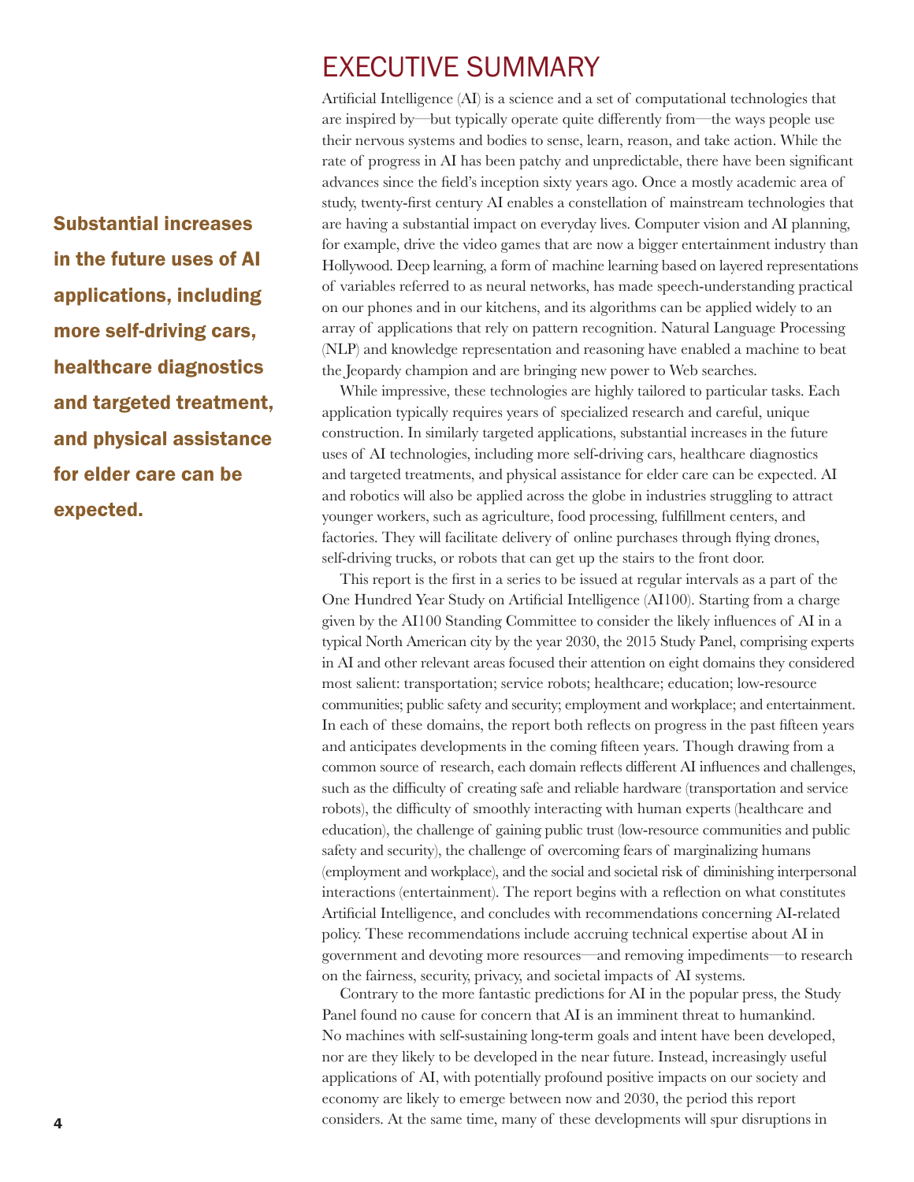# EXECUTIVE SUMMARY

**Substantial increases in the future uses of AI applications, including more self-driving cars, healthcare diagnostics and targeted treatment, and physical assistance for elder care can be expected.**

Artificial Intelligence (AI) is a science and a set of computational technologies that are inspired by—but typically operate quite differently from—the ways people use their nervous systems and bodies to sense, learn, reason, and take action. While the rate of progress in AI has been patchy and unpredictable, there have been significant advances since the field's inception sixty years ago. Once a mostly academic area of study, twenty-first century AI enables a constellation of mainstream technologies that are having a substantial impact on everyday lives. Computer vision and AI planning, for example, drive the video games that are now a bigger entertainment industry than Hollywood. Deep learning, a form of machine learning based on layered representations of variables referred to as neural networks, has made speech-understanding practical on our phones and in our kitchens, and its algorithms can be applied widely to an array of applications that rely on pattern recognition. Natural Language Processing (NLP) and knowledge representation and reasoning have enabled a machine to beat the Jeopardy champion and are bringing new power to Web searches.

While impressive, these technologies are highly tailored to particular tasks. Each application typically requires years of specialized research and careful, unique construction. In similarly targeted applications, substantial increases in the future uses of AI technologies, including more self-driving cars, healthcare diagnostics and targeted treatments, and physical assistance for elder care can be expected. AI and robotics will also be applied across the globe in industries struggling to attract younger workers, such as agriculture, food processing, fulfillment centers, and factories. They will facilitate delivery of online purchases through flying drones, self-driving trucks, or robots that can get up the stairs to the front door.

This report is the first in a series to be issued at regular intervals as a part of the One Hundred Year Study on Artificial Intelligence (AI100). Starting from a charge given by the AI100 Standing Committee to consider the likely influences of AI in a typical North American city by the year 2030, the 2015 Study Panel, comprising experts in AI and other relevant areas focused their attention on eight domains they considered most salient: transportation; service robots; healthcare; education; low-resource communities; public safety and security; employment and workplace; and entertainment. In each of these domains, the report both reflects on progress in the past fifteen years and anticipates developments in the coming fifteen years. Though drawing from a common source of research, each domain reflects different AI influences and challenges, such as the difficulty of creating safe and reliable hardware (transportation and service robots), the difficulty of smoothly interacting with human experts (healthcare and education), the challenge of gaining public trust (low-resource communities and public safety and security), the challenge of overcoming fears of marginalizing humans (employment and workplace), and the social and societal risk of diminishing interpersonal interactions (entertainment). The report begins with a reflection on what constitutes Artificial Intelligence, and concludes with recommendations concerning AI-related policy. These recommendations include accruing technical expertise about AI in government and devoting more resources—and removing impediments—to research on the fairness, security, privacy, and societal impacts of AI systems.

Contrary to the more fantastic predictions for AI in the popular press, the Study Panel found no cause for concern that AI is an imminent threat to humankind. No machines with self-sustaining long-term goals and intent have been developed, nor are they likely to be developed in the near future. Instead, increasingly useful applications of AI, with potentially profound positive impacts on our society and economy are likely to emerge between now and 2030, the period this report considers. At the same time, many of these developments will spur disruptions in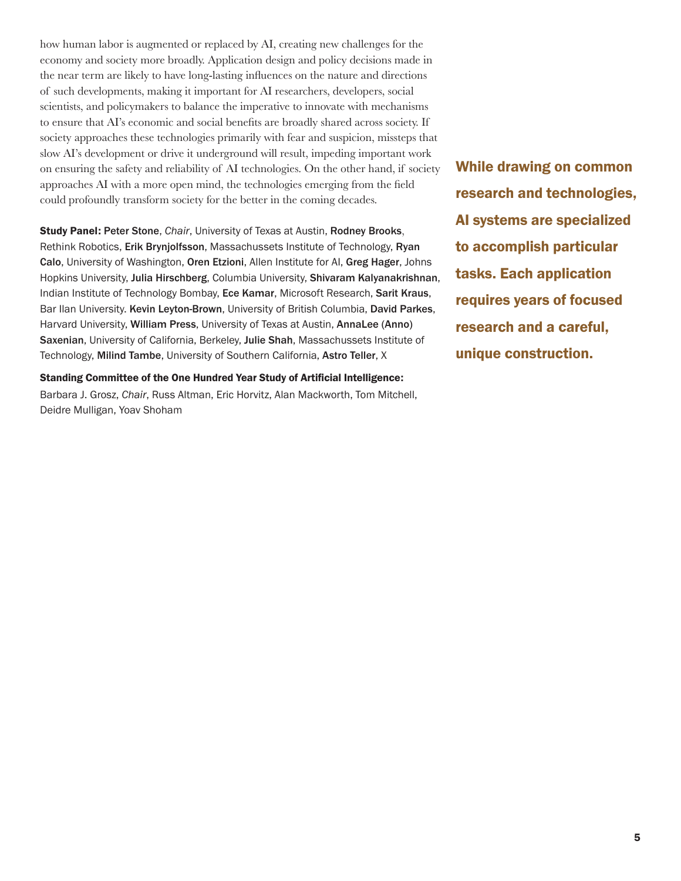how human labor is augmented or replaced by AI, creating new challenges for the economy and society more broadly. Application design and policy decisions made in the near term are likely to have long-lasting influences on the nature and directions of such developments, making it important for AI researchers, developers, social scientists, and policymakers to balance the imperative to innovate with mechanisms to ensure that AI's economic and social benefits are broadly shared across society. If society approaches these technologies primarily with fear and suspicion, missteps that slow AI's development or drive it underground will result, impeding important work on ensuring the safety and reliability of AI technologies. On the other hand, if society approaches AI with a more open mind, the technologies emerging from the field could profoundly transform society for the better in the coming decades.

**While drawing on common research and technologies, AI systems are specialized to accomplish particular tasks. Each application requires years of focused research and a careful, unique construction.**

**Study Panel:** **Peter Stone**, *Chair*, University of Texas at Austin, **Rodney Brooks**, Rethink Robotics, **Erik Brynjolfsson**, Massachussets Institute of Technology, **Ryan Calo**, University of Washington, **Oren Etzioni**, Allen Institute for AI, **Greg Hager**, Johns Hopkins University, **Julia Hirschberg**, Columbia University, **Shivaram Kalyanakrishnan**, Indian Institute of Technology Bombay, **Ece Kamar**, Microsoft Research, **Sarit Kraus**, Bar Ilan University. **Kevin Leyton-Brown**, University of British Columbia, **David Parkes**, Harvard University, **William Press**, University of Texas at Austin, **AnnaLee (Anno) Saxenian**, University of California, Berkeley, **Julie Shah**, Massachussets Institute of Technology, **Milind Tambe**, University of Southern California, **Astro Teller**, X

**Standing Committee of the One Hundred Year Study of Artificial Intelligence:**
Barbara J. Grosz, *Chair*, Russ Altman, Eric Horvitz, Alan Mackworth, Tom Mitchell, Deidre Mulligan, Yoav Shoham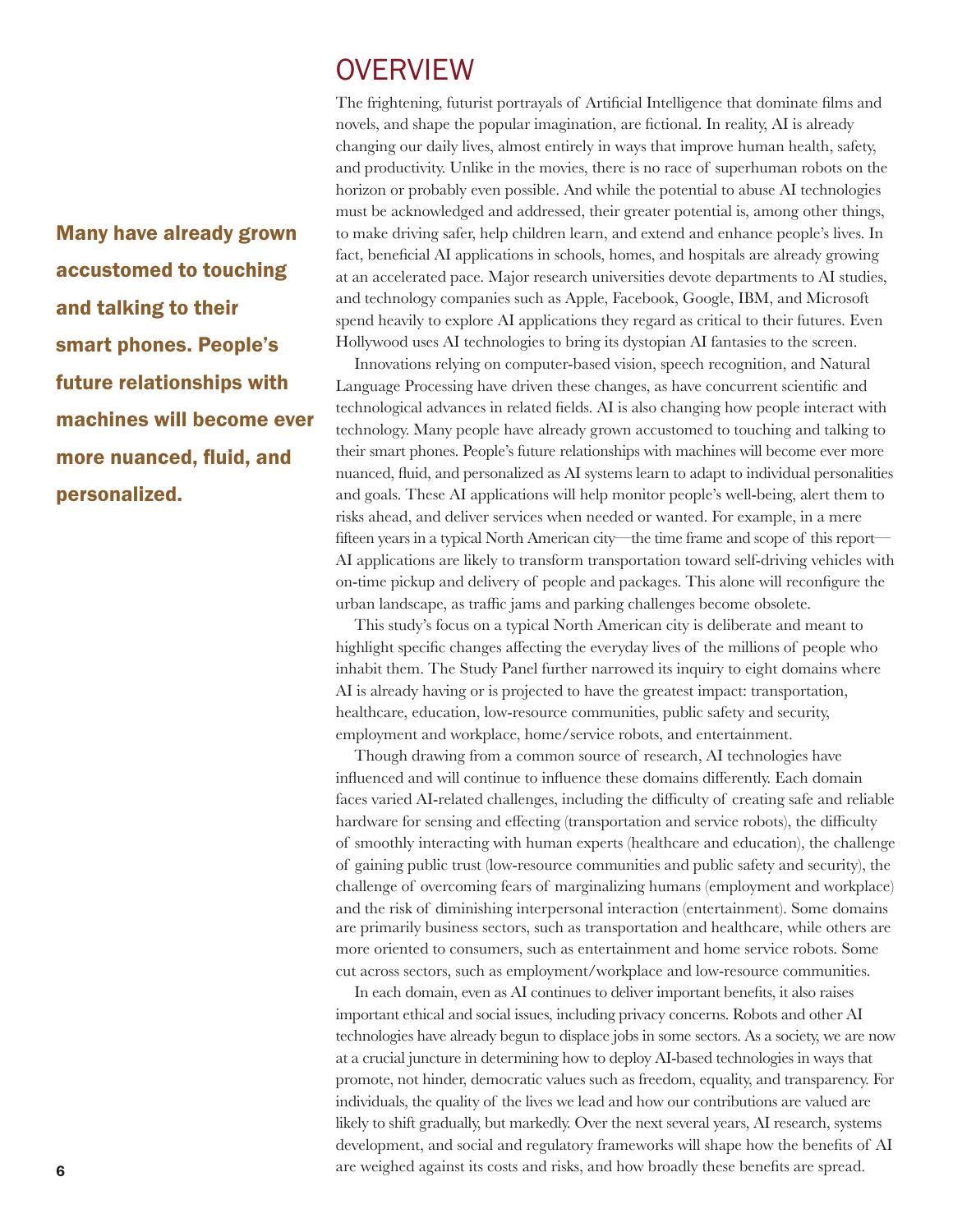# OVERVIEW

> **Many have already grown accustomed to touching and talking to their smart phones. People's future relationships with machines will become ever more nuanced, fluid, and personalized.**

The frightening, futurist portrayals of Artificial Intelligence that dominate films and novels, and shape the popular imagination, are fictional. In reality, AI is already changing our daily lives, almost entirely in ways that improve human health, safety, and productivity. Unlike in the movies, there is no race of superhuman robots on the horizon or probably even possible. And while the potential to abuse AI technologies must be acknowledged and addressed, their greater potential is, among other things, to make driving safer, help children learn, and extend and enhance people's lives. In fact, beneficial AI applications in schools, homes, and hospitals are already growing at an accelerated pace. Major research universities devote departments to AI studies, and technology companies such as Apple, Facebook, Google, IBM, and Microsoft spend heavily to explore AI applications they regard as critical to their futures. Even Hollywood uses AI technologies to bring its dystopian AI fantasies to the screen.

Innovations relying on computer-based vision, speech recognition, and Natural Language Processing have driven these changes, as have concurrent scientific and technological advances in related fields. AI is also changing how people interact with technology. Many people have already grown accustomed to touching and talking to their smart phones. People's future relationships with machines will become ever more nuanced, fluid, and personalized as AI systems learn to adapt to individual personalities and goals. These AI applications will help monitor people's well-being, alert them to risks ahead, and deliver services when needed or wanted. For example, in a mere fifteen years in a typical North American city—the time frame and scope of this report—AI applications are likely to transform transportation toward self-driving vehicles with on-time pickup and delivery of people and packages. This alone will reconfigure the urban landscape, as traffic jams and parking challenges become obsolete.

This study's focus on a typical North American city is deliberate and meant to highlight specific changes affecting the everyday lives of the millions of people who inhabit them. The Study Panel further narrowed its inquiry to eight domains where AI is already having or is projected to have the greatest impact: transportation, healthcare, education, low-resource communities, public safety and security, employment and workplace, home/service robots, and entertainment.

Though drawing from a common source of research, AI technologies have influenced and will continue to influence these domains differently. Each domain faces varied AI-related challenges, including the difficulty of creating safe and reliable hardware for sensing and effecting (transportation and service robots), the difficulty of smoothly interacting with human experts (healthcare and education), the challenge of gaining public trust (low-resource communities and public safety and security), the challenge of overcoming fears of marginalizing humans (employment and workplace) and the risk of diminishing interpersonal interaction (entertainment). Some domains are primarily business sectors, such as transportation and healthcare, while others are more oriented to consumers, such as entertainment and home service robots. Some cut across sectors, such as employment/workplace and low-resource communities.

In each domain, even as AI continues to deliver important benefits, it also raises important ethical and social issues, including privacy concerns. Robots and other AI technologies have already begun to displace jobs in some sectors. As a society, we are now at a crucial juncture in determining how to deploy AI-based technologies in ways that promote, not hinder, democratic values such as freedom, equality, and transparency. For individuals, the quality of the lives we lead and how our contributions are valued are likely to shift gradually, but markedly. Over the next several years, AI research, systems development, and social and regulatory frameworks will shape how the benefits of AI are weighed against its costs and risks, and how broadly these benefits are spread.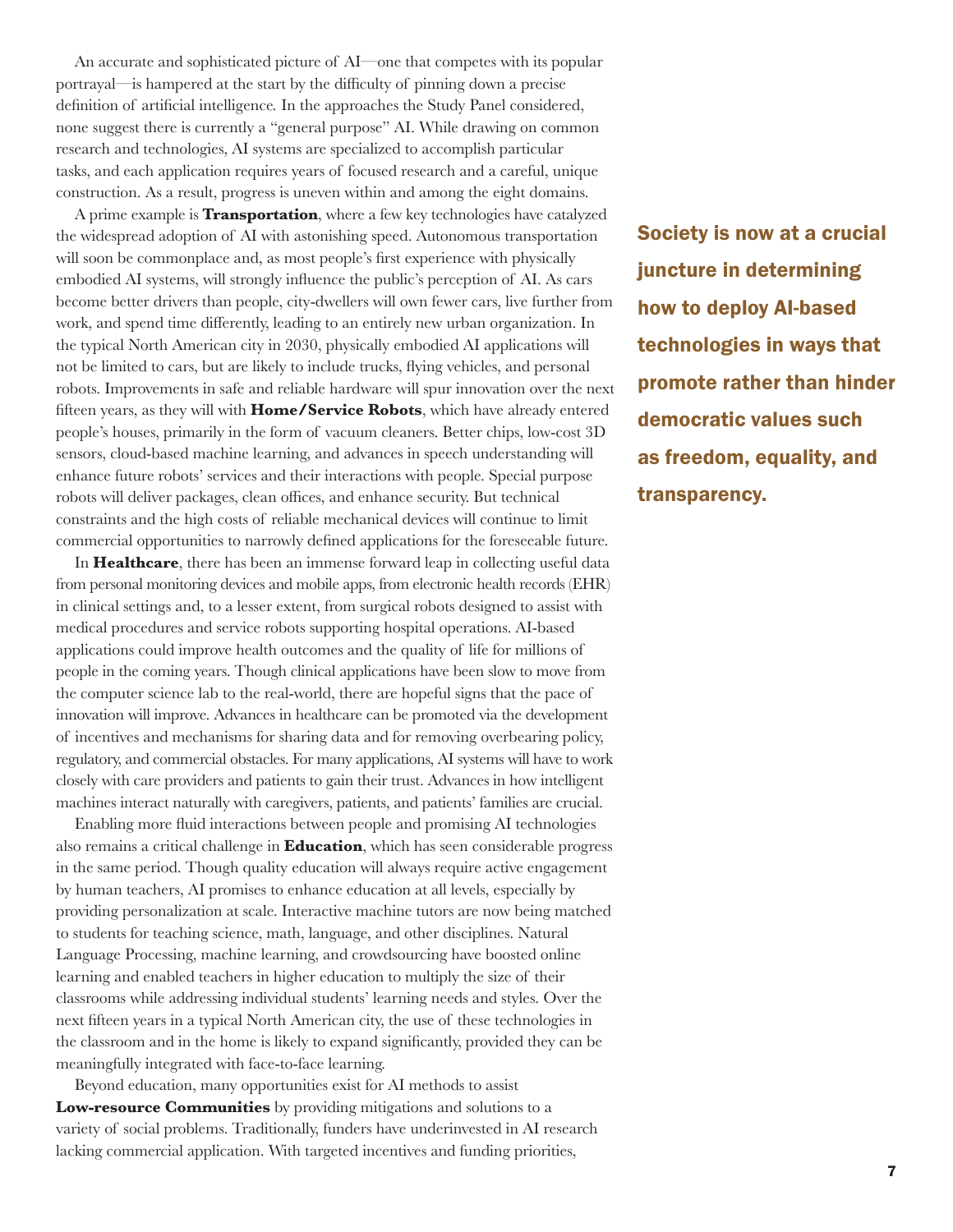An accurate and sophisticated picture of AI—one that competes with its popular portrayal—is hampered at the start by the difficulty of pinning down a precise definition of artificial intelligence. In the approaches the Study Panel considered, none suggest there is currently a "general purpose" AI. While drawing on common research and technologies, AI systems are specialized to accomplish particular tasks, and each application requires years of focused research and a careful, unique construction. As a result, progress is uneven within and among the eight domains.

A prime example is **Transportation**, where a few key technologies have catalyzed the widespread adoption of AI with astonishing speed. Autonomous transportation will soon be commonplace and, as most people's first experience with physically embodied AI systems, will strongly influence the public's perception of AI. As cars become better drivers than people, city-dwellers will own fewer cars, live further from work, and spend time differently, leading to an entirely new urban organization. In the typical North American city in 2030, physically embodied AI applications will not be limited to cars, but are likely to include trucks, flying vehicles, and personal robots. Improvements in safe and reliable hardware will spur innovation over the next fifteen years, as they will with **Home/Service Robots**, which have already entered people's houses, primarily in the form of vacuum cleaners. Better chips, low-cost 3D sensors, cloud-based machine learning, and advances in speech understanding will enhance future robots' services and their interactions with people. Special purpose robots will deliver packages, clean offices, and enhance security. But technical constraints and the high costs of reliable mechanical devices will continue to limit commercial opportunities to narrowly defined applications for the foreseeable future.

**Society is now at a crucial juncture in determining how to deploy AI-based technologies in ways that promote rather than hinder democratic values such as freedom, equality, and transparency.**

In **Healthcare**, there has been an immense forward leap in collecting useful data from personal monitoring devices and mobile apps, from electronic health records (EHR) in clinical settings and, to a lesser extent, from surgical robots designed to assist with medical procedures and service robots supporting hospital operations. AI-based applications could improve health outcomes and the quality of life for millions of people in the coming years. Though clinical applications have been slow to move from the computer science lab to the real-world, there are hopeful signs that the pace of innovation will improve. Advances in healthcare can be promoted via the development of incentives and mechanisms for sharing data and for removing overbearing policy, regulatory, and commercial obstacles. For many applications, AI systems will have to work closely with care providers and patients to gain their trust. Advances in how intelligent machines interact naturally with caregivers, patients, and patients' families are crucial.

Enabling more fluid interactions between people and promising AI technologies also remains a critical challenge in **Education**, which has seen considerable progress in the same period. Though quality education will always require active engagement by human teachers, AI promises to enhance education at all levels, especially by providing personalization at scale. Interactive machine tutors are now being matched to students for teaching science, math, language, and other disciplines. Natural Language Processing, machine learning, and crowdsourcing have boosted online learning and enabled teachers in higher education to multiply the size of their classrooms while addressing individual students' learning needs and styles. Over the next fifteen years in a typical North American city, the use of these technologies in the classroom and in the home is likely to expand significantly, provided they can be meaningfully integrated with face-to-face learning.

Beyond education, many opportunities exist for AI methods to assist **Low-resource Communities** by providing mitigations and solutions to a variety of social problems. Traditionally, funders have underinvested in AI research lacking commercial application. With targeted incentives and funding priorities,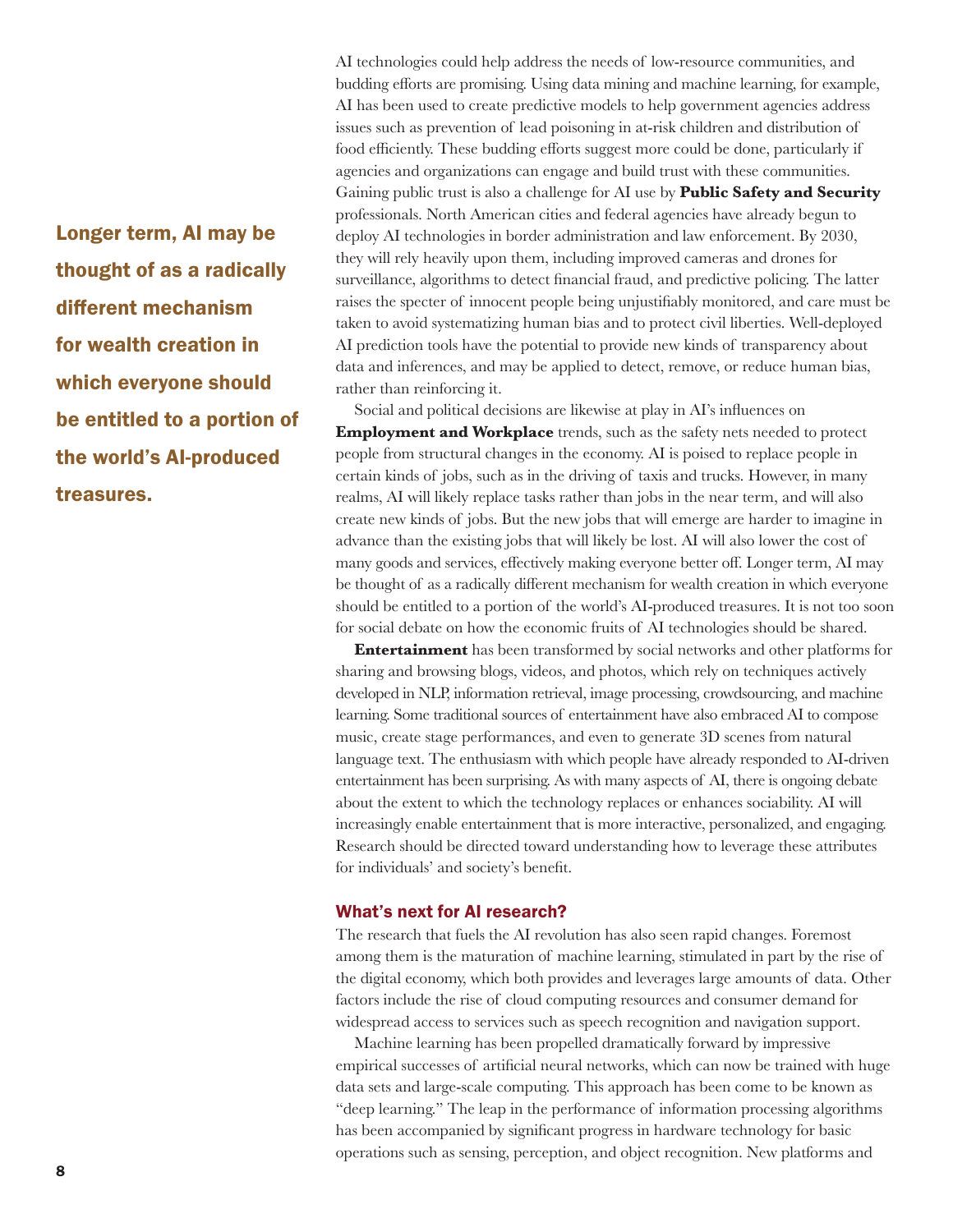AI technologies could help address the needs of low-resource communities, and budding efforts are promising. Using data mining and machine learning, for example, AI has been used to create predictive models to help government agencies address issues such as prevention of lead poisoning in at-risk children and distribution of food efficiently. These budding efforts suggest more could be done, particularly if agencies and organizations can engage and build trust with these communities. Gaining public trust is also a challenge for AI use by **Public Safety and Security** professionals. North American cities and federal agencies have already begun to deploy AI technologies in border administration and law enforcement. By 2030, they will rely heavily upon them, including improved cameras and drones for surveillance, algorithms to detect financial fraud, and predictive policing. The latter raises the specter of innocent people being unjustifiably monitored, and care must be taken to avoid systematizing human bias and to protect civil liberties. Well-deployed AI prediction tools have the potential to provide new kinds of transparency about data and inferences, and may be applied to detect, remove, or reduce human bias, rather than reinforcing it.

**Longer term, AI may be thought of as a radically different mechanism for wealth creation in which everyone should be entitled to a portion of the world's AI-produced treasures.**

Social and political decisions are likewise at play in AI's influences on **Employment and Workplace** trends, such as the safety nets needed to protect people from structural changes in the economy. AI is poised to replace people in certain kinds of jobs, such as in the driving of taxis and trucks. However, in many realms, AI will likely replace tasks rather than jobs in the near term, and will also create new kinds of jobs. But the new jobs that will emerge are harder to imagine in advance than the existing jobs that will likely be lost. AI will also lower the cost of many goods and services, effectively making everyone better off. Longer term, AI may be thought of as a radically different mechanism for wealth creation in which everyone should be entitled to a portion of the world's AI-produced treasures. It is not too soon for social debate on how the economic fruits of AI technologies should be shared.

**Entertainment** has been transformed by social networks and other platforms for sharing and browsing blogs, videos, and photos, which rely on techniques actively developed in NLP, information retrieval, image processing, crowdsourcing, and machine learning. Some traditional sources of entertainment have also embraced AI to compose music, create stage performances, and even to generate 3D scenes from natural language text. The enthusiasm with which people have already responded to AI-driven entertainment has been surprising. As with many aspects of AI, there is ongoing debate about the extent to which the technology replaces or enhances sociability. AI will increasingly enable entertainment that is more interactive, personalized, and engaging. Research should be directed toward understanding how to leverage these attributes for individuals' and society's benefit.

### What's next for AI research?

The research that fuels the AI revolution has also seen rapid changes. Foremost among them is the maturation of machine learning, stimulated in part by the rise of the digital economy, which both provides and leverages large amounts of data. Other factors include the rise of cloud computing resources and consumer demand for widespread access to services such as speech recognition and navigation support.

Machine learning has been propelled dramatically forward by impressive empirical successes of artificial neural networks, which can now be trained with huge data sets and large-scale computing. This approach has been come to be known as "deep learning." The leap in the performance of information processing algorithms has been accompanied by significant progress in hardware technology for basic operations such as sensing, perception, and object recognition. New platforms and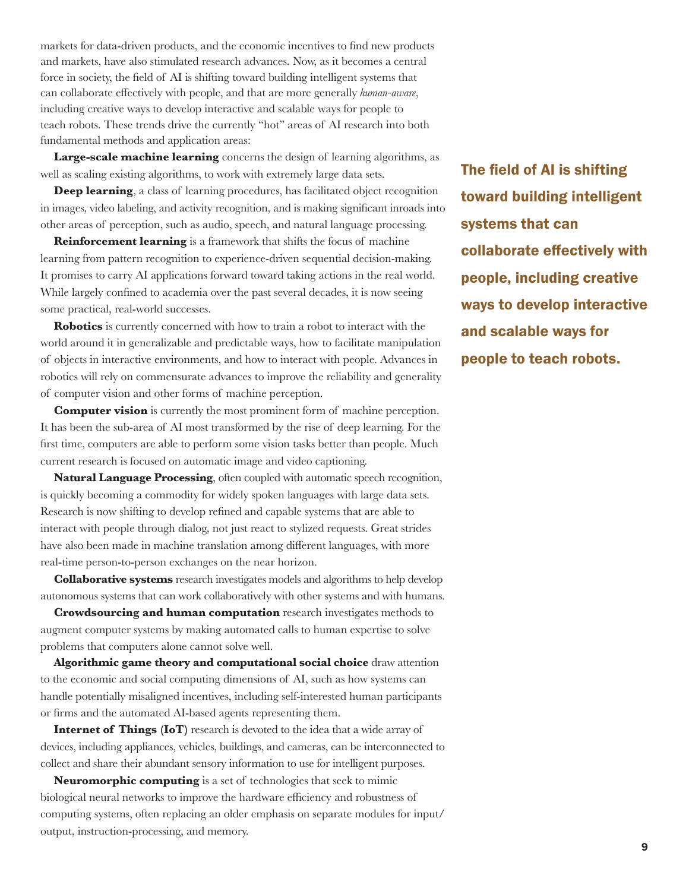markets for data-driven products, and the economic incentives to find new products and markets, have also stimulated research advances. Now, as it becomes a central force in society, the field of AI is shifting toward building intelligent systems that can collaborate effectively with people, and that are more generally *human-aware*, including creative ways to develop interactive and scalable ways for people to teach robots. These trends drive the currently "hot" areas of AI research into both fundamental methods and application areas:

**Large-scale machine learning** concerns the design of learning algorithms, as well as scaling existing algorithms, to work with extremely large data sets.

**Deep learning**, a class of learning procedures, has facilitated object recognition in images, video labeling, and activity recognition, and is making significant inroads into other areas of perception, such as audio, speech, and natural language processing.

**Reinforcement learning** is a framework that shifts the focus of machine learning from pattern recognition to experience-driven sequential decision-making. It promises to carry AI applications forward toward taking actions in the real world. While largely confined to academia over the past several decades, it is now seeing some practical, real-world successes.

**Robotics** is currently concerned with how to train a robot to interact with the world around it in generalizable and predictable ways, how to facilitate manipulation of objects in interactive environments, and how to interact with people. Advances in robotics will rely on commensurate advances to improve the reliability and generality of computer vision and other forms of machine perception.

**Computer vision** is currently the most prominent form of machine perception. It has been the sub-area of AI most transformed by the rise of deep learning. For the first time, computers are able to perform some vision tasks better than people. Much current research is focused on automatic image and video captioning.

**Natural Language Processing**, often coupled with automatic speech recognition, is quickly becoming a commodity for widely spoken languages with large data sets. Research is now shifting to develop refined and capable systems that are able to interact with people through dialog, not just react to stylized requests. Great strides have also been made in machine translation among different languages, with more real-time person-to-person exchanges on the near horizon.

**Collaborative systems** research investigates models and algorithms to help develop autonomous systems that can work collaboratively with other systems and with humans.

**Crowdsourcing and human computation** research investigates methods to augment computer systems by making automated calls to human expertise to solve problems that computers alone cannot solve well.

**Algorithmic game theory and computational social choice** draw attention to the economic and social computing dimensions of AI, such as how systems can handle potentially misaligned incentives, including self-interested human participants or firms and the automated AI-based agents representing them.

**Internet of Things (IoT)** research is devoted to the idea that a wide array of devices, including appliances, vehicles, buildings, and cameras, can be interconnected to collect and share their abundant sensory information to use for intelligent purposes.

**Neuromorphic computing** is a set of technologies that seek to mimic biological neural networks to improve the hardware efficiency and robustness of computing systems, often replacing an older emphasis on separate modules for input/output, instruction-processing, and memory.

**The field of AI is shifting toward building intelligent systems that can collaborate effectively with people, including creative ways to develop interactive and scalable ways for people to teach robots.**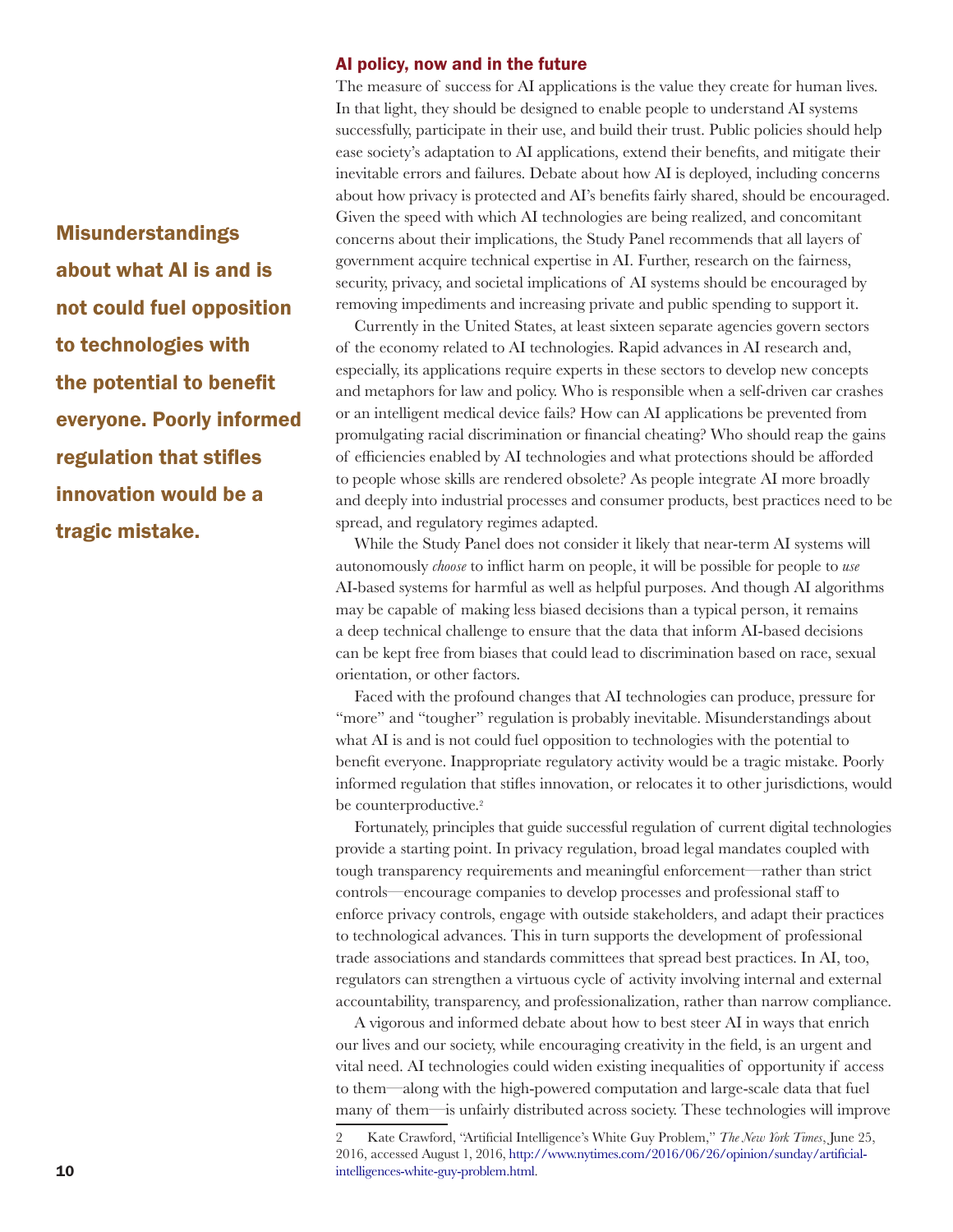## AI policy, now and in the future

**Misunderstandings about what AI is and is not could fuel opposition to technologies with the potential to benefit everyone. Poorly informed regulation that stifles innovation would be a tragic mistake.**

The measure of success for AI applications is the value they create for human lives. In that light, they should be designed to enable people to understand AI systems successfully, participate in their use, and build their trust. Public policies should help ease society's adaptation to AI applications, extend their benefits, and mitigate their inevitable errors and failures. Debate about how AI is deployed, including concerns about how privacy is protected and AI's benefits fairly shared, should be encouraged. Given the speed with which AI technologies are being realized, and concomitant concerns about their implications, the Study Panel recommends that all layers of government acquire technical expertise in AI. Further, research on the fairness, security, privacy, and societal implications of AI systems should be encouraged by removing impediments and increasing private and public spending to support it.

Currently in the United States, at least sixteen separate agencies govern sectors of the economy related to AI technologies. Rapid advances in AI research and, especially, its applications require experts in these sectors to develop new concepts and metaphors for law and policy. Who is responsible when a self-driven car crashes or an intelligent medical device fails? How can AI applications be prevented from promulgating racial discrimination or financial cheating? Who should reap the gains of efficiencies enabled by AI technologies and what protections should be afforded to people whose skills are rendered obsolete? As people integrate AI more broadly and deeply into industrial processes and consumer products, best practices need to be spread, and regulatory regimes adapted.

While the Study Panel does not consider it likely that near-term AI systems will autonomously *choose* to inflict harm on people, it will be possible for people to *use* AI-based systems for harmful as well as helpful purposes. And though AI algorithms may be capable of making less biased decisions than a typical person, it remains a deep technical challenge to ensure that the data that inform AI-based decisions can be kept free from biases that could lead to discrimination based on race, sexual orientation, or other factors.

Faced with the profound changes that AI technologies can produce, pressure for "more" and "tougher" regulation is probably inevitable. Misunderstandings about what AI is and is not could fuel opposition to technologies with the potential to benefit everyone. Inappropriate regulatory activity would be a tragic mistake. Poorly informed regulation that stifles innovation, or relocates it to other jurisdictions, would be counterproductive.[2]

Fortunately, principles that guide successful regulation of current digital technologies provide a starting point. In privacy regulation, broad legal mandates coupled with tough transparency requirements and meaningful enforcement—rather than strict controls—encourage companies to develop processes and professional staff to enforce privacy controls, engage with outside stakeholders, and adapt their practices to technological advances. This in turn supports the development of professional trade associations and standards committees that spread best practices. In AI, too, regulators can strengthen a virtuous cycle of activity involving internal and external accountability, transparency, and professionalization, rather than narrow compliance.

A vigorous and informed debate about how to best steer AI in ways that enrich our lives and our society, while encouraging creativity in the field, is an urgent and vital need. AI technologies could widen existing inequalities of opportunity if access to them—along with the high-powered computation and large-scale data that fuel many of them—is unfairly distributed across society. These technologies will improve

2 Kate Crawford, "Artificial Intelligence's White Guy Problem," *The New York Times*, June 25, 2016, accessed August 1, 2016, http://www.nytimes.com/2016/06/26/opinion/sunday/artificial-intelligences-white-guy-problem.html.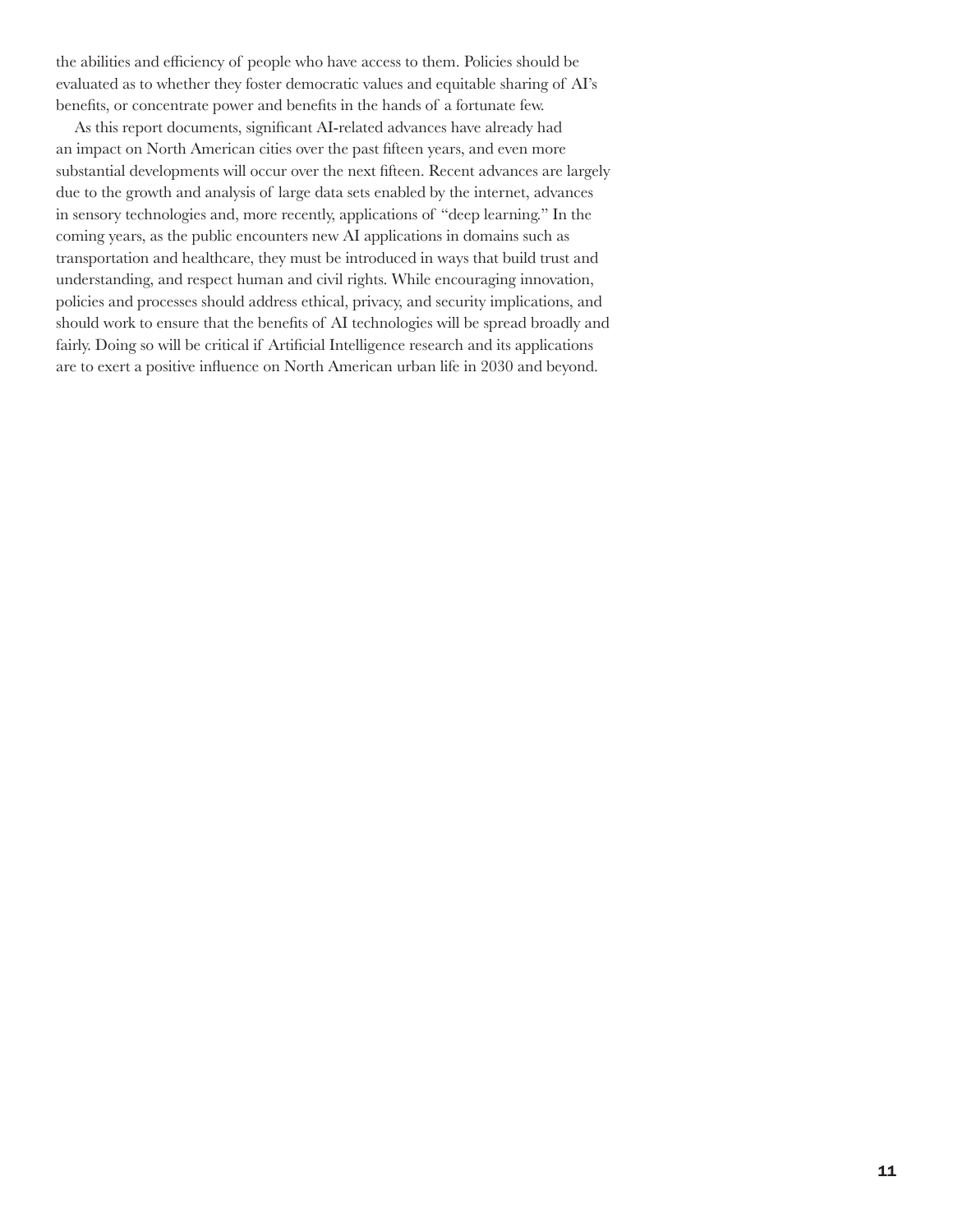the abilities and efficiency of people who have access to them. Policies should be evaluated as to whether they foster democratic values and equitable sharing of AI's benefits, or concentrate power and benefits in the hands of a fortunate few.

As this report documents, significant AI-related advances have already had an impact on North American cities over the past fifteen years, and even more substantial developments will occur over the next fifteen. Recent advances are largely due to the growth and analysis of large data sets enabled by the internet, advances in sensory technologies and, more recently, applications of "deep learning." In the coming years, as the public encounters new AI applications in domains such as transportation and healthcare, they must be introduced in ways that build trust and understanding, and respect human and civil rights. While encouraging innovation, policies and processes should address ethical, privacy, and security implications, and should work to ensure that the benefits of AI technologies will be spread broadly and fairly. Doing so will be critical if Artificial Intelligence research and its applications are to exert a positive influence on North American urban life in 2030 and beyond.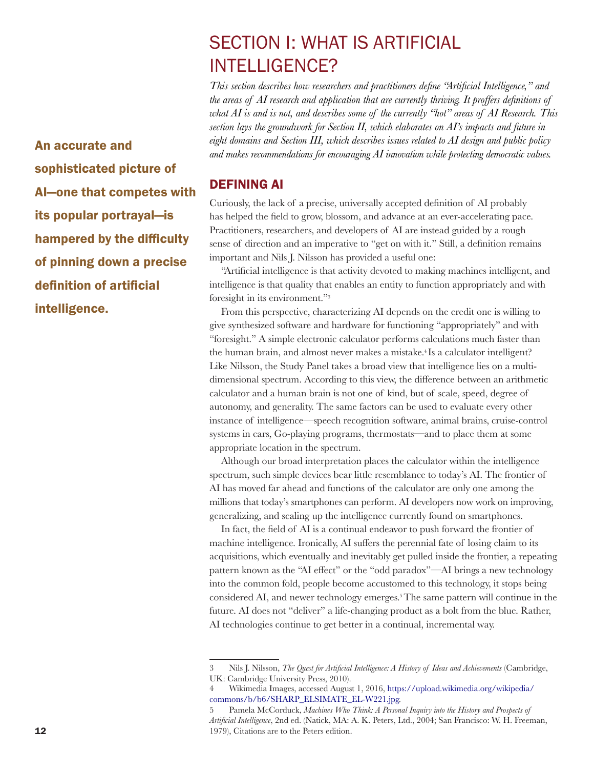# SECTION I: WHAT IS ARTIFICIAL INTELLIGENCE?

*This section describes how researchers and practitioners define "Artificial Intelligence," and the areas of AI research and application that are currently thriving. It proffers definitions of what AI is and is not, and describes some of the currently "hot" areas of AI Research. This section lays the groundwork for Section II, which elaborates on AI's impacts and future in eight domains and Section III, which describes issues related to AI design and public policy and makes recommendations for encouraging AI innovation while protecting democratic values.*

**An accurate and sophisticated picture of AI—one that competes with its popular portrayal—is hampered by the difficulty of pinning down a precise definition of artificial intelligence.**

## DEFINING AI

Curiously, the lack of a precise, universally accepted definition of AI probably has helped the field to grow, blossom, and advance at an ever-accelerating pace. Practitioners, researchers, and developers of AI are instead guided by a rough sense of direction and an imperative to "get on with it." Still, a definition remains important and Nils J. Nilsson has provided a useful one:

"Artificial intelligence is that activity devoted to making machines intelligent, and intelligence is that quality that enables an entity to function appropriately and with foresight in its environment."[3]

From this perspective, characterizing AI depends on the credit one is willing to give synthesized software and hardware for functioning "appropriately" and with "foresight." A simple electronic calculator performs calculations much faster than the human brain, and almost never makes a mistake.[4] Is a calculator intelligent? Like Nilsson, the Study Panel takes a broad view that intelligence lies on a multi-dimensional spectrum. According to this view, the difference between an arithmetic calculator and a human brain is not one of kind, but of scale, speed, degree of autonomy, and generality. The same factors can be used to evaluate every other instance of intelligence—speech recognition software, animal brains, cruise-control systems in cars, Go-playing programs, thermostats—and to place them at some appropriate location in the spectrum.

Although our broad interpretation places the calculator within the intelligence spectrum, such simple devices bear little resemblance to today's AI. The frontier of AI has moved far ahead and functions of the calculator are only one among the millions that today's smartphones can perform. AI developers now work on improving, generalizing, and scaling up the intelligence currently found on smartphones.

In fact, the field of AI is a continual endeavor to push forward the frontier of machine intelligence. Ironically, AI suffers the perennial fate of losing claim to its acquisitions, which eventually and inevitably get pulled inside the frontier, a repeating pattern known as the "AI effect" or the "odd paradox"—AI brings a new technology into the common fold, people become accustomed to this technology, it stops being considered AI, and newer technology emerges.[5] The same pattern will continue in the future. AI does not "deliver" a life-changing product as a bolt from the blue. Rather, AI technologies continue to get better in a continual, incremental way.

---

3 Nils J. Nilsson, *The Quest for Artificial Intelligence: A History of Ideas and Achievements* (Cambridge, UK: Cambridge University Press, 2010).

4 Wikimedia Images, accessed August 1, 2016, https://upload.wikimedia.org/wikipedia/commons/b/b6/SHARP_ELSIMATE_EL-W221.jpg.

5 Pamela McCorduck, *Machines Who Think: A Personal Inquiry into the History and Prospects of Artificial Intelligence*, 2nd ed. (Natick, MA: A. K. Peters, Ltd., 2004; San Francisco: W. H. Freeman, 1979), Citations are to the Peters edition.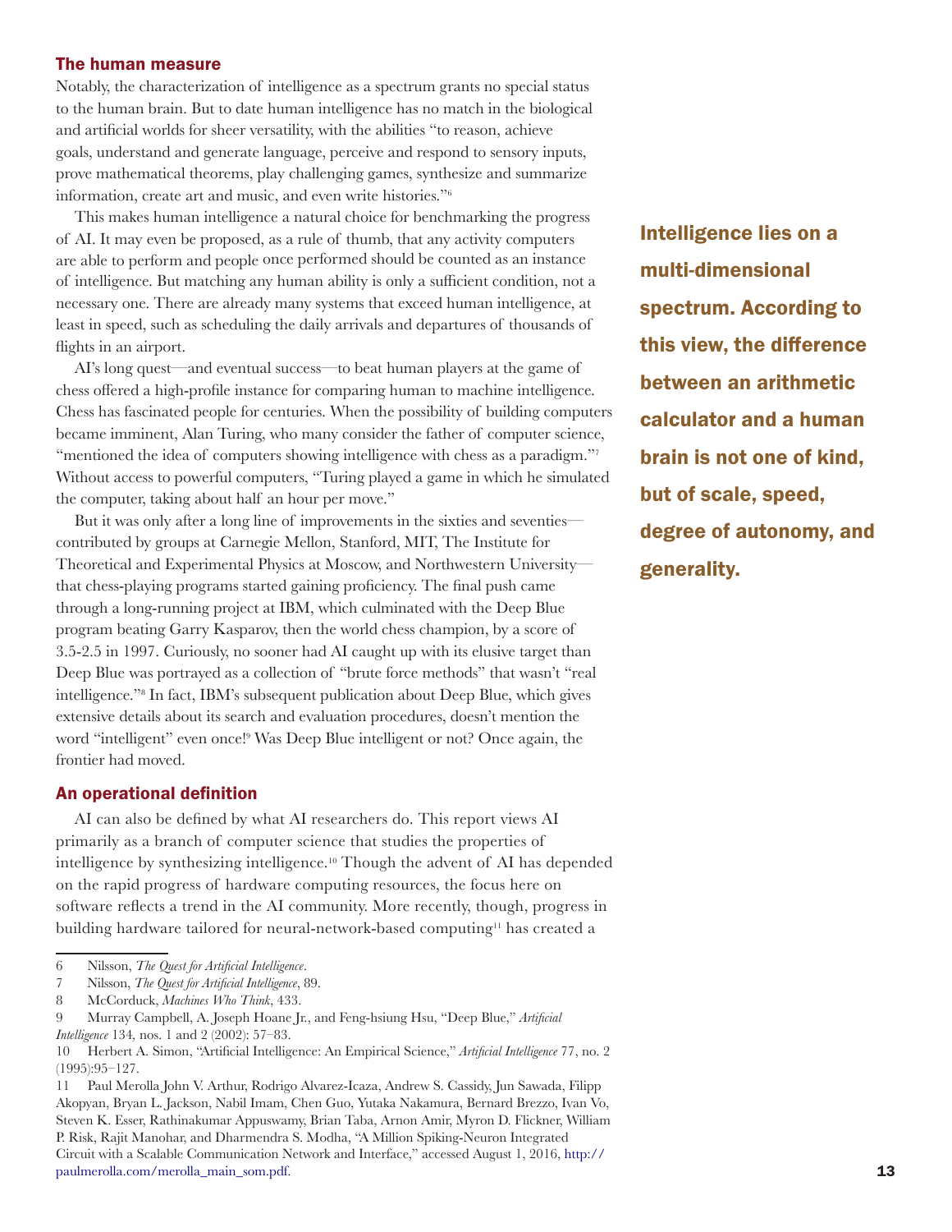## The human measure

Notably, the characterization of intelligence as a spectrum grants no special status to the human brain. But to date human intelligence has no match in the biological and artificial worlds for sheer versatility, with the abilities "to reason, achieve goals, understand and generate language, perceive and respond to sensory inputs, prove mathematical theorems, play challenging games, synthesize and summarize information, create art and music, and even write histories."[6]

This makes human intelligence a natural choice for benchmarking the progress of AI. It may even be proposed, as a rule of thumb, that any activity computers are able to perform and people once performed should be counted as an instance of intelligence. But matching any human ability is only a sufficient condition, not a necessary one. There are already many systems that exceed human intelligence, at least in speed, such as scheduling the daily arrivals and departures of thousands of flights in an airport.

AI's long quest—and eventual success—to beat human players at the game of chess offered a high-profile instance for comparing human to machine intelligence. Chess has fascinated people for centuries. When the possibility of building computers became imminent, Alan Turing, who many consider the father of computer science, "mentioned the idea of computers showing intelligence with chess as a paradigm."[7] Without access to powerful computers, "Turing played a game in which he simulated the computer, taking about half an hour per move."

But it was only after a long line of improvements in the sixties and seventies—contributed by groups at Carnegie Mellon, Stanford, MIT, The Institute for Theoretical and Experimental Physics at Moscow, and Northwestern University—that chess-playing programs started gaining proficiency. The final push came through a long-running project at IBM, which culminated with the Deep Blue program beating Garry Kasparov, then the world chess champion, by a score of 3.5-2.5 in 1997. Curiously, no sooner had AI caught up with its elusive target than Deep Blue was portrayed as a collection of "brute force methods" that wasn't "real intelligence."[8] In fact, IBM's subsequent publication about Deep Blue, which gives extensive details about its search and evaluation procedures, doesn't mention the word "intelligent" even once![9] Was Deep Blue intelligent or not? Once again, the frontier had moved.

**Intelligence lies on a multi-dimensional spectrum. According to this view, the difference between an arithmetic calculator and a human brain is not one of kind, but of scale, speed, degree of autonomy, and generality.**

## An operational definition

AI can also be defined by what AI researchers do. This report views AI primarily as a branch of computer science that studies the properties of intelligence by synthesizing intelligence.[10] Though the advent of AI has depended on the rapid progress of hardware computing resources, the focus here on software reflects a trend in the AI community. More recently, though, progress in building hardware tailored for neural-network-based computing[11] has created a

---

6 Nilsson, *The Quest for Artificial Intelligence*.

7 Nilsson, *The Quest for Artificial Intelligence*, 89.

8 McCorduck, *Machines Who Think*, 433.

9 Murray Campbell, A. Joseph Hoane Jr., and Feng-hsiung Hsu, "Deep Blue," *Artificial Intelligence* 134, nos. 1 and 2 (2002): 57–83.

10 Herbert A. Simon, "Artificial Intelligence: An Empirical Science," *Artificial Intelligence* 77, no. 2 (1995):95–127.

11 Paul Merolla John V. Arthur, Rodrigo Alvarez-Icaza, Andrew S. Cassidy, Jun Sawada, Filipp Akopyan, Bryan L. Jackson, Nabil Imam, Chen Guo, Yutaka Nakamura, Bernard Brezzo, Ivan Vo, Steven K. Esser, Rathinakumar Appuswamy, Brian Taba, Arnon Amir, Myron D. Flickner, William P. Risk, Rajit Manohar, and Dharmendra S. Modha, "A Million Spiking-Neuron Integrated Circuit with a Scalable Communication Network and Interface," accessed August 1, 2016, http://paulmerolla.com/merolla_main_som.pdf.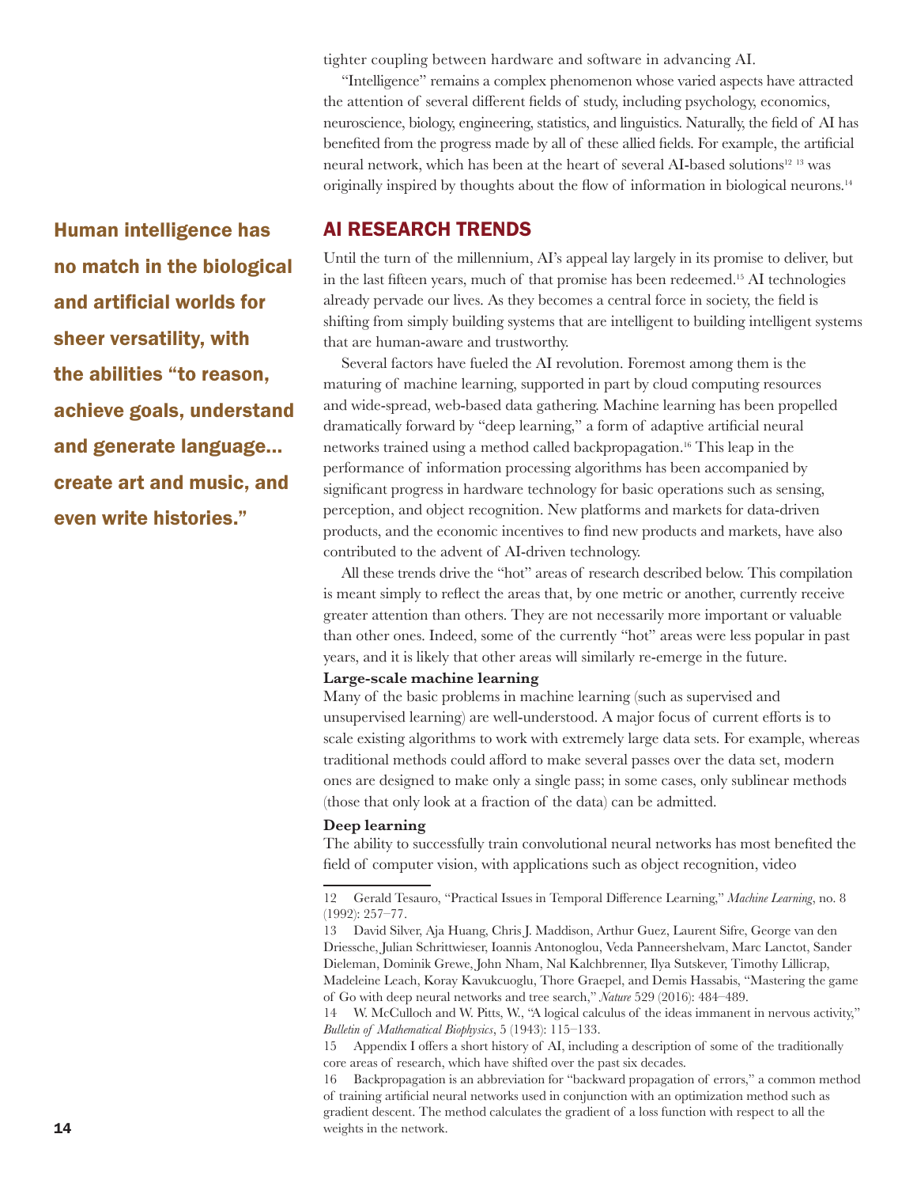tighter coupling between hardware and software in advancing AI.

"Intelligence" remains a complex phenomenon whose varied aspects have attracted the attention of several different fields of study, including psychology, economics, neuroscience, biology, engineering, statistics, and linguistics. Naturally, the field of AI has benefited from the progress made by all of these allied fields. For example, the artificial neural network, which has been at the heart of several AI-based solutions[12] [13] was originally inspired by thoughts about the flow of information in biological neurons.[14]

**Human intelligence has no match in the biological and artificial worlds for sheer versatility, with the abilities "to reason, achieve goals, understand and generate language… create art and music, and even write histories."**

## AI RESEARCH TRENDS

Until the turn of the millennium, AI's appeal lay largely in its promise to deliver, but in the last fifteen years, much of that promise has been redeemed.[15] AI technologies already pervade our lives. As they becomes a central force in society, the field is shifting from simply building systems that are intelligent to building intelligent systems that are human-aware and trustworthy.

Several factors have fueled the AI revolution. Foremost among them is the maturing of machine learning, supported in part by cloud computing resources and wide-spread, web-based data gathering. Machine learning has been propelled dramatically forward by "deep learning," a form of adaptive artificial neural networks trained using a method called backpropagation.[16] This leap in the performance of information processing algorithms has been accompanied by significant progress in hardware technology for basic operations such as sensing, perception, and object recognition. New platforms and markets for data-driven products, and the economic incentives to find new products and markets, have also contributed to the advent of AI-driven technology.

All these trends drive the "hot" areas of research described below. This compilation is meant simply to reflect the areas that, by one metric or another, currently receive greater attention than others. They are not necessarily more important or valuable than other ones. Indeed, some of the currently "hot" areas were less popular in past years, and it is likely that other areas will similarly re-emerge in the future.

**Large-scale machine learning**

Many of the basic problems in machine learning (such as supervised and unsupervised learning) are well-understood. A major focus of current efforts is to scale existing algorithms to work with extremely large data sets. For example, whereas traditional methods could afford to make several passes over the data set, modern ones are designed to make only a single pass; in some cases, only sublinear methods (those that only look at a fraction of the data) can be admitted.

**Deep learning**

The ability to successfully train convolutional neural networks has most benefited the field of computer vision, with applications such as object recognition, video

---

12 Gerald Tesauro, "Practical Issues in Temporal Difference Learning," *Machine Learning*, no. 8 (1992): 257–77.

13 David Silver, Aja Huang, Chris J. Maddison, Arthur Guez, Laurent Sifre, George van den Driessche, Julian Schrittwieser, Ioannis Antonoglou, Veda Panneershelvam, Marc Lanctot, Sander Dieleman, Dominik Grewe, John Nham, Nal Kalchbrenner, Ilya Sutskever, Timothy Lillicrap, Madeleine Leach, Koray Kavukcuoglu, Thore Graepel, and Demis Hassabis, "Mastering the game of Go with deep neural networks and tree search," *Nature* 529 (2016): 484–489.

14 W. McCulloch and W. Pitts, W., "A logical calculus of the ideas immanent in nervous activity," *Bulletin of Mathematical Biophysics*, 5 (1943): 115–133.

15 Appendix I offers a short history of AI, including a description of some of the traditionally core areas of research, which have shifted over the past six decades.

16 Backpropagation is an abbreviation for "backward propagation of errors," a common method of training artificial neural networks used in conjunction with an optimization method such as gradient descent. The method calculates the gradient of a loss function with respect to all the weights in the network.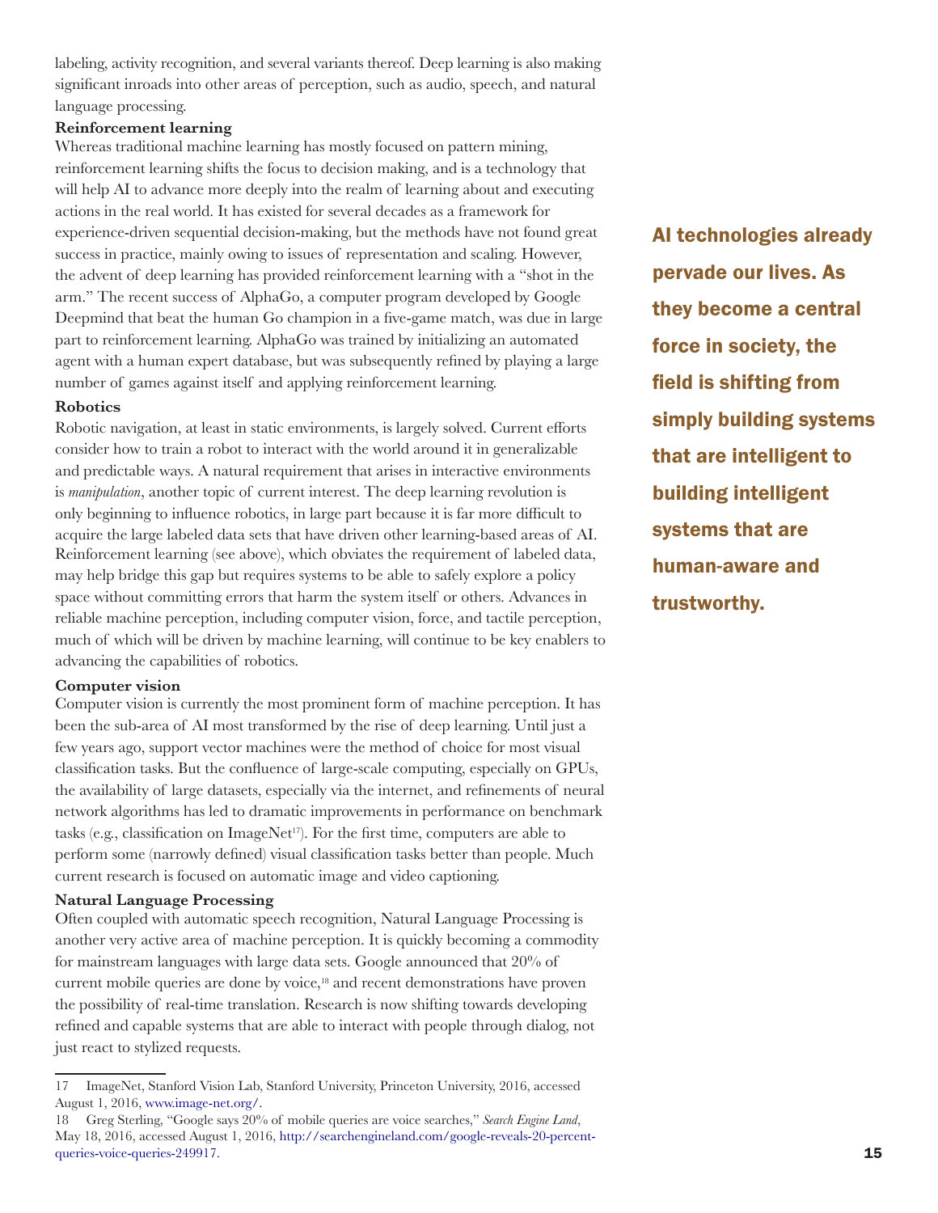labeling, activity recognition, and several variants thereof. Deep learning is also making significant inroads into other areas of perception, such as audio, speech, and natural language processing.

**Reinforcement learning**

Whereas traditional machine learning has mostly focused on pattern mining, reinforcement learning shifts the focus to decision making, and is a technology that will help AI to advance more deeply into the realm of learning about and executing actions in the real world. It has existed for several decades as a framework for experience-driven sequential decision-making, but the methods have not found great success in practice, mainly owing to issues of representation and scaling. However, the advent of deep learning has provided reinforcement learning with a "shot in the arm." The recent success of AlphaGo, a computer program developed by Google Deepmind that beat the human Go champion in a five-game match, was due in large part to reinforcement learning. AlphaGo was trained by initializing an automated agent with a human expert database, but was subsequently refined by playing a large number of games against itself and applying reinforcement learning.

**Robotics**

Robotic navigation, at least in static environments, is largely solved. Current efforts consider how to train a robot to interact with the world around it in generalizable and predictable ways. A natural requirement that arises in interactive environments is *manipulation*, another topic of current interest. The deep learning revolution is only beginning to influence robotics, in large part because it is far more difficult to acquire the large labeled data sets that have driven other learning-based areas of AI. Reinforcement learning (see above), which obviates the requirement of labeled data, may help bridge this gap but requires systems to be able to safely explore a policy space without committing errors that harm the system itself or others. Advances in reliable machine perception, including computer vision, force, and tactile perception, much of which will be driven by machine learning, will continue to be key enablers to advancing the capabilities of robotics.

**Computer vision**

Computer vision is currently the most prominent form of machine perception. It has been the sub-area of AI most transformed by the rise of deep learning. Until just a few years ago, support vector machines were the method of choice for most visual classification tasks. But the confluence of large-scale computing, especially on GPUs, the availability of large datasets, especially via the internet, and refinements of neural network algorithms has led to dramatic improvements in performance on benchmark tasks (e.g., classification on ImageNet[17]). For the first time, computers are able to perform some (narrowly defined) visual classification tasks better than people. Much current research is focused on automatic image and video captioning.

**Natural Language Processing**

Often coupled with automatic speech recognition, Natural Language Processing is another very active area of machine perception. It is quickly becoming a commodity for mainstream languages with large data sets. Google announced that 20% of current mobile queries are done by voice,[18] and recent demonstrations have proven the possibility of real-time translation. Research is now shifting towards developing refined and capable systems that are able to interact with people through dialog, not just react to stylized requests.

**AI technologies already pervade our lives. As they become a central force in society, the field is shifting from simply building systems that are intelligent to building intelligent systems that are human-aware and trustworthy.**

---

17 ImageNet, Stanford Vision Lab, Stanford University, Princeton University, 2016, accessed August 1, 2016, www.image-net.org/.

18 Greg Sterling, "Google says 20% of mobile queries are voice searches," *Search Engine Land*, May 18, 2016, accessed August 1, 2016, http://searchengineland.com/google-reveals-20-percent-queries-voice-queries-249917.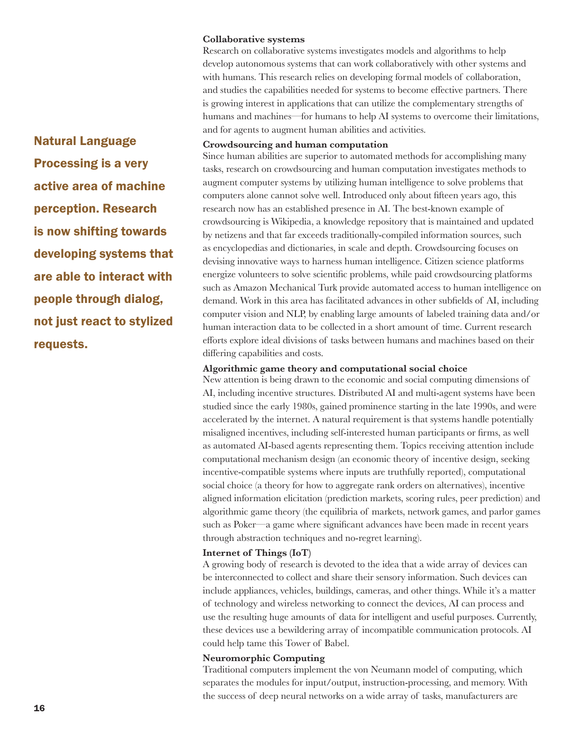**Collaborative systems**
Research on collaborative systems investigates models and algorithms to help develop autonomous systems that can work collaboratively with other systems and with humans. This research relies on developing formal models of collaboration, and studies the capabilities needed for systems to become effective partners. There is growing interest in applications that can utilize the complementary strengths of humans and machines—for humans to help AI systems to overcome their limitations, and for agents to augment human abilities and activities.

**Natural Language Processing is a very active area of machine perception. Research is now shifting towards developing systems that are able to interact with people through dialog, not just react to stylized requests.**

**Crowdsourcing and human computation**
Since human abilities are superior to automated methods for accomplishing many tasks, research on crowdsourcing and human computation investigates methods to augment computer systems by utilizing human intelligence to solve problems that computers alone cannot solve well. Introduced only about fifteen years ago, this research now has an established presence in AI. The best-known example of crowdsourcing is Wikipedia, a knowledge repository that is maintained and updated by netizens and that far exceeds traditionally-compiled information sources, such as encyclopedias and dictionaries, in scale and depth. Crowdsourcing focuses on devising innovative ways to harness human intelligence. Citizen science platforms energize volunteers to solve scientific problems, while paid crowdsourcing platforms such as Amazon Mechanical Turk provide automated access to human intelligence on demand. Work in this area has facilitated advances in other subfields of AI, including computer vision and NLP, by enabling large amounts of labeled training data and/or human interaction data to be collected in a short amount of time. Current research efforts explore ideal divisions of tasks between humans and machines based on their differing capabilities and costs.

**Algorithmic game theory and computational social choice**
New attention is being drawn to the economic and social computing dimensions of AI, including incentive structures. Distributed AI and multi-agent systems have been studied since the early 1980s, gained prominence starting in the late 1990s, and were accelerated by the internet. A natural requirement is that systems handle potentially misaligned incentives, including self-interested human participants or firms, as well as automated AI-based agents representing them. Topics receiving attention include computational mechanism design (an economic theory of incentive design, seeking incentive-compatible systems where inputs are truthfully reported), computational social choice (a theory for how to aggregate rank orders on alternatives), incentive aligned information elicitation (prediction markets, scoring rules, peer prediction) and algorithmic game theory (the equilibria of markets, network games, and parlor games such as Poker—a game where significant advances have been made in recent years through abstraction techniques and no-regret learning).

**Internet of Things (IoT)**
A growing body of research is devoted to the idea that a wide array of devices can be interconnected to collect and share their sensory information. Such devices can include appliances, vehicles, buildings, cameras, and other things. While it's a matter of technology and wireless networking to connect the devices, AI can process and use the resulting huge amounts of data for intelligent and useful purposes. Currently, these devices use a bewildering array of incompatible communication protocols. AI could help tame this Tower of Babel.

**Neuromorphic Computing**
Traditional computers implement the von Neumann model of computing, which separates the modules for input/output, instruction-processing, and memory. With the success of deep neural networks on a wide array of tasks, manufacturers are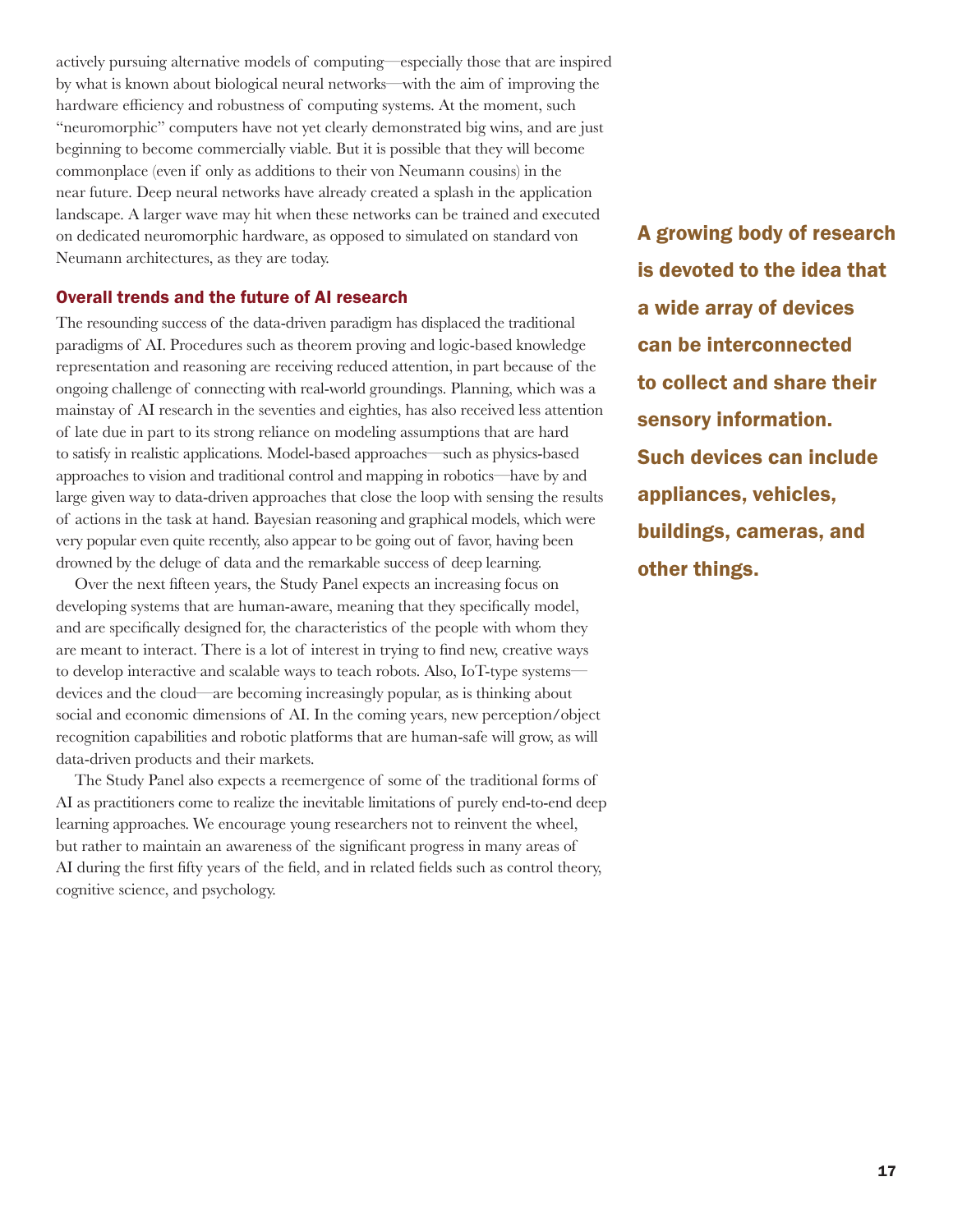actively pursuing alternative models of computing—especially those that are inspired by what is known about biological neural networks—with the aim of improving the hardware efficiency and robustness of computing systems. At the moment, such "neuromorphic" computers have not yet clearly demonstrated big wins, and are just beginning to become commercially viable. But it is possible that they will become commonplace (even if only as additions to their von Neumann cousins) in the near future. Deep neural networks have already created a splash in the application landscape. A larger wave may hit when these networks can be trained and executed on dedicated neuromorphic hardware, as opposed to simulated on standard von Neumann architectures, as they are today.

**A growing body of research is devoted to the idea that a wide array of devices can be interconnected to collect and share their sensory information. Such devices can include appliances, vehicles, buildings, cameras, and other things.**

### Overall trends and the future of AI research

The resounding success of the data-driven paradigm has displaced the traditional paradigms of AI. Procedures such as theorem proving and logic-based knowledge representation and reasoning are receiving reduced attention, in part because of the ongoing challenge of connecting with real-world groundings. Planning, which was a mainstay of AI research in the seventies and eighties, has also received less attention of late due in part to its strong reliance on modeling assumptions that are hard to satisfy in realistic applications. Model-based approaches—such as physics-based approaches to vision and traditional control and mapping in robotics—have by and large given way to data-driven approaches that close the loop with sensing the results of actions in the task at hand. Bayesian reasoning and graphical models, which were very popular even quite recently, also appear to be going out of favor, having been drowned by the deluge of data and the remarkable success of deep learning.

Over the next fifteen years, the Study Panel expects an increasing focus on developing systems that are human-aware, meaning that they specifically model, and are specifically designed for, the characteristics of the people with whom they are meant to interact. There is a lot of interest in trying to find new, creative ways to develop interactive and scalable ways to teach robots. Also, IoT-type systems—devices and the cloud—are becoming increasingly popular, as is thinking about social and economic dimensions of AI. In the coming years, new perception/object recognition capabilities and robotic platforms that are human-safe will grow, as will data-driven products and their markets.

The Study Panel also expects a reemergence of some of the traditional forms of AI as practitioners come to realize the inevitable limitations of purely end-to-end deep learning approaches. We encourage young researchers not to reinvent the wheel, but rather to maintain an awareness of the significant progress in many areas of AI during the first fifty years of the field, and in related fields such as control theory, cognitive science, and psychology.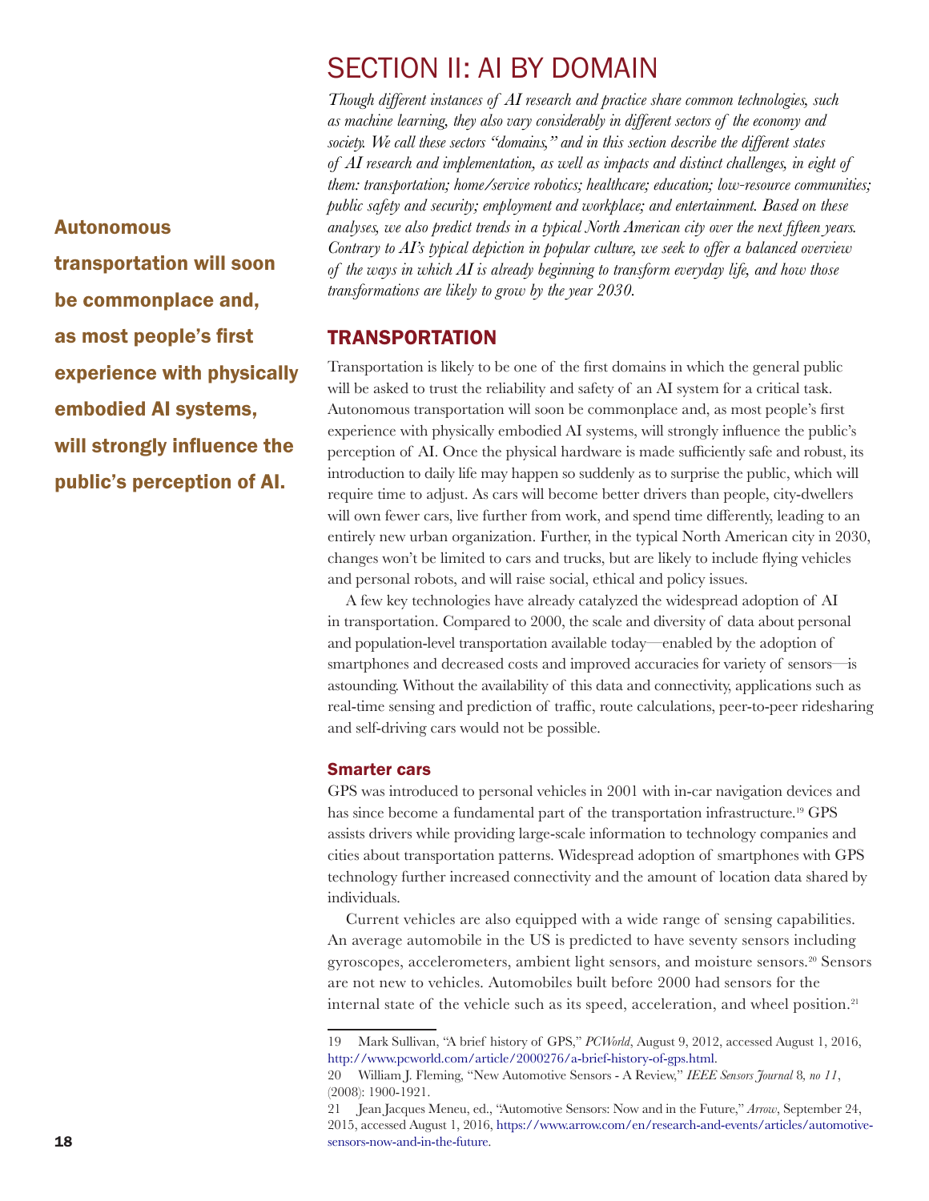# SECTION II: AI BY DOMAIN

*Though different instances of AI research and practice share common technologies, such as machine learning, they also vary considerably in different sectors of the economy and society. We call these sectors "domains," and in this section describe the different states of AI research and implementation, as well as impacts and distinct challenges, in eight of them: transportation; home/service robotics; healthcare; education; low-resource communities; public safety and security; employment and workplace; and entertainment. Based on these analyses, we also predict trends in a typical North American city over the next fifteen years. Contrary to AI's typical depiction in popular culture, we seek to offer a balanced overview of the ways in which AI is already beginning to transform everyday life, and how those transformations are likely to grow by the year 2030.*

**Autonomous transportation will soon be commonplace and, as most people's first experience with physically embodied AI systems, will strongly influence the public's perception of AI.**

## TRANSPORTATION

Transportation is likely to be one of the first domains in which the general public will be asked to trust the reliability and safety of an AI system for a critical task. Autonomous transportation will soon be commonplace and, as most people's first experience with physically embodied AI systems, will strongly influence the public's perception of AI. Once the physical hardware is made sufficiently safe and robust, its introduction to daily life may happen so suddenly as to surprise the public, which will require time to adjust. As cars will become better drivers than people, city-dwellers will own fewer cars, live further from work, and spend time differently, leading to an entirely new urban organization. Further, in the typical North American city in 2030, changes won't be limited to cars and trucks, but are likely to include flying vehicles and personal robots, and will raise social, ethical and policy issues.

A few key technologies have already catalyzed the widespread adoption of AI in transportation. Compared to 2000, the scale and diversity of data about personal and population-level transportation available today—enabled by the adoption of smartphones and decreased costs and improved accuracies for variety of sensors—is astounding. Without the availability of this data and connectivity, applications such as real-time sensing and prediction of traffic, route calculations, peer-to-peer ridesharing and self-driving cars would not be possible.

### Smarter cars

GPS was introduced to personal vehicles in 2001 with in-car navigation devices and has since become a fundamental part of the transportation infrastructure.[19] GPS assists drivers while providing large-scale information to technology companies and cities about transportation patterns. Widespread adoption of smartphones with GPS technology further increased connectivity and the amount of location data shared by individuals.

Current vehicles are also equipped with a wide range of sensing capabilities. An average automobile in the US is predicted to have seventy sensors including gyroscopes, accelerometers, ambient light sensors, and moisture sensors.[20] Sensors are not new to vehicles. Automobiles built before 2000 had sensors for the internal state of the vehicle such as its speed, acceleration, and wheel position.[21]

---

19 Mark Sullivan, "A brief history of GPS," *PCWorld*, August 9, 2012, accessed August 1, 2016, http://www.pcworld.com/article/2000276/a-brief-history-of-gps.html.

20 William J. Fleming, "New Automotive Sensors - A Review," *IEEE Sensors Journal* 8, *no 11*, (2008): 1900-1921.

21 Jean Jacques Meneu, ed., "Automotive Sensors: Now and in the Future," *Arrow*, September 24, 2015, accessed August 1, 2016, https://www.arrow.com/en/research-and-events/articles/automotive-sensors-now-and-in-the-future.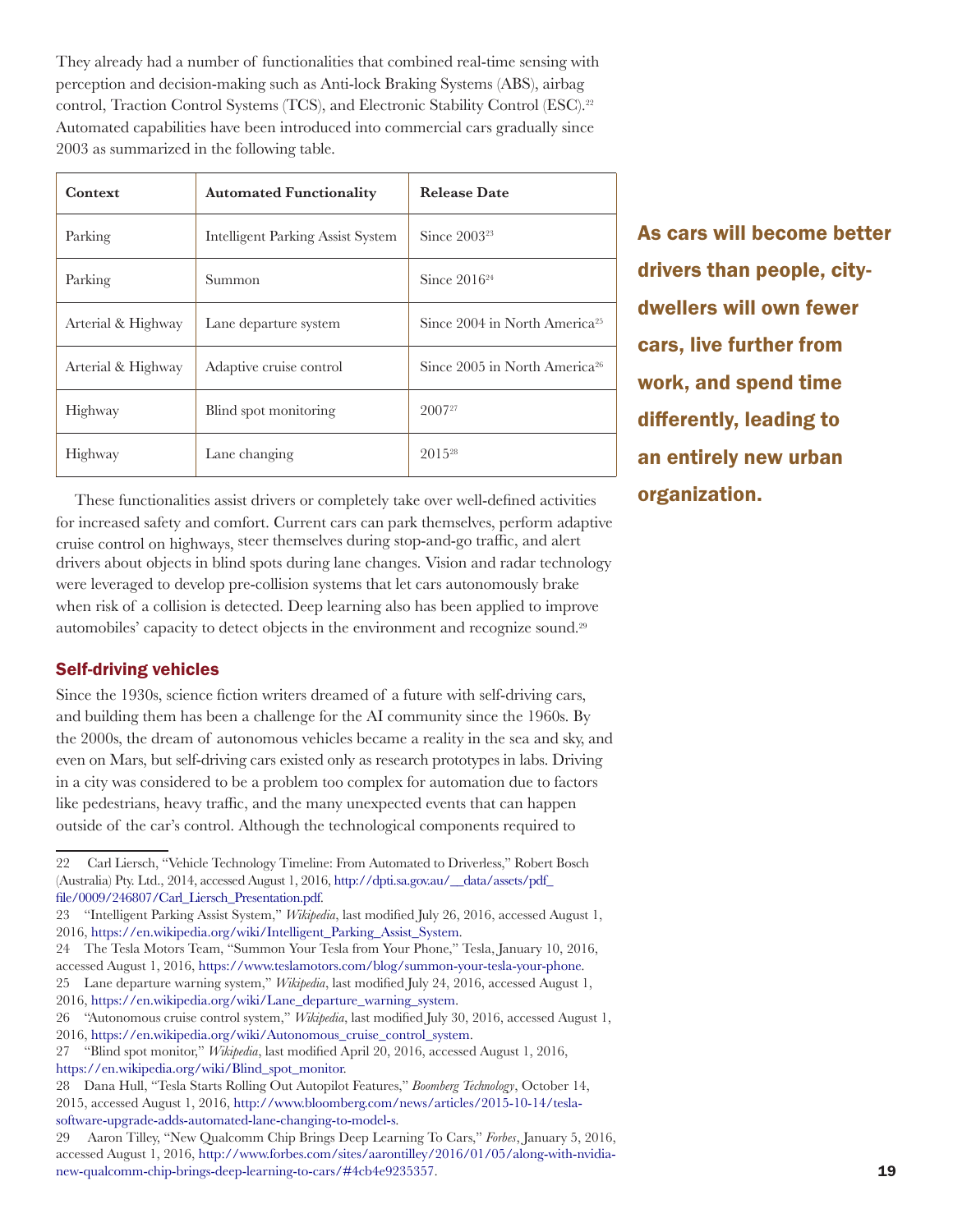They already had a number of functionalities that combined real-time sensing with perception and decision-making such as Anti-lock Braking Systems (ABS), airbag control, Traction Control Systems (TCS), and Electronic Stability Control (ESC).[22] Automated capabilities have been introduced into commercial cars gradually since 2003 as summarized in the following table.

| Context | Automated Functionality | Release Date |
|---|---|---|
| Parking | Intelligent Parking Assist System | Since 2003[23] |
| Parking | Summon | Since 2016[24] |
| Arterial & Highway | Lane departure system | Since 2004 in North America[25] |
| Arterial & Highway | Adaptive cruise control | Since 2005 in North America[26] |
| Highway | Blind spot monitoring | 2007[27] |
| Highway | Lane changing | 2015[28] |

**As cars will become better drivers than people, city-dwellers will own fewer cars, live further from work, and spend time differently, leading to an entirely new urban organization.**

These functionalities assist drivers or completely take over well-defined activities for increased safety and comfort. Current cars can park themselves, perform adaptive cruise control on highways, steer themselves during stop-and-go traffic, and alert drivers about objects in blind spots during lane changes. Vision and radar technology were leveraged to develop pre-collision systems that let cars autonomously brake when risk of a collision is detected. Deep learning also has been applied to improve automobiles' capacity to detect objects in the environment and recognize sound.[29]

### Self-driving vehicles

Since the 1930s, science fiction writers dreamed of a future with self-driving cars, and building them has been a challenge for the AI community since the 1960s. By the 2000s, the dream of autonomous vehicles became a reality in the sea and sky, and even on Mars, but self-driving cars existed only as research prototypes in labs. Driving in a city was considered to be a problem too complex for automation due to factors like pedestrians, heavy traffic, and the many unexpected events that can happen outside of the car's control. Although the technological components required to

---

22 Carl Liersch, "Vehicle Technology Timeline: From Automated to Driverless," Robert Bosch (Australia) Pty. Ltd., 2014, accessed August 1, 2016, http://dpti.sa.gov.au/__data/assets/pdf_file/0009/246807/Carl_Liersch_Presentation.pdf.

23 "Intelligent Parking Assist System," *Wikipedia*, last modified July 26, 2016, accessed August 1, 2016, https://en.wikipedia.org/wiki/Intelligent_Parking_Assist_System.

24 The Tesla Motors Team, "Summon Your Tesla from Your Phone," Tesla, January 10, 2016, accessed August 1, 2016, https://www.teslamotors.com/blog/summon-your-tesla-your-phone.

25 Lane departure warning system," *Wikipedia*, last modified July 24, 2016, accessed August 1, 2016, https://en.wikipedia.org/wiki/Lane_departure_warning_system.

26 "Autonomous cruise control system," *Wikipedia*, last modified July 30, 2016, accessed August 1, 2016, https://en.wikipedia.org/wiki/Autonomous_cruise_control_system.

27 "Blind spot monitor," *Wikipedia*, last modified April 20, 2016, accessed August 1, 2016, https://en.wikipedia.org/wiki/Blind_spot_monitor.

28 Dana Hull, "Tesla Starts Rolling Out Autopilot Features," *Boomberg Technology*, October 14, 2015, accessed August 1, 2016, http://www.bloomberg.com/news/articles/2015-10-14/tesla-software-upgrade-adds-automated-lane-changing-to-model-s.

29 Aaron Tilley, "New Qualcomm Chip Brings Deep Learning To Cars," *Forbes*, January 5, 2016, accessed August 1, 2016, http://www.forbes.com/sites/aarontilley/2016/01/05/along-with-nvidia-new-qualcomm-chip-brings-deep-learning-to-cars/#4cb4e9235357.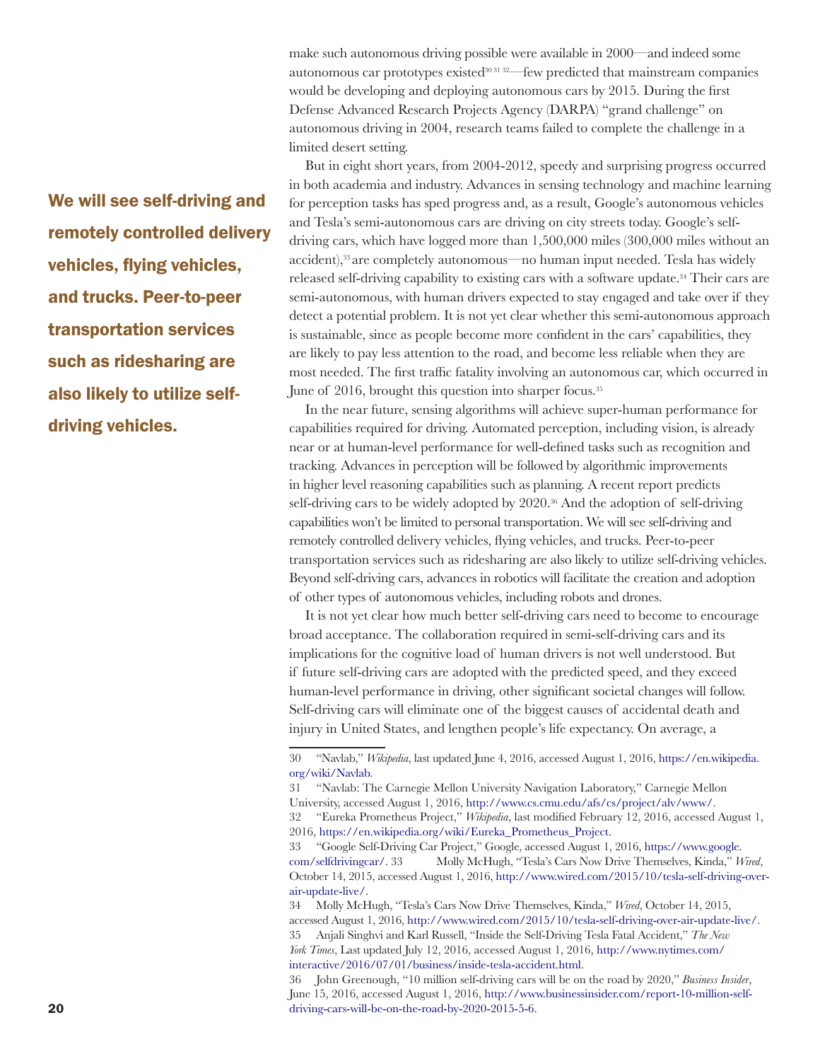make such autonomous driving possible were available in 2000—and indeed some autonomous car prototypes existed[30 31 32]—few predicted that mainstream companies would be developing and deploying autonomous cars by 2015. During the first Defense Advanced Research Projects Agency (DARPA) "grand challenge" on autonomous driving in 2004, research teams failed to complete the challenge in a limited desert setting.

But in eight short years, from 2004-2012, speedy and surprising progress occurred in both academia and industry. Advances in sensing technology and machine learning for perception tasks has sped progress and, as a result, Google's autonomous vehicles and Tesla's semi-autonomous cars are driving on city streets today. Google's self-driving cars, which have logged more than 1,500,000 miles (300,000 miles without an accident),[33] are completely autonomous—no human input needed. Tesla has widely released self-driving capability to existing cars with a software update.[34] Their cars are semi-autonomous, with human drivers expected to stay engaged and take over if they detect a potential problem. It is not yet clear whether this semi-autonomous approach is sustainable, since as people become more confident in the cars' capabilities, they are likely to pay less attention to the road, and become less reliable when they are most needed. The first traffic fatality involving an autonomous car, which occurred in June of 2016, brought this question into sharper focus.[35]

**We will see self-driving and remotely controlled delivery vehicles, flying vehicles, and trucks. Peer-to-peer transportation services such as ridesharing are also likely to utilize self-driving vehicles.**

In the near future, sensing algorithms will achieve super-human performance for capabilities required for driving. Automated perception, including vision, is already near or at human-level performance for well-defined tasks such as recognition and tracking. Advances in perception will be followed by algorithmic improvements in higher level reasoning capabilities such as planning. A recent report predicts self-driving cars to be widely adopted by 2020.[36] And the adoption of self-driving capabilities won't be limited to personal transportation. We will see self-driving and remotely controlled delivery vehicles, flying vehicles, and trucks. Peer-to-peer transportation services such as ridesharing are also likely to utilize self-driving vehicles. Beyond self-driving cars, advances in robotics will facilitate the creation and adoption of other types of autonomous vehicles, including robots and drones.

It is not yet clear how much better self-driving cars need to become to encourage broad acceptance. The collaboration required in semi-self-driving cars and its implications for the cognitive load of human drivers is not well understood. But if future self-driving cars are adopted with the predicted speed, and they exceed human-level performance in driving, other significant societal changes will follow. Self-driving cars will eliminate one of the biggest causes of accidental death and injury in United States, and lengthen people's life expectancy. On average, a

---

30 "Navlab," *Wikipedia*, last updated June 4, 2016, accessed August 1, 2016, https://en.wikipedia.org/wiki/Navlab.

31 "Navlab: The Carnegie Mellon University Navigation Laboratory," Carnegie Mellon University, accessed August 1, 2016, http://www.cs.cmu.edu/afs/cs/project/alv/www/.

32 "Eureka Prometheus Project," *Wikipedia*, last modified February 12, 2016, accessed August 1, 2016, https://en.wikipedia.org/wiki/Eureka_Prometheus_Project.

33 "Google Self-Driving Car Project," Google, accessed August 1, 2016, https://www.google.com/selfdrivingcar/. 33 Molly McHugh, "Tesla's Cars Now Drive Themselves, Kinda," *Wired*, October 14, 2015, accessed August 1, 2016, http://www.wired.com/2015/10/tesla-self-driving-over-air-update-live/.

34 Molly McHugh, "Tesla's Cars Now Drive Themselves, Kinda," *Wired*, October 14, 2015, accessed August 1, 2016, http://www.wired.com/2015/10/tesla-self-driving-over-air-update-live/.

35 Anjali Singhvi and Karl Russell, "Inside the Self-Driving Tesla Fatal Accident," *The New York Times*, Last updated July 12, 2016, accessed August 1, 2016, http://www.nytimes.com/interactive/2016/07/01/business/inside-tesla-accident.html.

36 John Greenough, "10 million self-driving cars will be on the road by 2020," *Business Insider*, June 15, 2016, accessed August 1, 2016, http://www.businessinsider.com/report-10-million-self-driving-cars-will-be-on-the-road-by-2020-2015-5-6.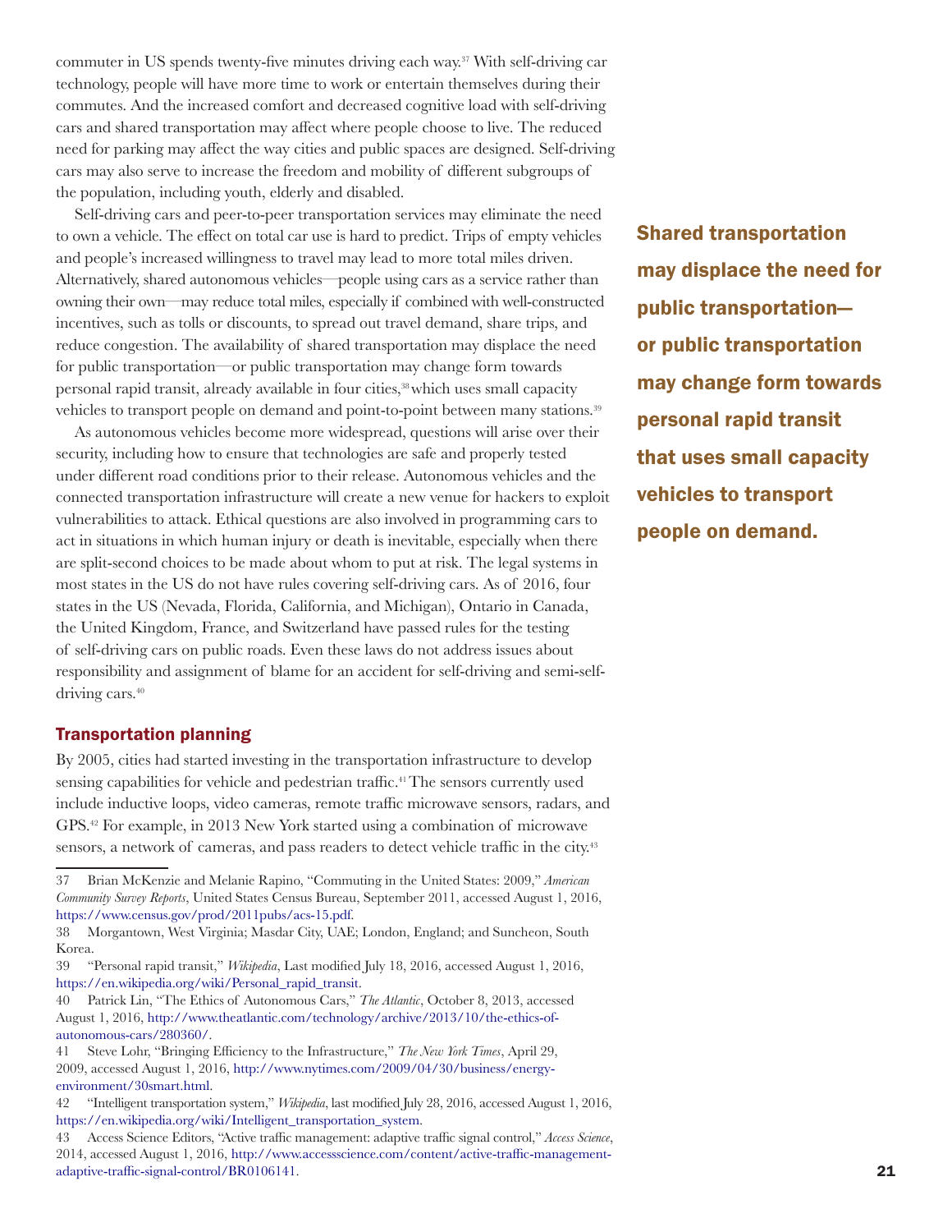commuter in US spends twenty-five minutes driving each way.[37] With self-driving car technology, people will have more time to work or entertain themselves during their commutes. And the increased comfort and decreased cognitive load with self-driving cars and shared transportation may affect where people choose to live. The reduced need for parking may affect the way cities and public spaces are designed. Self-driving cars may also serve to increase the freedom and mobility of different subgroups of the population, including youth, elderly and disabled.

Self-driving cars and peer-to-peer transportation services may eliminate the need to own a vehicle. The effect on total car use is hard to predict. Trips of empty vehicles and people's increased willingness to travel may lead to more total miles driven. Alternatively, shared autonomous vehicles—people using cars as a service rather than owning their own—may reduce total miles, especially if combined with well-constructed incentives, such as tolls or discounts, to spread out travel demand, share trips, and reduce congestion. The availability of shared transportation may displace the need for public transportation—or public transportation may change form towards personal rapid transit, already available in four cities,[38] which uses small capacity vehicles to transport people on demand and point-to-point between many stations.[39]

**Shared transportation may displace the need for public transportation—or public transportation may change form towards personal rapid transit that uses small capacity vehicles to transport people on demand.**

As autonomous vehicles become more widespread, questions will arise over their security, including how to ensure that technologies are safe and properly tested under different road conditions prior to their release. Autonomous vehicles and the connected transportation infrastructure will create a new venue for hackers to exploit vulnerabilities to attack. Ethical questions are also involved in programming cars to act in situations in which human injury or death is inevitable, especially when there are split-second choices to be made about whom to put at risk. The legal systems in most states in the US do not have rules covering self-driving cars. As of 2016, four states in the US (Nevada, Florida, California, and Michigan), Ontario in Canada, the United Kingdom, France, and Switzerland have passed rules for the testing of self-driving cars on public roads. Even these laws do not address issues about responsibility and assignment of blame for an accident for self-driving and semi-self-driving cars.[40]

### Transportation planning

By 2005, cities had started investing in the transportation infrastructure to develop sensing capabilities for vehicle and pedestrian traffic.[41] The sensors currently used include inductive loops, video cameras, remote traffic microwave sensors, radars, and GPS.[42] For example, in 2013 New York started using a combination of microwave sensors, a network of cameras, and pass readers to detect vehicle traffic in the city.[43]

---

37 Brian McKenzie and Melanie Rapino, "Commuting in the United States: 2009," *American Community Survey Reports*, United States Census Bureau, September 2011, accessed August 1, 2016, https://www.census.gov/prod/2011pubs/acs-15.pdf.

38 Morgantown, West Virginia; Masdar City, UAE; London, England; and Suncheon, South Korea.

39 "Personal rapid transit," *Wikipedia*, Last modified July 18, 2016, accessed August 1, 2016, https://en.wikipedia.org/wiki/Personal_rapid_transit.

40 Patrick Lin, "The Ethics of Autonomous Cars," *The Atlantic*, October 8, 2013, accessed August 1, 2016, http://www.theatlantic.com/technology/archive/2013/10/the-ethics-of-autonomous-cars/280360/.

41 Steve Lohr, "Bringing Efficiency to the Infrastructure," *The New York Times*, April 29, 2009, accessed August 1, 2016, http://www.nytimes.com/2009/04/30/business/energy-environment/30smart.html.

42 "Intelligent transportation system," *Wikipedia*, last modified July 28, 2016, accessed August 1, 2016, https://en.wikipedia.org/wiki/Intelligent_transportation_system.

43 Access Science Editors, "Active traffic management: adaptive traffic signal control," *Access Science*, 2014, accessed August 1, 2016, http://www.accessscience.com/content/active-traffic-management-adaptive-traffic-signal-control/BR0106141.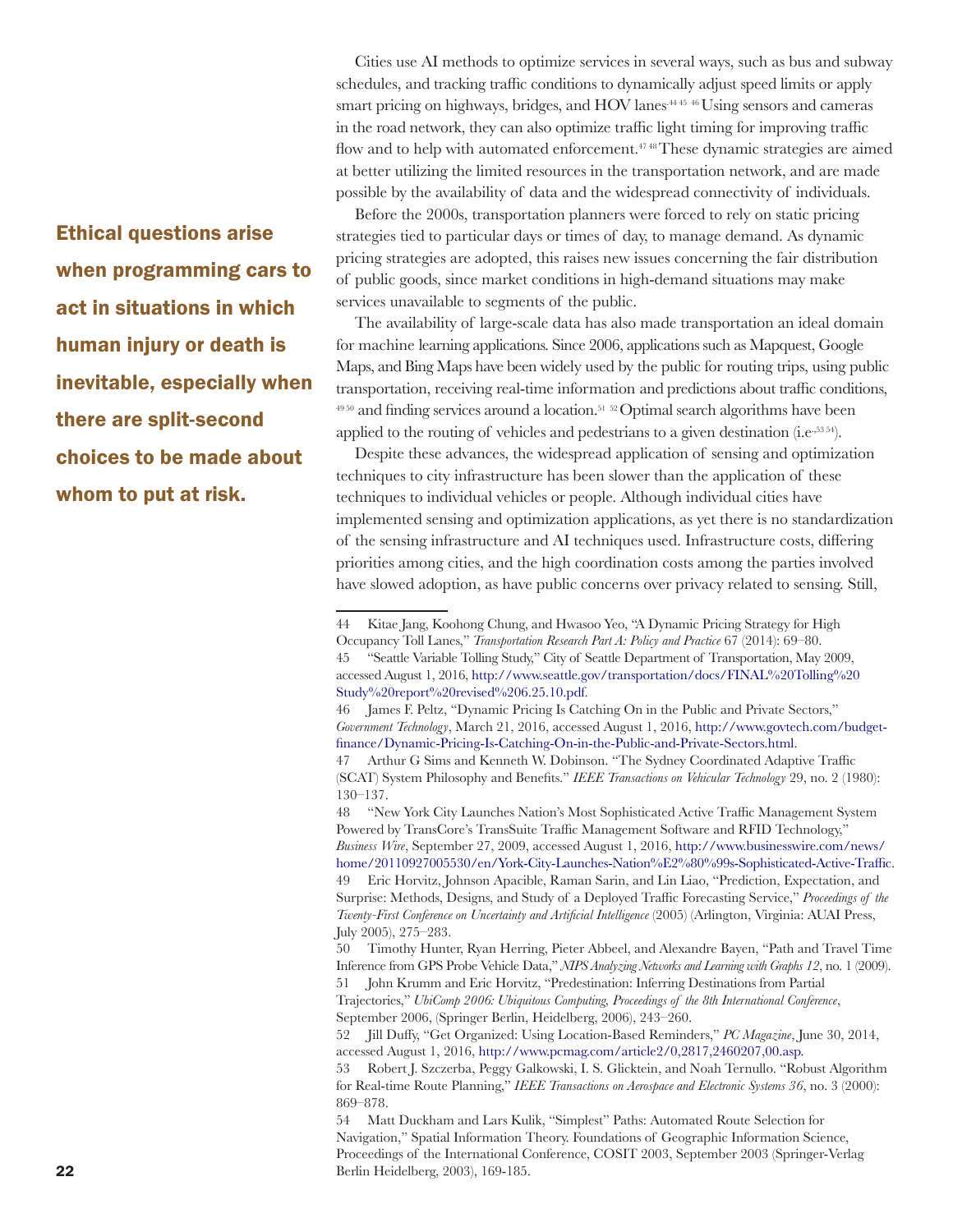Cities use AI methods to optimize services in several ways, such as bus and subway schedules, and tracking traffic conditions to dynamically adjust speed limits or apply smart pricing on highways, bridges, and HOV lanes.[44,45,46] Using sensors and cameras in the road network, they can also optimize traffic light timing for improving traffic flow and to help with automated enforcement.[47,48] These dynamic strategies are aimed at better utilizing the limited resources in the transportation network, and are made possible by the availability of data and the widespread connectivity of individuals.

**Ethical questions arise when programming cars to act in situations in which human injury or death is inevitable, especially when there are split-second choices to be made about whom to put at risk.**

Before the 2000s, transportation planners were forced to rely on static pricing strategies tied to particular days or times of day, to manage demand. As dynamic pricing strategies are adopted, this raises new issues concerning the fair distribution of public goods, since market conditions in high-demand situations may make services unavailable to segments of the public.

The availability of large-scale data has also made transportation an ideal domain for machine learning applications. Since 2006, applications such as Mapquest, Google Maps, and Bing Maps have been widely used by the public for routing trips, using public transportation, receiving real-time information and predictions about traffic conditions,[49,50] and finding services around a location.[51,52] Optimal search algorithms have been applied to the routing of vehicles and pedestrians to a given destination (i.e.,[53,54]).

Despite these advances, the widespread application of sensing and optimization techniques to city infrastructure has been slower than the application of these techniques to individual vehicles or people. Although individual cities have implemented sensing and optimization applications, as yet there is no standardization of the sensing infrastructure and AI techniques used. Infrastructure costs, differing priorities among cities, and the high coordination costs among the parties involved have slowed adoption, as have public concerns over privacy related to sensing. Still,

---

44 Kitae Jang, Koohong Chung, and Hwasoo Yeo, "A Dynamic Pricing Strategy for High Occupancy Toll Lanes," *Transportation Research Part A: Policy and Practice* 67 (2014): 69–80.

45 "Seattle Variable Tolling Study," City of Seattle Department of Transportation, May 2009, accessed August 1, 2016, http://www.seattle.gov/transportation/docs/FINAL%20Tolling%20Study%20report%20revised%206.25.10.pdf.

46 James F. Peltz, "Dynamic Pricing Is Catching On in the Public and Private Sectors," *Government Technology*, March 21, 2016, accessed August 1, 2016, http://www.govtech.com/budget-finance/Dynamic-Pricing-Is-Catching-On-in-the-Public-and-Private-Sectors.html.

47 Arthur G Sims and Kenneth W. Dobinson. "The Sydney Coordinated Adaptive Traffic (SCAT) System Philosophy and Benefits." *IEEE Transactions on Vehicular Technology* 29, no. 2 (1980): 130–137.

48 "New York City Launches Nation's Most Sophisticated Active Traffic Management System Powered by TransCore's TransSuite Traffic Management Software and RFID Technology," *Business Wire*, September 27, 2009, accessed August 1, 2016, http://www.businesswire.com/news/home/20110927005530/en/York-City-Launches-Nation%E2%80%99s-Sophisticated-Active-Traffic.

49 Eric Horvitz, Johnson Apacible, Raman Sarin, and Lin Liao, "Prediction, Expectation, and Surprise: Methods, Designs, and Study of a Deployed Traffic Forecasting Service," *Proceedings of the Twenty-First Conference on Uncertainty and Artificial Intelligence* (2005) (Arlington, Virginia: AUAI Press, July 2005), 275–283.

50 Timothy Hunter, Ryan Herring, Pieter Abbeel, and Alexandre Bayen, "Path and Travel Time Inference from GPS Probe Vehicle Data," *NIPS Analyzing Networks and Learning with Graphs 12*, no. 1 (2009).

51 John Krumm and Eric Horvitz, "Predestination: Inferring Destinations from Partial Trajectories," *UbiComp 2006: Ubiquitous Computing, Proceedings of the 8th International Conference*, September 2006, (Springer Berlin, Heidelberg, 2006), 243–260.

52 Jill Duffy, "Get Organized: Using Location-Based Reminders," *PC Magazine*, June 30, 2014, accessed August 1, 2016, http://www.pcmag.com/article2/0,2817,2460207,00.asp.

53 Robert J. Szczerba, Peggy Galkowski, I. S. Glicktein, and Noah Ternullo. "Robust Algorithm for Real-time Route Planning," *IEEE Transactions on Aerospace and Electronic Systems 36*, no. 3 (2000): 869–878.

54 Matt Duckham and Lars Kulik, "Simplest" Paths: Automated Route Selection for Navigation," Spatial Information Theory. Foundations of Geographic Information Science, Proceedings of the International Conference, COSIT 2003, September 2003 (Springer-Verlag Berlin Heidelberg, 2003), 169-185.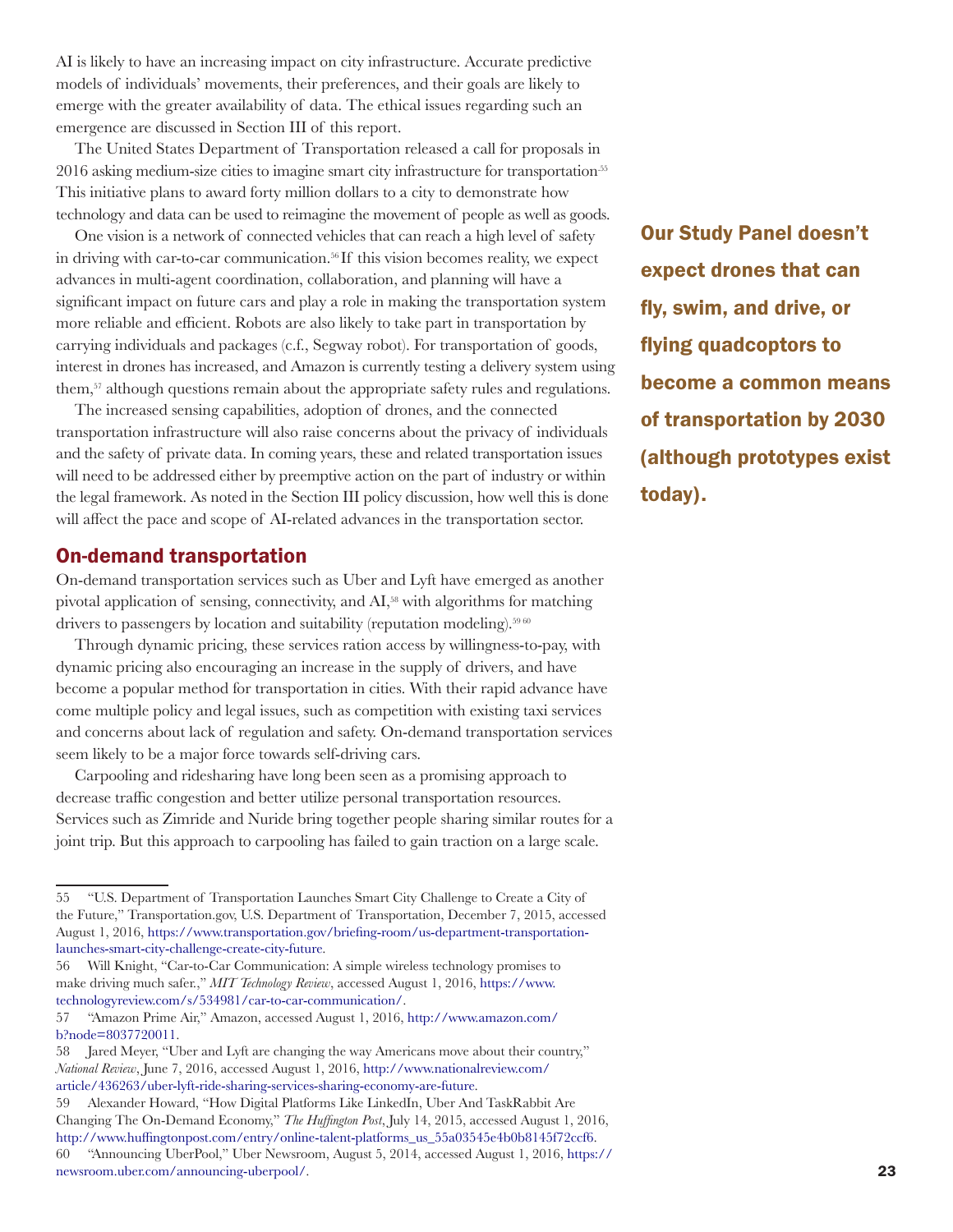AI is likely to have an increasing impact on city infrastructure. Accurate predictive models of individuals' movements, their preferences, and their goals are likely to emerge with the greater availability of data. The ethical issues regarding such an emergence are discussed in Section III of this report.

The United States Department of Transportation released a call for proposals in 2016 asking medium-size cities to imagine smart city infrastructure for transportation.[55] This initiative plans to award forty million dollars to a city to demonstrate how technology and data can be used to reimagine the movement of people as well as goods.

One vision is a network of connected vehicles that can reach a high level of safety in driving with car-to-car communication.[56] If this vision becomes reality, we expect advances in multi-agent coordination, collaboration, and planning will have a significant impact on future cars and play a role in making the transportation system more reliable and efficient. Robots are also likely to take part in transportation by carrying individuals and packages (c.f., Segway robot). For transportation of goods, interest in drones has increased, and Amazon is currently testing a delivery system using them,[57] although questions remain about the appropriate safety rules and regulations.

**Our Study Panel doesn't expect drones that can fly, swim, and drive, or flying quadcoptors to become a common means of transportation by 2030 (although prototypes exist today).**

The increased sensing capabilities, adoption of drones, and the connected transportation infrastructure will also raise concerns about the privacy of individuals and the safety of private data. In coming years, these and related transportation issues will need to be addressed either by preemptive action on the part of industry or within the legal framework. As noted in the Section III policy discussion, how well this is done will affect the pace and scope of AI-related advances in the transportation sector.

## On-demand transportation

On-demand transportation services such as Uber and Lyft have emerged as another pivotal application of sensing, connectivity, and AI,[58] with algorithms for matching drivers to passengers by location and suitability (reputation modeling).[59] [60]

Through dynamic pricing, these services ration access by willingness-to-pay, with dynamic pricing also encouraging an increase in the supply of drivers, and have become a popular method for transportation in cities. With their rapid advance have come multiple policy and legal issues, such as competition with existing taxi services and concerns about lack of regulation and safety. On-demand transportation services seem likely to be a major force towards self-driving cars.

Carpooling and ridesharing have long been seen as a promising approach to decrease traffic congestion and better utilize personal transportation resources. Services such as Zimride and Nuride bring together people sharing similar routes for a joint trip. But this approach to carpooling has failed to gain traction on a large scale.

---

55 "U.S. Department of Transportation Launches Smart City Challenge to Create a City of the Future," Transportation.gov, U.S. Department of Transportation, December 7, 2015, accessed August 1, 2016, https://www.transportation.gov/briefing-room/us-department-transportation-launches-smart-city-challenge-create-city-future.

56 Will Knight, "Car-to-Car Communication: A simple wireless technology promises to make driving much safer.," *MIT Technology Review*, accessed August 1, 2016, https://www.technologyreview.com/s/534981/car-to-car-communication/.

57 "Amazon Prime Air," Amazon, accessed August 1, 2016, http://www.amazon.com/b?node=8037720011.

58 Jared Meyer, "Uber and Lyft are changing the way Americans move about their country," *National Review*, June 7, 2016, accessed August 1, 2016, http://www.nationalreview.com/article/436263/uber-lyft-ride-sharing-services-sharing-economy-are-future.

59 Alexander Howard, "How Digital Platforms Like LinkedIn, Uber And TaskRabbit Are Changing The On-Demand Economy," *The Huffington Post*, July 14, 2015, accessed August 1, 2016, http://www.huffingtonpost.com/entry/online-talent-platforms_us_55a03545e4b0b8145f72ccf6.

60 "Announcing UberPool," Uber Newsroom, August 5, 2014, accessed August 1, 2016, https://newsroom.uber.com/announcing-uberpool/.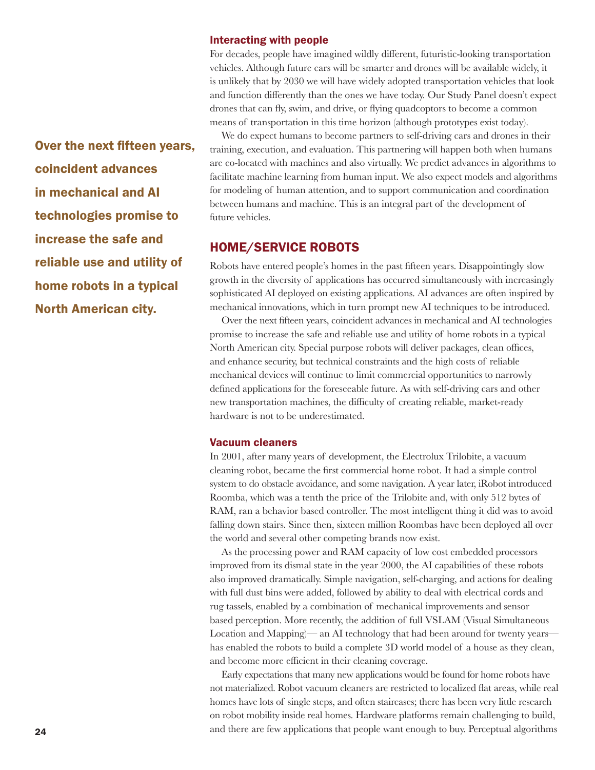### Interacting with people

For decades, people have imagined wildly different, futuristic-looking transportation vehicles. Although future cars will be smarter and drones will be available widely, it is unlikely that by 2030 we will have widely adopted transportation vehicles that look and function differently than the ones we have today. Our Study Panel doesn't expect drones that can fly, swim, and drive, or flying quadcoptors to become a common means of transportation in this time horizon (although prototypes exist today).

We do expect humans to become partners to self-driving cars and drones in their training, execution, and evaluation. This partnering will happen both when humans are co-located with machines and also virtually. We predict advances in algorithms to facilitate machine learning from human input. We also expect models and algorithms for modeling of human attention, and to support communication and coordination between humans and machine. This is an integral part of the development of future vehicles.

## HOME/SERVICE ROBOTS

**Over the next fifteen years, coincident advances in mechanical and AI technologies promise to increase the safe and reliable use and utility of home robots in a typical North American city.**

Robots have entered people's homes in the past fifteen years. Disappointingly slow growth in the diversity of applications has occurred simultaneously with increasingly sophisticated AI deployed on existing applications. AI advances are often inspired by mechanical innovations, which in turn prompt new AI techniques to be introduced.

Over the next fifteen years, coincident advances in mechanical and AI technologies promise to increase the safe and reliable use and utility of home robots in a typical North American city. Special purpose robots will deliver packages, clean offices, and enhance security, but technical constraints and the high costs of reliable mechanical devices will continue to limit commercial opportunities to narrowly defined applications for the foreseeable future. As with self-driving cars and other new transportation machines, the difficulty of creating reliable, market-ready hardware is not to be underestimated.

### Vacuum cleaners

In 2001, after many years of development, the Electrolux Trilobite, a vacuum cleaning robot, became the first commercial home robot. It had a simple control system to do obstacle avoidance, and some navigation. A year later, iRobot introduced Roomba, which was a tenth the price of the Trilobite and, with only 512 bytes of RAM, ran a behavior based controller. The most intelligent thing it did was to avoid falling down stairs. Since then, sixteen million Roombas have been deployed all over the world and several other competing brands now exist.

As the processing power and RAM capacity of low cost embedded processors improved from its dismal state in the year 2000, the AI capabilities of these robots also improved dramatically. Simple navigation, self-charging, and actions for dealing with full dust bins were added, followed by ability to deal with electrical cords and rug tassels, enabled by a combination of mechanical improvements and sensor based perception. More recently, the addition of full VSLAM (Visual Simultaneous Location and Mapping)— an AI technology that had been around for twenty years— has enabled the robots to build a complete 3D world model of a house as they clean, and become more efficient in their cleaning coverage.

Early expectations that many new applications would be found for home robots have not materialized. Robot vacuum cleaners are restricted to localized flat areas, while real homes have lots of single steps, and often staircases; there has been very little research on robot mobility inside real homes. Hardware platforms remain challenging to build, and there are few applications that people want enough to buy. Perceptual algorithms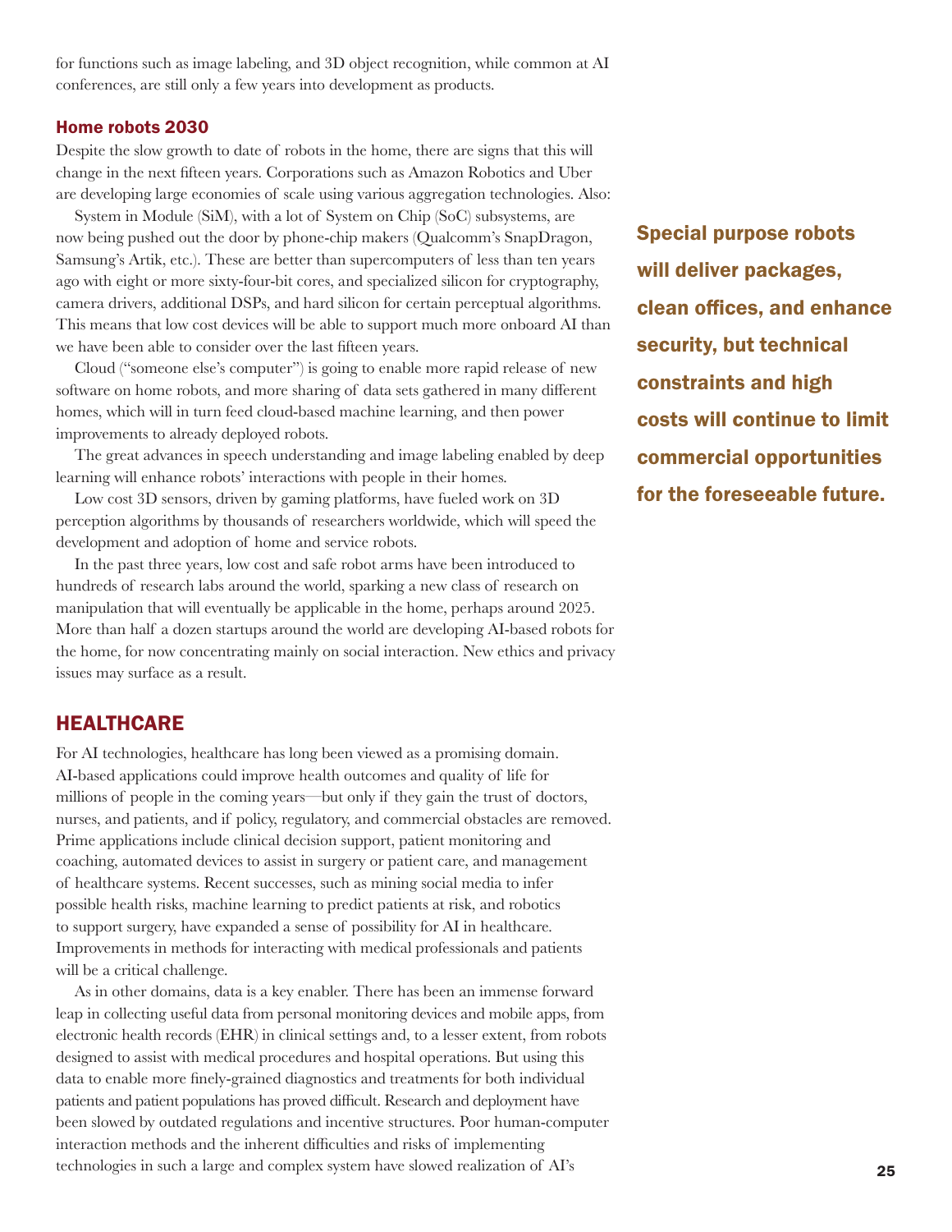for functions such as image labeling, and 3D object recognition, while common at AI conferences, are still only a few years into development as products.

### Home robots 2030

Despite the slow growth to date of robots in the home, there are signs that this will change in the next fifteen years. Corporations such as Amazon Robotics and Uber are developing large economies of scale using various aggregation technologies. Also:

System in Module (SiM), with a lot of System on Chip (SoC) subsystems, are now being pushed out the door by phone-chip makers (Qualcomm's SnapDragon, Samsung's Artik, etc.). These are better than supercomputers of less than ten years ago with eight or more sixty-four-bit cores, and specialized silicon for cryptography, camera drivers, additional DSPs, and hard silicon for certain perceptual algorithms. This means that low cost devices will be able to support much more onboard AI than we have been able to consider over the last fifteen years.

Cloud ("someone else's computer") is going to enable more rapid release of new software on home robots, and more sharing of data sets gathered in many different homes, which will in turn feed cloud-based machine learning, and then power improvements to already deployed robots.

The great advances in speech understanding and image labeling enabled by deep learning will enhance robots' interactions with people in their homes.

Low cost 3D sensors, driven by gaming platforms, have fueled work on 3D perception algorithms by thousands of researchers worldwide, which will speed the development and adoption of home and service robots.

In the past three years, low cost and safe robot arms have been introduced to hundreds of research labs around the world, sparking a new class of research on manipulation that will eventually be applicable in the home, perhaps around 2025. More than half a dozen startups around the world are developing AI-based robots for the home, for now concentrating mainly on social interaction. New ethics and privacy issues may surface as a result.

**Special purpose robots will deliver packages, clean offices, and enhance security, but technical constraints and high costs will continue to limit commercial opportunities for the foreseeable future.**

## HEALTHCARE

For AI technologies, healthcare has long been viewed as a promising domain. AI-based applications could improve health outcomes and quality of life for millions of people in the coming years—but only if they gain the trust of doctors, nurses, and patients, and if policy, regulatory, and commercial obstacles are removed. Prime applications include clinical decision support, patient monitoring and coaching, automated devices to assist in surgery or patient care, and management of healthcare systems. Recent successes, such as mining social media to infer possible health risks, machine learning to predict patients at risk, and robotics to support surgery, have expanded a sense of possibility for AI in healthcare. Improvements in methods for interacting with medical professionals and patients will be a critical challenge.

As in other domains, data is a key enabler. There has been an immense forward leap in collecting useful data from personal monitoring devices and mobile apps, from electronic health records (EHR) in clinical settings and, to a lesser extent, from robots designed to assist with medical procedures and hospital operations. But using this data to enable more finely-grained diagnostics and treatments for both individual patients and patient populations has proved difficult. Research and deployment have been slowed by outdated regulations and incentive structures. Poor human-computer interaction methods and the inherent difficulties and risks of implementing technologies in such a large and complex system have slowed realization of AI's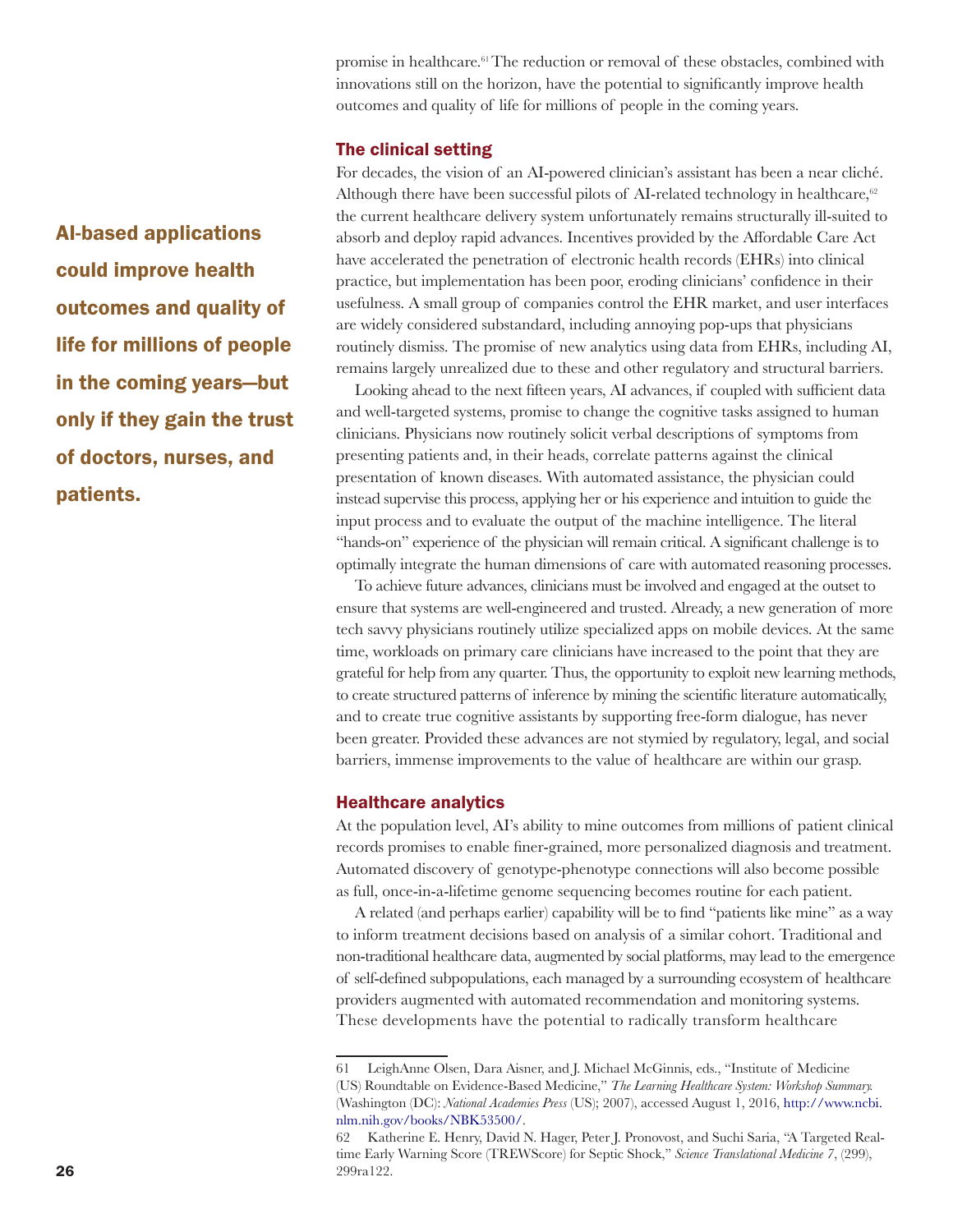promise in healthcare.[61] The reduction or removal of these obstacles, combined with innovations still on the horizon, have the potential to significantly improve health outcomes and quality of life for millions of people in the coming years.

**AI-based applications could improve health outcomes and quality of life for millions of people in the coming years—but only if they gain the trust of doctors, nurses, and patients.**

### The clinical setting

For decades, the vision of an AI-powered clinician's assistant has been a near cliché. Although there have been successful pilots of AI-related technology in healthcare,[62] the current healthcare delivery system unfortunately remains structurally ill-suited to absorb and deploy rapid advances. Incentives provided by the Affordable Care Act have accelerated the penetration of electronic health records (EHRs) into clinical practice, but implementation has been poor, eroding clinicians' confidence in their usefulness. A small group of companies control the EHR market, and user interfaces are widely considered substandard, including annoying pop-ups that physicians routinely dismiss. The promise of new analytics using data from EHRs, including AI, remains largely unrealized due to these and other regulatory and structural barriers.

Looking ahead to the next fifteen years, AI advances, if coupled with sufficient data and well-targeted systems, promise to change the cognitive tasks assigned to human clinicians. Physicians now routinely solicit verbal descriptions of symptoms from presenting patients and, in their heads, correlate patterns against the clinical presentation of known diseases. With automated assistance, the physician could instead supervise this process, applying her or his experience and intuition to guide the input process and to evaluate the output of the machine intelligence. The literal "hands-on" experience of the physician will remain critical. A significant challenge is to optimally integrate the human dimensions of care with automated reasoning processes.

To achieve future advances, clinicians must be involved and engaged at the outset to ensure that systems are well-engineered and trusted. Already, a new generation of more tech savvy physicians routinely utilize specialized apps on mobile devices. At the same time, workloads on primary care clinicians have increased to the point that they are grateful for help from any quarter. Thus, the opportunity to exploit new learning methods, to create structured patterns of inference by mining the scientific literature automatically, and to create true cognitive assistants by supporting free-form dialogue, has never been greater. Provided these advances are not stymied by regulatory, legal, and social barriers, immense improvements to the value of healthcare are within our grasp.

### Healthcare analytics

At the population level, AI's ability to mine outcomes from millions of patient clinical records promises to enable finer-grained, more personalized diagnosis and treatment. Automated discovery of genotype-phenotype connections will also become possible as full, once-in-a-lifetime genome sequencing becomes routine for each patient.

A related (and perhaps earlier) capability will be to find "patients like mine" as a way to inform treatment decisions based on analysis of a similar cohort. Traditional and non-traditional healthcare data, augmented by social platforms, may lead to the emergence of self-defined subpopulations, each managed by a surrounding ecosystem of healthcare providers augmented with automated recommendation and monitoring systems. These developments have the potential to radically transform healthcare

---

61 LeighAnne Olsen, Dara Aisner, and J. Michael McGinnis, eds., "Institute of Medicine (US) Roundtable on Evidence-Based Medicine," *The Learning Healthcare System: Workshop Summary.* (Washington (DC): *National Academies Press* (US); 2007), accessed August 1, 2016, http://www.ncbi.nlm.nih.gov/books/NBK53500/.

62 Katherine E. Henry, David N. Hager, Peter J. Pronovost, and Suchi Saria, "A Targeted Real-time Early Warning Score (TREWScore) for Septic Shock," *Science Translational Medicine 7*, (299), 299ra122.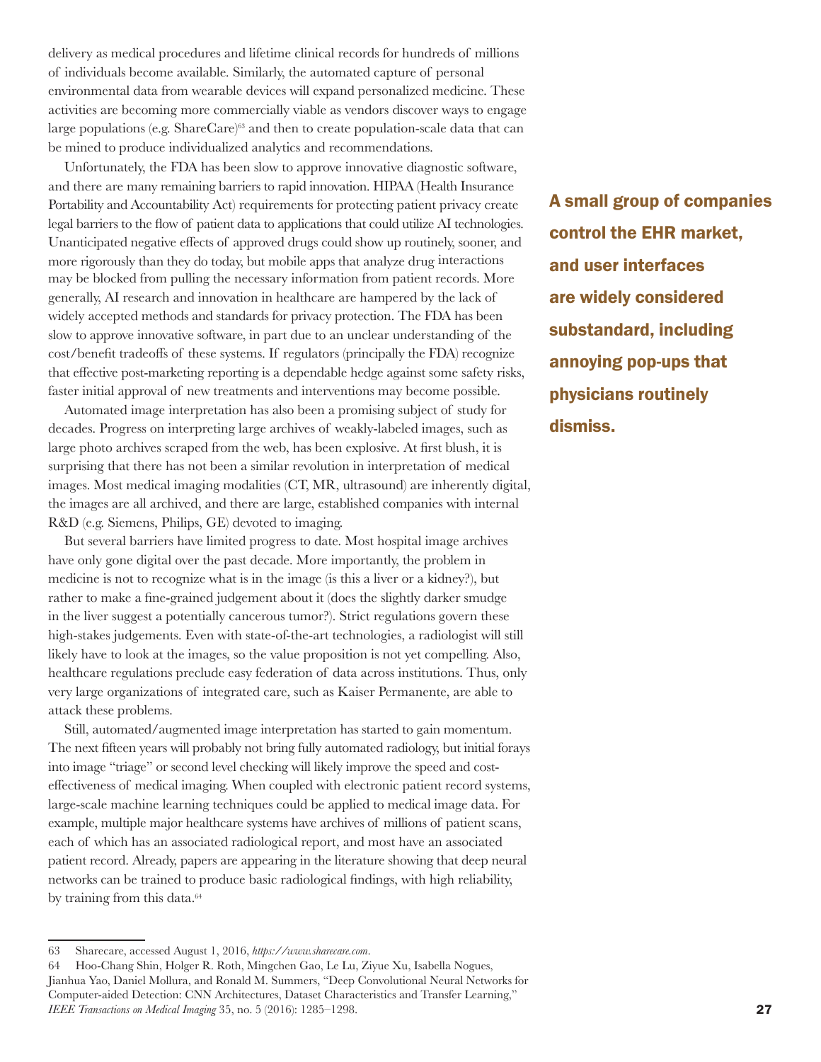delivery as medical procedures and lifetime clinical records for hundreds of millions of individuals become available. Similarly, the automated capture of personal environmental data from wearable devices will expand personalized medicine. These activities are becoming more commercially viable as vendors discover ways to engage large populations (e.g. ShareCare)[63] and then to create population-scale data that can be mined to produce individualized analytics and recommendations.

Unfortunately, the FDA has been slow to approve innovative diagnostic software, and there are many remaining barriers to rapid innovation. HIPAA (Health Insurance Portability and Accountability Act) requirements for protecting patient privacy create legal barriers to the flow of patient data to applications that could utilize AI technologies. Unanticipated negative effects of approved drugs could show up routinely, sooner, and more rigorously than they do today, but mobile apps that analyze drug interactions may be blocked from pulling the necessary information from patient records. More generally, AI research and innovation in healthcare are hampered by the lack of widely accepted methods and standards for privacy protection. The FDA has been slow to approve innovative software, in part due to an unclear understanding of the cost/benefit tradeoffs of these systems. If regulators (principally the FDA) recognize that effective post-marketing reporting is a dependable hedge against some safety risks, faster initial approval of new treatments and interventions may become possible.

**A small group of companies control the EHR market, and user interfaces are widely considered substandard, including annoying pop-ups that physicians routinely dismiss.**

Automated image interpretation has also been a promising subject of study for decades. Progress on interpreting large archives of weakly-labeled images, such as large photo archives scraped from the web, has been explosive. At first blush, it is surprising that there has not been a similar revolution in interpretation of medical images. Most medical imaging modalities (CT, MR, ultrasound) are inherently digital, the images are all archived, and there are large, established companies with internal R&D (e.g. Siemens, Philips, GE) devoted to imaging.

But several barriers have limited progress to date. Most hospital image archives have only gone digital over the past decade. More importantly, the problem in medicine is not to recognize what is in the image (is this a liver or a kidney?), but rather to make a fine-grained judgement about it (does the slightly darker smudge in the liver suggest a potentially cancerous tumor?). Strict regulations govern these high-stakes judgements. Even with state-of-the-art technologies, a radiologist will still likely have to look at the images, so the value proposition is not yet compelling. Also, healthcare regulations preclude easy federation of data across institutions. Thus, only very large organizations of integrated care, such as Kaiser Permanente, are able to attack these problems.

Still, automated/augmented image interpretation has started to gain momentum. The next fifteen years will probably not bring fully automated radiology, but initial forays into image "triage" or second level checking will likely improve the speed and cost-effectiveness of medical imaging. When coupled with electronic patient record systems, large-scale machine learning techniques could be applied to medical image data. For example, multiple major healthcare systems have archives of millions of patient scans, each of which has an associated radiological report, and most have an associated patient record. Already, papers are appearing in the literature showing that deep neural networks can be trained to produce basic radiological findings, with high reliability, by training from this data.[64]

---

63 Sharecare, accessed August 1, 2016, *https://www.sharecare.com*.

64 Hoo-Chang Shin, Holger R. Roth, Mingchen Gao, Le Lu, Ziyue Xu, Isabella Nogues, Jianhua Yao, Daniel Mollura, and Ronald M. Summers, "Deep Convolutional Neural Networks for Computer-aided Detection: CNN Architectures, Dataset Characteristics and Transfer Learning," *IEEE Transactions on Medical Imaging* 35, no. 5 (2016): 1285–1298.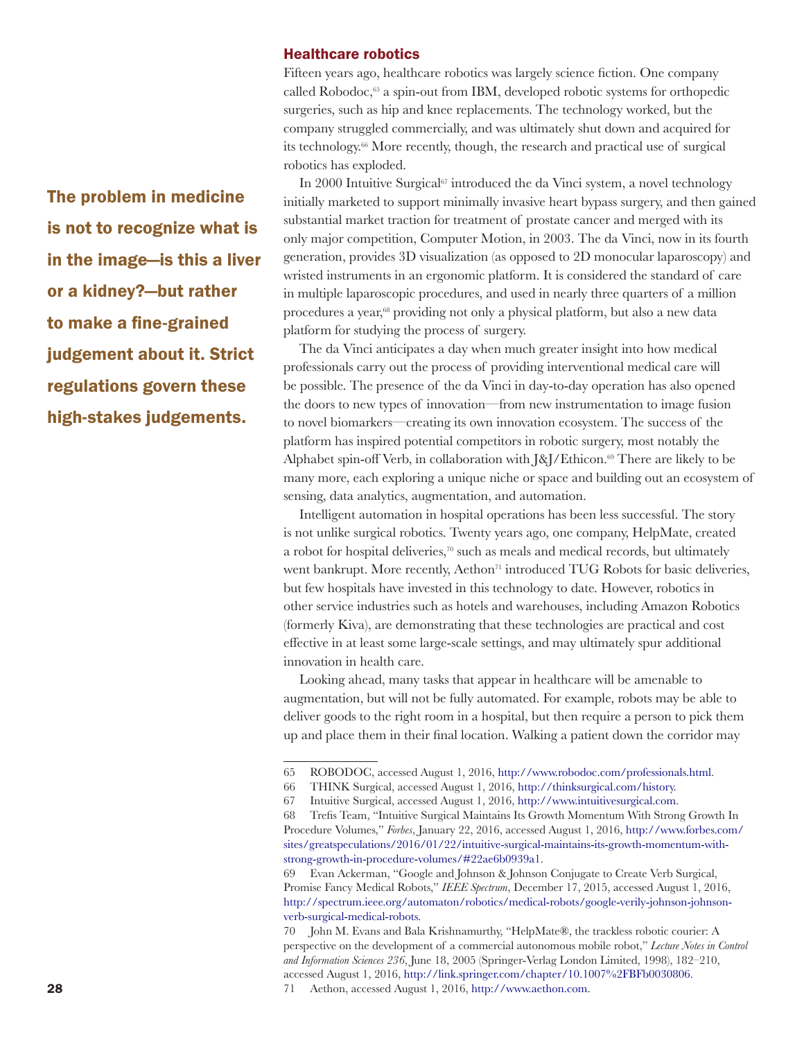### Healthcare robotics

Fifteen years ago, healthcare robotics was largely science fiction. One company called Robodoc,[65] a spin-out from IBM, developed robotic systems for orthopedic surgeries, such as hip and knee replacements. The technology worked, but the company struggled commercially, and was ultimately shut down and acquired for its technology.[66] More recently, though, the research and practical use of surgical robotics has exploded.

In 2000 Intuitive Surgical[67] introduced the da Vinci system, a novel technology initially marketed to support minimally invasive heart bypass surgery, and then gained substantial market traction for treatment of prostate cancer and merged with its only major competition, Computer Motion, in 2003. The da Vinci, now in its fourth generation, provides 3D visualization (as opposed to 2D monocular laparoscopy) and wristed instruments in an ergonomic platform. It is considered the standard of care in multiple laparoscopic procedures, and used in nearly three quarters of a million procedures a year,[68] providing not only a physical platform, but also a new data platform for studying the process of surgery.

**The problem in medicine is not to recognize what is in the image—is this a liver or a kidney?—but rather to make a fine-grained judgement about it. Strict regulations govern these high-stakes judgements.**

The da Vinci anticipates a day when much greater insight into how medical professionals carry out the process of providing interventional medical care will be possible. The presence of the da Vinci in day-to-day operation has also opened the doors to new types of innovation—from new instrumentation to image fusion to novel biomarkers—creating its own innovation ecosystem. The success of the platform has inspired potential competitors in robotic surgery, most notably the Alphabet spin-off Verb, in collaboration with J&J/Ethicon.[69] There are likely to be many more, each exploring a unique niche or space and building out an ecosystem of sensing, data analytics, augmentation, and automation.

Intelligent automation in hospital operations has been less successful. The story is not unlike surgical robotics. Twenty years ago, one company, HelpMate, created a robot for hospital deliveries,[70] such as meals and medical records, but ultimately went bankrupt. More recently, Aethon[71] introduced TUG Robots for basic deliveries, but few hospitals have invested in this technology to date. However, robotics in other service industries such as hotels and warehouses, including Amazon Robotics (formerly Kiva), are demonstrating that these technologies are practical and cost effective in at least some large-scale settings, and may ultimately spur additional innovation in health care.

Looking ahead, many tasks that appear in healthcare will be amenable to augmentation, but will not be fully automated. For example, robots may be able to deliver goods to the right room in a hospital, but then require a person to pick them up and place them in their final location. Walking a patient down the corridor may

---

65 ROBODOC, accessed August 1, 2016, http://www.robodoc.com/professionals.html.

66 THINK Surgical, accessed August 1, 2016, http://thinksurgical.com/history.

67 Intuitive Surgical, accessed August 1, 2016, http://www.intuitivesurgical.com.

68 Trefis Team, "Intuitive Surgical Maintains Its Growth Momentum With Strong Growth In Procedure Volumes," *Forbes*, January 22, 2016, accessed August 1, 2016, http://www.forbes.com/sites/greatspeculations/2016/01/22/intuitive-surgical-maintains-its-growth-momentum-with-strong-growth-in-procedure-volumes/#22ae6b0939a1.

69 Evan Ackerman, "Google and Johnson & Johnson Conjugate to Create Verb Surgical, Promise Fancy Medical Robots," *IEEE Spectrum*, December 17, 2015, accessed August 1, 2016, http://spectrum.ieee.org/automaton/robotics/medical-robots/google-verily-johnson-johnson-verb-surgical-medical-robots.

70 John M. Evans and Bala Krishnamurthy, "HelpMate®, the trackless robotic courier: A perspective on the development of a commercial autonomous mobile robot," *Lecture Notes in Control and Information Sciences 236*, June 18, 2005 (Springer-Verlag London Limited, 1998), 182–210, accessed August 1, 2016, http://link.springer.com/chapter/10.1007%2FBFb0030806.

71 Aethon, accessed August 1, 2016, http://www.aethon.com.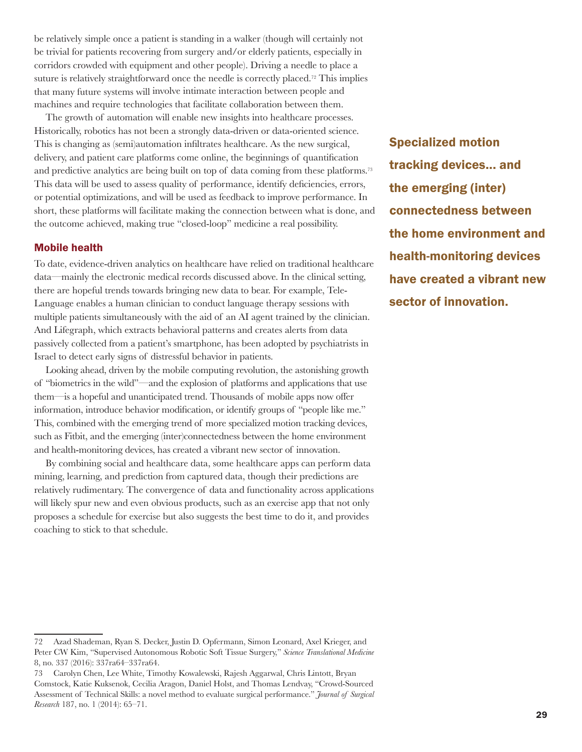be relatively simple once a patient is standing in a walker (though will certainly not be trivial for patients recovering from surgery and/or elderly patients, especially in corridors crowded with equipment and other people). Driving a needle to place a suture is relatively straightforward once the needle is correctly placed.[72] This implies that many future systems will involve intimate interaction between people and machines and require technologies that facilitate collaboration between them.

The growth of automation will enable new insights into healthcare processes. Historically, robotics has not been a strongly data-driven or data-oriented science. This is changing as (semi)automation infiltrates healthcare. As the new surgical, delivery, and patient care platforms come online, the beginnings of quantification and predictive analytics are being built on top of data coming from these platforms.[73] This data will be used to assess quality of performance, identify deficiencies, errors, or potential optimizations, and will be used as feedback to improve performance. In short, these platforms will facilitate making the connection between what is done, and the outcome achieved, making true "closed-loop" medicine a real possibility.

**Specialized motion tracking devices... and the emerging (inter) connectedness between the home environment and health-monitoring devices have created a vibrant new sector of innovation.**

### Mobile health

To date, evidence-driven analytics on healthcare have relied on traditional healthcare data—mainly the electronic medical records discussed above. In the clinical setting, there are hopeful trends towards bringing new data to bear. For example, Tele-Language enables a human clinician to conduct language therapy sessions with multiple patients simultaneously with the aid of an AI agent trained by the clinician. And Lifegraph, which extracts behavioral patterns and creates alerts from data passively collected from a patient's smartphone, has been adopted by psychiatrists in Israel to detect early signs of distressful behavior in patients.

Looking ahead, driven by the mobile computing revolution, the astonishing growth of "biometrics in the wild"—and the explosion of platforms and applications that use them—is a hopeful and unanticipated trend. Thousands of mobile apps now offer information, introduce behavior modification, or identify groups of "people like me." This, combined with the emerging trend of more specialized motion tracking devices, such as Fitbit, and the emerging (inter)connectedness between the home environment and health-monitoring devices, has created a vibrant new sector of innovation.

By combining social and healthcare data, some healthcare apps can perform data mining, learning, and prediction from captured data, though their predictions are relatively rudimentary. The convergence of data and functionality across applications will likely spur new and even obvious products, such as an exercise app that not only proposes a schedule for exercise but also suggests the best time to do it, and provides coaching to stick to that schedule.

---

72 Azad Shademan, Ryan S. Decker, Justin D. Opfermann, Simon Leonard, Axel Krieger, and Peter CW Kim, "Supervised Autonomous Robotic Soft Tissue Surgery," *Science Translational Medicine* 8, no. 337 (2016): 337ra64–337ra64.

73 Carolyn Chen, Lee White, Timothy Kowalewski, Rajesh Aggarwal, Chris Lintott, Bryan Comstock, Katie Kuksenok, Cecilia Aragon, Daniel Holst, and Thomas Lendvay, "Crowd-Sourced Assessment of Technical Skills: a novel method to evaluate surgical performance." *Journal of Surgical Research* 187, no. 1 (2014): 65–71.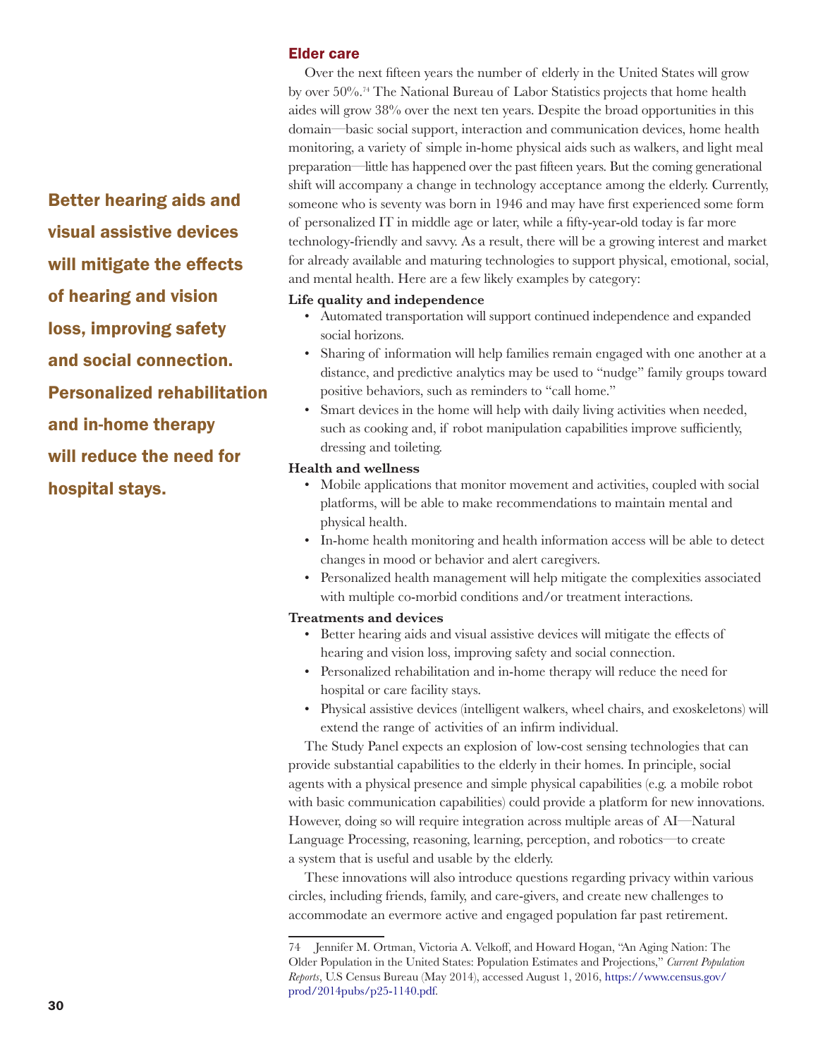Better hearing aids and visual assistive devices will mitigate the effects of hearing and vision loss, improving safety and social connection. Personalized rehabilitation and in-home therapy will reduce the need for hospital stays.

### Elder care

Over the next fifteen years the number of elderly in the United States will grow by over 50%.[74] The National Bureau of Labor Statistics projects that home health aides will grow 38% over the next ten years. Despite the broad opportunities in this domain—basic social support, interaction and communication devices, home health monitoring, a variety of simple in-home physical aids such as walkers, and light meal preparation—little has happened over the past fifteen years. But the coming generational shift will accompany a change in technology acceptance among the elderly. Currently, someone who is seventy was born in 1946 and may have first experienced some form of personalized IT in middle age or later, while a fifty-year-old today is far more technology-friendly and savvy. As a result, there will be a growing interest and market for already available and maturing technologies to support physical, emotional, social, and mental health. Here are a few likely examples by category:

**Life quality and independence**

- Automated transportation will support continued independence and expanded social horizons.
- Sharing of information will help families remain engaged with one another at a distance, and predictive analytics may be used to "nudge" family groups toward positive behaviors, such as reminders to "call home."
- Smart devices in the home will help with daily living activities when needed, such as cooking and, if robot manipulation capabilities improve sufficiently, dressing and toileting.

**Health and wellness**

- Mobile applications that monitor movement and activities, coupled with social platforms, will be able to make recommendations to maintain mental and physical health.
- In-home health monitoring and health information access will be able to detect changes in mood or behavior and alert caregivers.
- Personalized health management will help mitigate the complexities associated with multiple co-morbid conditions and/or treatment interactions.

**Treatments and devices**

- Better hearing aids and visual assistive devices will mitigate the effects of hearing and vision loss, improving safety and social connection.
- Personalized rehabilitation and in-home therapy will reduce the need for hospital or care facility stays.
- Physical assistive devices (intelligent walkers, wheel chairs, and exoskeletons) will extend the range of activities of an infirm individual.

The Study Panel expects an explosion of low-cost sensing technologies that can provide substantial capabilities to the elderly in their homes. In principle, social agents with a physical presence and simple physical capabilities (e.g. a mobile robot with basic communication capabilities) could provide a platform for new innovations. However, doing so will require integration across multiple areas of AI—Natural Language Processing, reasoning, learning, perception, and robotics—to create a system that is useful and usable by the elderly.

These innovations will also introduce questions regarding privacy within various circles, including friends, family, and care-givers, and create new challenges to accommodate an evermore active and engaged population far past retirement.

---

74 Jennifer M. Ortman, Victoria A. Velkoff, and Howard Hogan, "An Aging Nation: The Older Population in the United States: Population Estimates and Projections," *Current Population Reports*, U.S Census Bureau (May 2014), accessed August 1, 2016, https://www.census.gov/prod/2014pubs/p25-1140.pdf.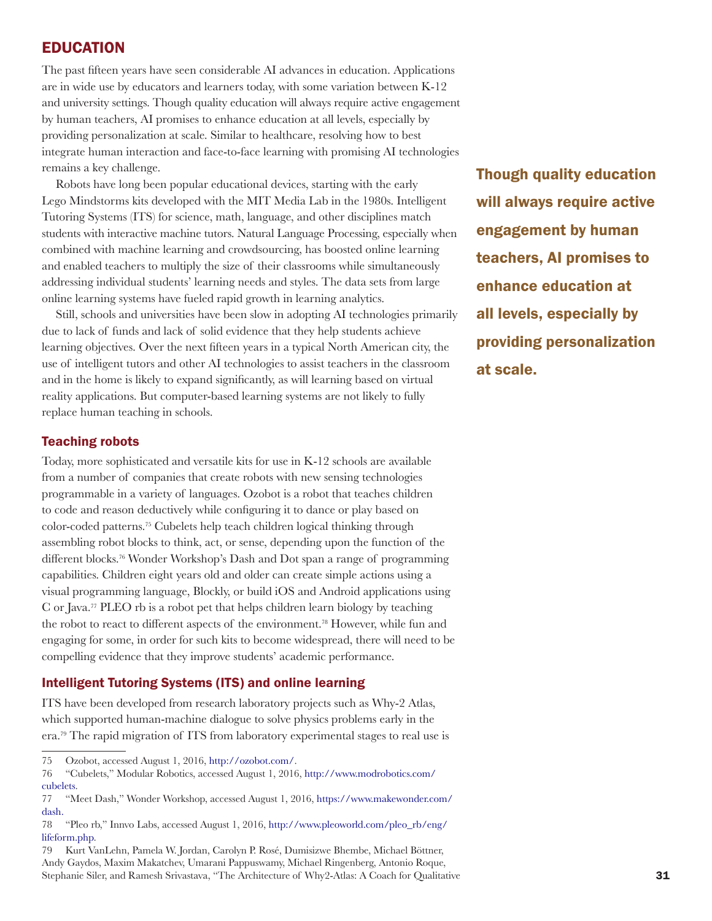## EDUCATION

The past fifteen years have seen considerable AI advances in education. Applications are in wide use by educators and learners today, with some variation between K-12 and university settings. Though quality education will always require active engagement by human teachers, AI promises to enhance education at all levels, especially by providing personalization at scale. Similar to healthcare, resolving how to best integrate human interaction and face-to-face learning with promising AI technologies remains a key challenge.

Robots have long been popular educational devices, starting with the early Lego Mindstorms kits developed with the MIT Media Lab in the 1980s. Intelligent Tutoring Systems (ITS) for science, math, language, and other disciplines match students with interactive machine tutors. Natural Language Processing, especially when combined with machine learning and crowdsourcing, has boosted online learning and enabled teachers to multiply the size of their classrooms while simultaneously addressing individual students' learning needs and styles. The data sets from large online learning systems have fueled rapid growth in learning analytics.

Still, schools and universities have been slow in adopting AI technologies primarily due to lack of funds and lack of solid evidence that they help students achieve learning objectives. Over the next fifteen years in a typical North American city, the use of intelligent tutors and other AI technologies to assist teachers in the classroom and in the home is likely to expand significantly, as will learning based on virtual reality applications. But computer-based learning systems are not likely to fully replace human teaching in schools.

**Though quality education will always require active engagement by human teachers, AI promises to enhance education at all levels, especially by providing personalization at scale.**

### Teaching robots

Today, more sophisticated and versatile kits for use in K-12 schools are available from a number of companies that create robots with new sensing technologies programmable in a variety of languages. Ozobot is a robot that teaches children to code and reason deductively while configuring it to dance or play based on color-coded patterns.[75] Cubelets help teach children logical thinking through assembling robot blocks to think, act, or sense, depending upon the function of the different blocks.[76] Wonder Workshop's Dash and Dot span a range of programming capabilities. Children eight years old and older can create simple actions using a visual programming language, Blockly, or build iOS and Android applications using C or Java.[77] PLEO rb is a robot pet that helps children learn biology by teaching the robot to react to different aspects of the environment.[78] However, while fun and engaging for some, in order for such kits to become widespread, there will need to be compelling evidence that they improve students' academic performance.

### Intelligent Tutoring Systems (ITS) and online learning

ITS have been developed from research laboratory projects such as Why-2 Atlas, which supported human-machine dialogue to solve physics problems early in the era.[79] The rapid migration of ITS from laboratory experimental stages to real use is

---

75 Ozobot, accessed August 1, 2016, http://ozobot.com/.

76 "Cubelets," Modular Robotics, accessed August 1, 2016, http://www.modrobotics.com/cubelets.

77 "Meet Dash," Wonder Workshop, accessed August 1, 2016, https://www.makewonder.com/dash.

78 "Pleo rb," Innvo Labs, accessed August 1, 2016, http://www.pleoworld.com/pleo_rb/eng/lifeform.php.

79 Kurt VanLehn, Pamela W. Jordan, Carolyn P. Rosé, Dumisizwe Bhembe, Michael Böttner, Andy Gaydos, Maxim Makatchev, Umarani Pappuswamy, Michael Ringenberg, Antonio Roque, Stephanie Siler, and Ramesh Srivastava, "The Architecture of Why2-Atlas: A Coach for Qualitative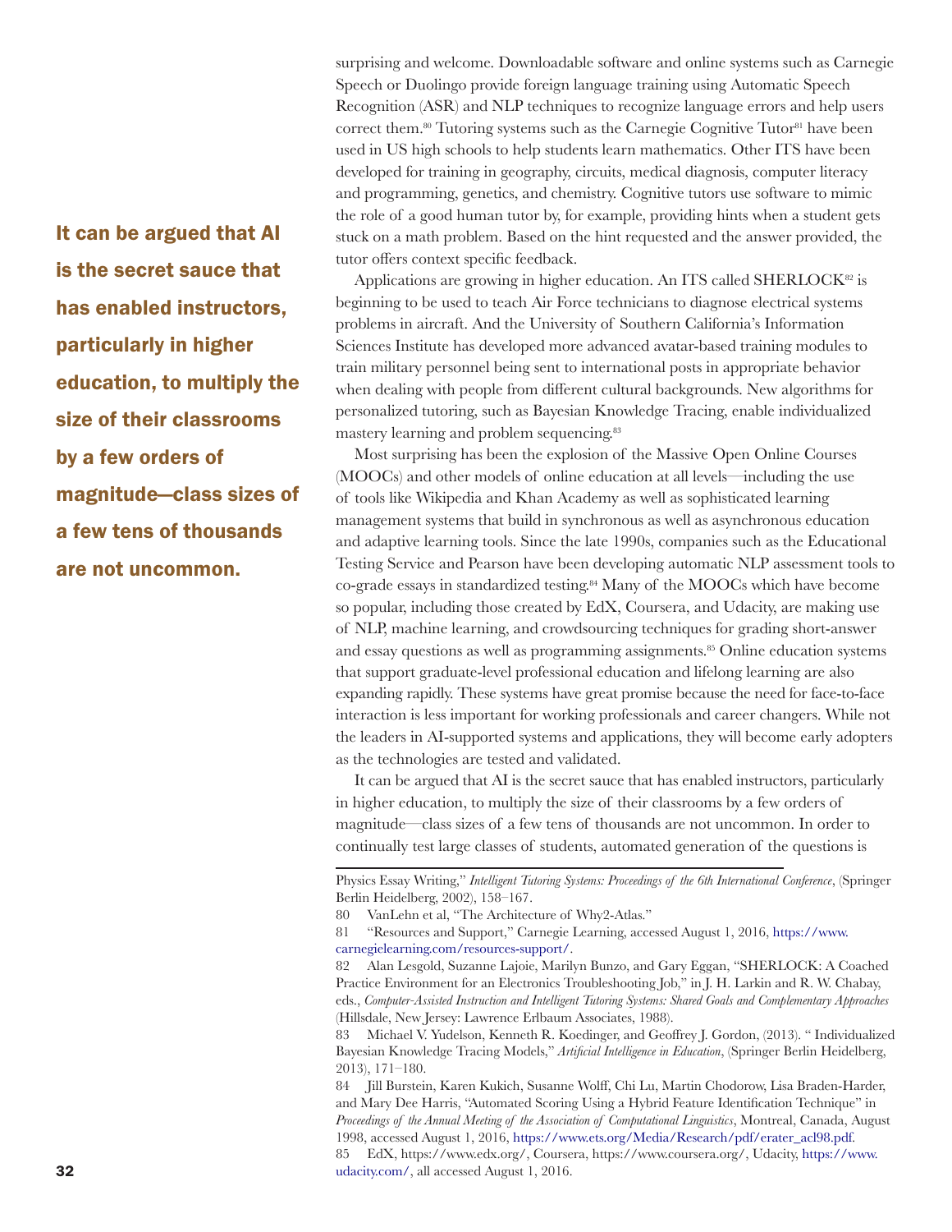**It can be argued that AI is the secret sauce that has enabled instructors, particularly in higher education, to multiply the size of their classrooms by a few orders of magnitude—class sizes of a few tens of thousands are not uncommon.**

surprising and welcome. Downloadable software and online systems such as Carnegie Speech or Duolingo provide foreign language training using Automatic Speech Recognition (ASR) and NLP techniques to recognize language errors and help users correct them.[80] Tutoring systems such as the Carnegie Cognitive Tutor[81] have been used in US high schools to help students learn mathematics. Other ITS have been developed for training in geography, circuits, medical diagnosis, computer literacy and programming, genetics, and chemistry. Cognitive tutors use software to mimic the role of a good human tutor by, for example, providing hints when a student gets stuck on a math problem. Based on the hint requested and the answer provided, the tutor offers context specific feedback.

Applications are growing in higher education. An ITS called SHERLOCK[82] is beginning to be used to teach Air Force technicians to diagnose electrical systems problems in aircraft. And the University of Southern California's Information Sciences Institute has developed more advanced avatar-based training modules to train military personnel being sent to international posts in appropriate behavior when dealing with people from different cultural backgrounds. New algorithms for personalized tutoring, such as Bayesian Knowledge Tracing, enable individualized mastery learning and problem sequencing.[83]

Most surprising has been the explosion of the Massive Open Online Courses (MOOCs) and other models of online education at all levels—including the use of tools like Wikipedia and Khan Academy as well as sophisticated learning management systems that build in synchronous as well as asynchronous education and adaptive learning tools. Since the late 1990s, companies such as the Educational Testing Service and Pearson have been developing automatic NLP assessment tools to co-grade essays in standardized testing.[84] Many of the MOOCs which have become so popular, including those created by EdX, Coursera, and Udacity, are making use of NLP, machine learning, and crowdsourcing techniques for grading short-answer and essay questions as well as programming assignments.[85] Online education systems that support graduate-level professional education and lifelong learning are also expanding rapidly. These systems have great promise because the need for face-to-face interaction is less important for working professionals and career changers. While not the leaders in AI-supported systems and applications, they will become early adopters as the technologies are tested and validated.

It can be argued that AI is the secret sauce that has enabled instructors, particularly in higher education, to multiply the size of their classrooms by a few orders of magnitude—class sizes of a few tens of thousands are not uncommon. In order to continually test large classes of students, automated generation of the questions is

---

Physics Essay Writing," *Intelligent Tutoring Systems: Proceedings of the 6th International Conference*, (Springer Berlin Heidelberg, 2002), 158–167.

80 VanLehn et al, "The Architecture of Why2-Atlas."

81 "Resources and Support," Carnegie Learning, accessed August 1, 2016, https://www.carnegielearning.com/resources-support/.

82 Alan Lesgold, Suzanne Lajoie, Marilyn Bunzo, and Gary Eggan, "SHERLOCK: A Coached Practice Environment for an Electronics Troubleshooting Job," in J. H. Larkin and R. W. Chabay, eds., *Computer-Assisted Instruction and Intelligent Tutoring Systems: Shared Goals and Complementary Approaches* (Hillsdale, New Jersey: Lawrence Erlbaum Associates, 1988).

83 Michael V. Yudelson, Kenneth R. Koedinger, and Geoffrey J. Gordon, (2013). " Individualized Bayesian Knowledge Tracing Models," *Artificial Intelligence in Education*, (Springer Berlin Heidelberg, 2013), 171–180.

84 Jill Burstein, Karen Kukich, Susanne Wolff, Chi Lu, Martin Chodorow, Lisa Braden-Harder, and Mary Dee Harris, "Automated Scoring Using a Hybrid Feature Identification Technique" in *Proceedings of the Annual Meeting of the Association of Computational Linguistics*, Montreal, Canada, August 1998, accessed August 1, 2016, https://www.ets.org/Media/Research/pdf/erater_acl98.pdf.

85 EdX, https://www.edx.org/, Coursera, https://www.coursera.org/, Udacity, https://www.udacity.com/, all accessed August 1, 2016.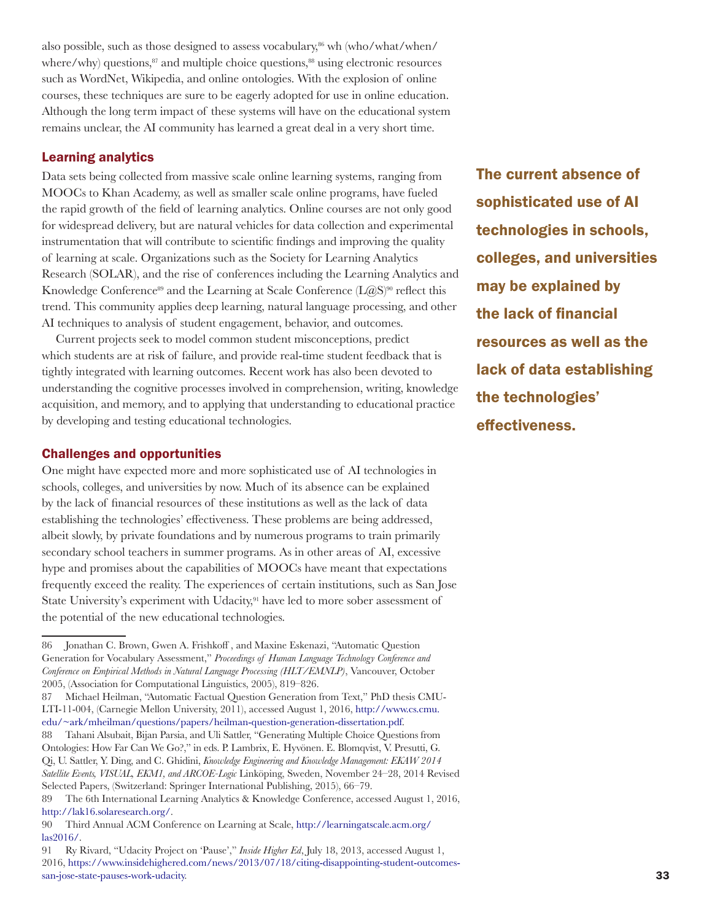also possible, such as those designed to assess vocabulary,[86] wh (who/what/when/where/why) questions,[87] and multiple choice questions,[88] using electronic resources such as WordNet, Wikipedia, and online ontologies. With the explosion of online courses, these techniques are sure to be eagerly adopted for use in online education. Although the long term impact of these systems will have on the educational system remains unclear, the AI community has learned a great deal in a very short time.

### Learning analytics

Data sets being collected from massive scale online learning systems, ranging from MOOCs to Khan Academy, as well as smaller scale online programs, have fueled the rapid growth of the field of learning analytics. Online courses are not only good for widespread delivery, but are natural vehicles for data collection and experimental instrumentation that will contribute to scientific findings and improving the quality of learning at scale. Organizations such as the Society for Learning Analytics Research (SOLAR), and the rise of conferences including the Learning Analytics and Knowledge Conference[89] and the Learning at Scale Conference (L@S)[90] reflect this trend. This community applies deep learning, natural language processing, and other AI techniques to analysis of student engagement, behavior, and outcomes.

Current projects seek to model common student misconceptions, predict which students are at risk of failure, and provide real-time student feedback that is tightly integrated with learning outcomes. Recent work has also been devoted to understanding the cognitive processes involved in comprehension, writing, knowledge acquisition, and memory, and to applying that understanding to educational practice by developing and testing educational technologies.

**The current absence of sophisticated use of AI technologies in schools, colleges, and universities may be explained by the lack of financial resources as well as the lack of data establishing the technologies' effectiveness.**

### Challenges and opportunities

One might have expected more and more sophisticated use of AI technologies in schools, colleges, and universities by now. Much of its absence can be explained by the lack of financial resources of these institutions as well as the lack of data establishing the technologies' effectiveness. These problems are being addressed, albeit slowly, by private foundations and by numerous programs to train primarily secondary school teachers in summer programs. As in other areas of AI, excessive hype and promises about the capabilities of MOOCs have meant that expectations frequently exceed the reality. The experiences of certain institutions, such as San Jose State University's experiment with Udacity,[91] have led to more sober assessment of the potential of the new educational technologies.

---

86 Jonathan C. Brown, Gwen A. Frishkoff , and Maxine Eskenazi, "Automatic Question Generation for Vocabulary Assessment," *Proceedings of Human Language Technology Conference and Conference on Empirical Methods in Natural Language Processing (HLT/EMNLP)*, Vancouver, October 2005, (Association for Computational Linguistics, 2005), 819–826.

87 Michael Heilman, "Automatic Factual Question Generation from Text," PhD thesis CMU-LTI-11-004, (Carnegie Mellon University, 2011), accessed August 1, 2016, http://www.cs.cmu.edu/~ark/mheilman/questions/papers/heilman-question-generation-dissertation.pdf.

88 Tahani Alsubait, Bijan Parsia, and Uli Sattler, "Generating Multiple Choice Questions from Ontologies: How Far Can We Go?," in eds. P. Lambrix, E. Hyvönen. E. Blomqvist, V. Presutti, G. Qi, U. Sattler, Y. Ding, and C. Ghidini, *Knowledge Engineering and Knowledge Management: EKAW 2014 Satellite Events, VISUAL, EKM1, and ARCOE-Logic* Linköping, Sweden, November 24–28, 2014 Revised Selected Papers, (Switzerland: Springer International Publishing, 2015), 66–79.

89 The 6th International Learning Analytics & Knowledge Conference, accessed August 1, 2016, http://lak16.solaresearch.org/.

90 Third Annual ACM Conference on Learning at Scale, http://learningatscale.acm.org/las2016/.

91 Ry Rivard, "Udacity Project on 'Pause'," *Inside Higher Ed*, July 18, 2013, accessed August 1, 2016, https://www.insidehighered.com/news/2013/07/18/citing-disappointing-student-outcomes-san-jose-state-pauses-work-udacity.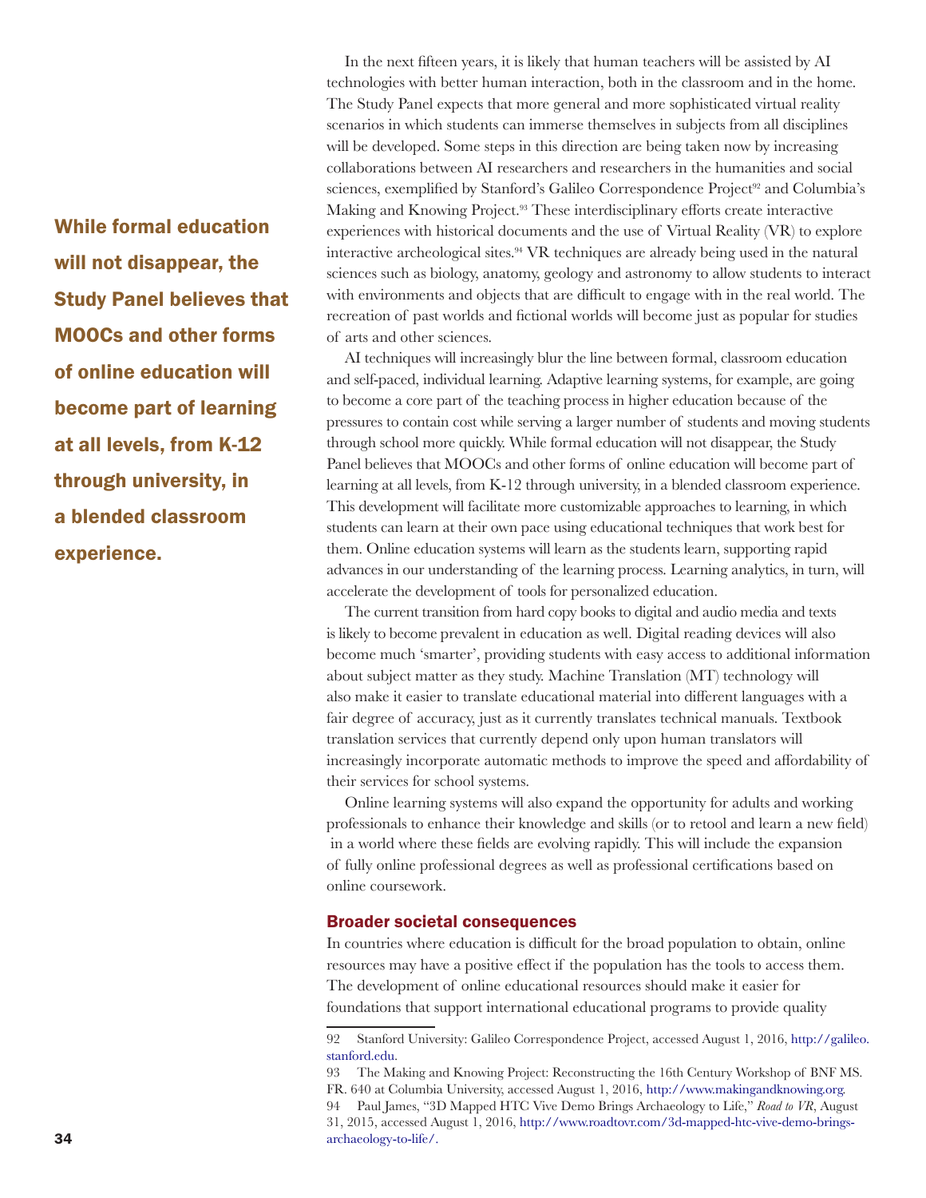In the next fifteen years, it is likely that human teachers will be assisted by AI technologies with better human interaction, both in the classroom and in the home. The Study Panel expects that more general and more sophisticated virtual reality scenarios in which students can immerse themselves in subjects from all disciplines will be developed. Some steps in this direction are being taken now by increasing collaborations between AI researchers and researchers in the humanities and social sciences, exemplified by Stanford's Galileo Correspondence Project[92] and Columbia's Making and Knowing Project.[93] These interdisciplinary efforts create interactive experiences with historical documents and the use of Virtual Reality (VR) to explore interactive archeological sites.[94] VR techniques are already being used in the natural sciences such as biology, anatomy, geology and astronomy to allow students to interact with environments and objects that are difficult to engage with in the real world. The recreation of past worlds and fictional worlds will become just as popular for studies of arts and other sciences.

AI techniques will increasingly blur the line between formal, classroom education and self-paced, individual learning. Adaptive learning systems, for example, are going to become a core part of the teaching process in higher education because of the pressures to contain cost while serving a larger number of students and moving students through school more quickly. While formal education will not disappear, the Study Panel believes that MOOCs and other forms of online education will become part of learning at all levels, from K-12 through university, in a blended classroom experience. This development will facilitate more customizable approaches to learning, in which students can learn at their own pace using educational techniques that work best for them. Online education systems will learn as the students learn, supporting rapid advances in our understanding of the learning process. Learning analytics, in turn, will accelerate the development of tools for personalized education.

**While formal education will not disappear, the Study Panel believes that MOOCs and other forms of online education will become part of learning at all levels, from K-12 through university, in a blended classroom experience.**

The current transition from hard copy books to digital and audio media and texts is likely to become prevalent in education as well. Digital reading devices will also become much 'smarter', providing students with easy access to additional information about subject matter as they study. Machine Translation (MT) technology will also make it easier to translate educational material into different languages with a fair degree of accuracy, just as it currently translates technical manuals. Textbook translation services that currently depend only upon human translators will increasingly incorporate automatic methods to improve the speed and affordability of their services for school systems.

Online learning systems will also expand the opportunity for adults and working professionals to enhance their knowledge and skills (or to retool and learn a new field) in a world where these fields are evolving rapidly. This will include the expansion of fully online professional degrees as well as professional certifications based on online coursework.

### Broader societal consequences

In countries where education is difficult for the broad population to obtain, online resources may have a positive effect if the population has the tools to access them. The development of online educational resources should make it easier for foundations that support international educational programs to provide quality

---

92 Stanford University: Galileo Correspondence Project, accessed August 1, 2016, http://galileo.stanford.edu.

93 The Making and Knowing Project: Reconstructing the 16th Century Workshop of BNF MS. FR. 640 at Columbia University, accessed August 1, 2016, http://www.makingandknowing.org.

94 Paul James, "3D Mapped HTC Vive Demo Brings Archaeology to Life," *Road to VR*, August 31, 2015, accessed August 1, 2016, http://www.roadtovr.com/3d-mapped-htc-vive-demo-brings-archaeology-to-life/.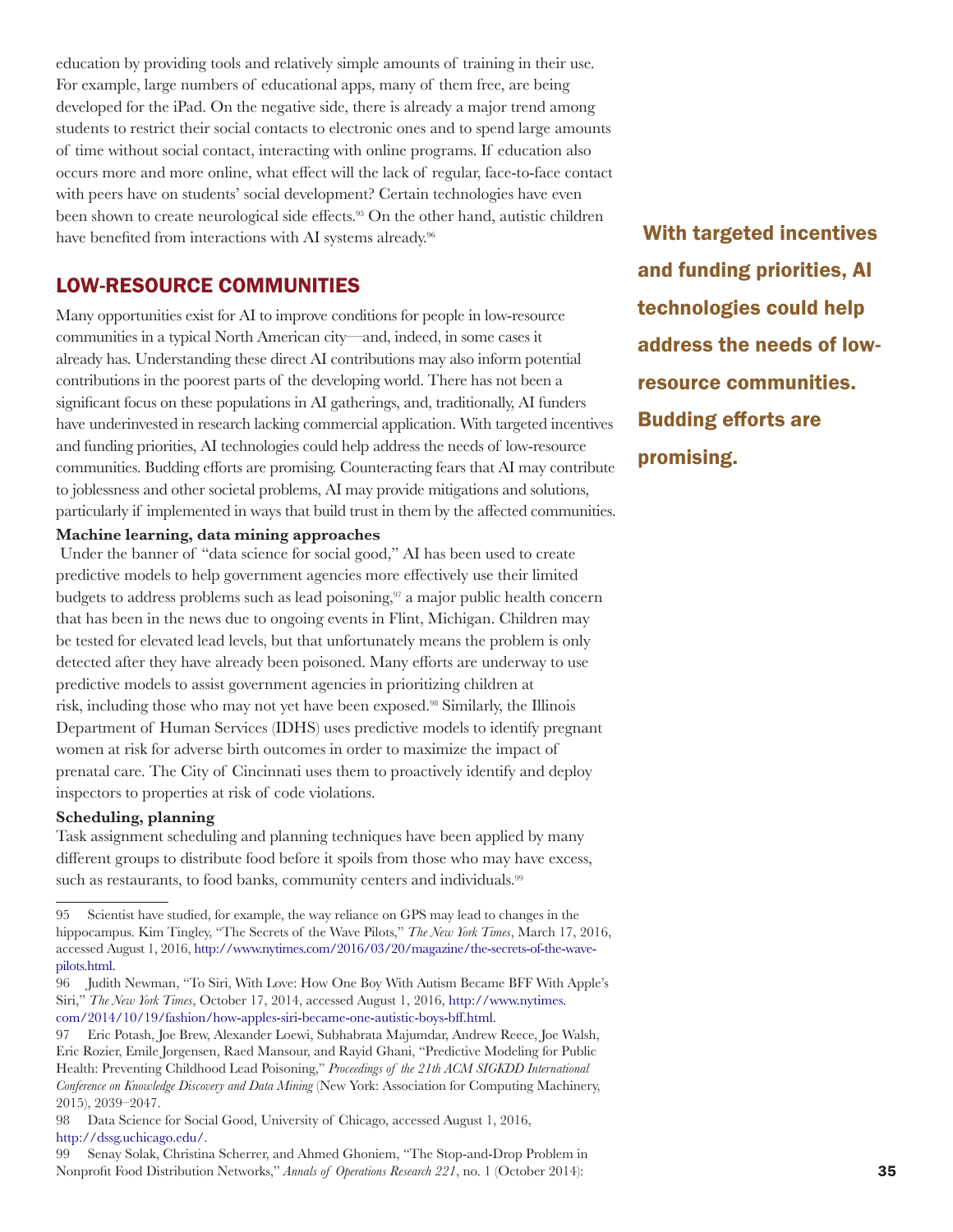education by providing tools and relatively simple amounts of training in their use. For example, large numbers of educational apps, many of them free, are being developed for the iPad. On the negative side, there is already a major trend among students to restrict their social contacts to electronic ones and to spend large amounts of time without social contact, interacting with online programs. If education also occurs more and more online, what effect will the lack of regular, face-to-face contact with peers have on students' social development? Certain technologies have even been shown to create neurological side effects.[95] On the other hand, autistic children have benefited from interactions with AI systems already.[96]

## LOW-RESOURCE COMMUNITIES

Many opportunities exist for AI to improve conditions for people in low-resource communities in a typical North American city—and, indeed, in some cases it already has. Understanding these direct AI contributions may also inform potential contributions in the poorest parts of the developing world. There has not been a significant focus on these populations in AI gatherings, and, traditionally, AI funders have underinvested in research lacking commercial application. With targeted incentives and funding priorities, AI technologies could help address the needs of low-resource communities. Budding efforts are promising. Counteracting fears that AI may contribute to joblessness and other societal problems, AI may provide mitigations and solutions, particularly if implemented in ways that build trust in them by the affected communities.

**With targeted incentives and funding priorities, AI technologies could help address the needs of low-resource communities. Budding efforts are promising.**

**Machine learning, data mining approaches**

Under the banner of "data science for social good," AI has been used to create predictive models to help government agencies more effectively use their limited budgets to address problems such as lead poisoning,[97] a major public health concern that has been in the news due to ongoing events in Flint, Michigan. Children may be tested for elevated lead levels, but that unfortunately means the problem is only detected after they have already been poisoned. Many efforts are underway to use predictive models to assist government agencies in prioritizing children at risk, including those who may not yet have been exposed.[98] Similarly, the Illinois Department of Human Services (IDHS) uses predictive models to identify pregnant women at risk for adverse birth outcomes in order to maximize the impact of prenatal care. The City of Cincinnati uses them to proactively identify and deploy inspectors to properties at risk of code violations.

**Scheduling, planning**

Task assignment scheduling and planning techniques have been applied by many different groups to distribute food before it spoils from those who may have excess, such as restaurants, to food banks, community centers and individuals.[99]

---

95 Scientist have studied, for example, the way reliance on GPS may lead to changes in the hippocampus. Kim Tingley, "The Secrets of the Wave Pilots," *The New York Times*, March 17, 2016, accessed August 1, 2016, http://www.nytimes.com/2016/03/20/magazine/the-secrets-of-the-wave-pilots.html.

96 Judith Newman, "To Siri, With Love: How One Boy With Autism Became BFF With Apple's Siri," *The New York Times*, October 17, 2014, accessed August 1, 2016, http://www.nytimes.com/2014/10/19/fashion/how-apples-siri-became-one-autistic-boys-bff.html.

97 Eric Potash, Joe Brew, Alexander Loewi, Subhabrata Majumdar, Andrew Reece, Joe Walsh, Eric Rozier, Emile Jorgensen, Raed Mansour, and Rayid Ghani, "Predictive Modeling for Public Health: Preventing Childhood Lead Poisoning," *Proceedings of the 21th ACM SIGKDD International Conference on Knowledge Discovery and Data Mining* (New York: Association for Computing Machinery, 2015), 2039–2047.

98 Data Science for Social Good, University of Chicago, accessed August 1, 2016, http://dssg.uchicago.edu/.

99 Senay Solak, Christina Scherrer, and Ahmed Ghoniem, "The Stop-and-Drop Problem in Nonprofit Food Distribution Networks," *Annals of Operations Research 221*, no. 1 (October 2014):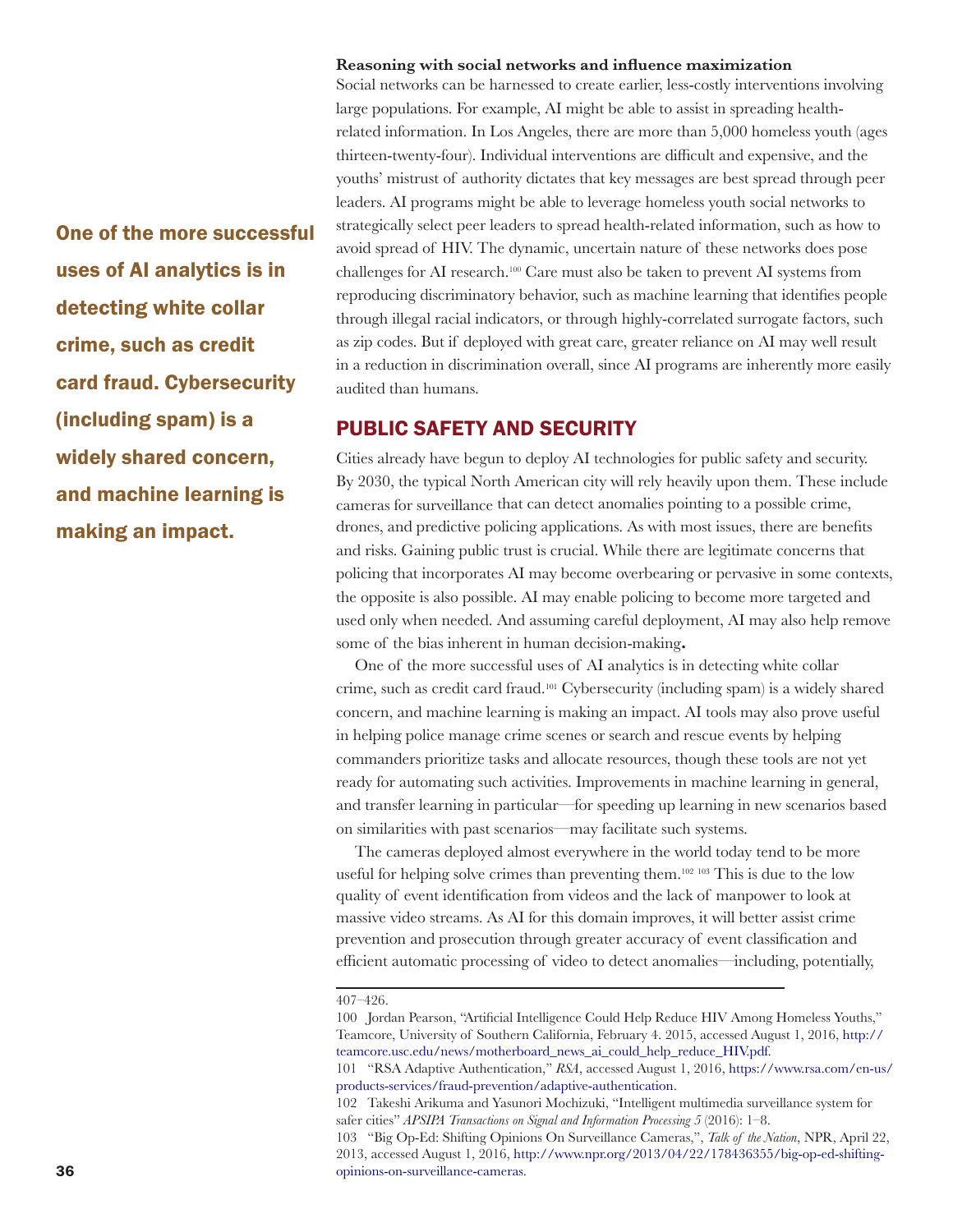**Reasoning with social networks and influence maximization**

Social networks can be harnessed to create earlier, less-costly interventions involving large populations. For example, AI might be able to assist in spreading health-related information. In Los Angeles, there are more than 5,000 homeless youth (ages thirteen-twenty-four). Individual interventions are difficult and expensive, and the youths' mistrust of authority dictates that key messages are best spread through peer leaders. AI programs might be able to leverage homeless youth social networks to strategically select peer leaders to spread health-related information, such as how to avoid spread of HIV. The dynamic, uncertain nature of these networks does pose challenges for AI research.[100] Care must also be taken to prevent AI systems from reproducing discriminatory behavior, such as machine learning that identifies people through illegal racial indicators, or through highly-correlated surrogate factors, such as zip codes. But if deployed with great care, greater reliance on AI may well result in a reduction in discrimination overall, since AI programs are inherently more easily audited than humans.

## PUBLIC SAFETY AND SECURITY

Cities already have begun to deploy AI technologies for public safety and security. By 2030, the typical North American city will rely heavily upon them. These include cameras for surveillance that can detect anomalies pointing to a possible crime, drones, and predictive policing applications. As with most issues, there are benefits and risks. Gaining public trust is crucial. While there are legitimate concerns that policing that incorporates AI may become overbearing or pervasive in some contexts, the opposite is also possible. AI may enable policing to become more targeted and used only when needed. And assuming careful deployment, AI may also help remove some of the bias inherent in human decision-making**.**

**One of the more successful uses of AI analytics is in detecting white collar crime, such as credit card fraud. Cybersecurity (including spam) is a widely shared concern, and machine learning is making an impact.**

One of the more successful uses of AI analytics is in detecting white collar crime, such as credit card fraud.[101] Cybersecurity (including spam) is a widely shared concern, and machine learning is making an impact. AI tools may also prove useful in helping police manage crime scenes or search and rescue events by helping commanders prioritize tasks and allocate resources, though these tools are not yet ready for automating such activities. Improvements in machine learning in general, and transfer learning in particular—for speeding up learning in new scenarios based on similarities with past scenarios—may facilitate such systems.

The cameras deployed almost everywhere in the world today tend to be more useful for helping solve crimes than preventing them.[102] [103] This is due to the low quality of event identification from videos and the lack of manpower to look at massive video streams. As AI for this domain improves, it will better assist crime prevention and prosecution through greater accuracy of event classification and efficient automatic processing of video to detect anomalies—including, potentially,

---

407–426.

100 Jordan Pearson, "Artificial Intelligence Could Help Reduce HIV Among Homeless Youths," Teamcore, University of Southern California, February 4. 2015, accessed August 1, 2016, http://teamcore.usc.edu/news/motherboard_news_ai_could_help_reduce_HIV.pdf.

101 "RSA Adaptive Authentication," *RSA*, accessed August 1, 2016, https://www.rsa.com/en-us/products-services/fraud-prevention/adaptive-authentication.

102 Takeshi Arikuma and Yasunori Mochizuki, "Intelligent multimedia surveillance system for safer cities" *APSIPA Transactions on Signal and Information Processing 5* (2016): 1–8.

103 "Big Op-Ed: Shifting Opinions On Surveillance Cameras,", *Talk of the Nation*, NPR, April 22, 2013, accessed August 1, 2016, http://www.npr.org/2013/04/22/178436355/big-op-ed-shifting-opinions-on-surveillance-cameras.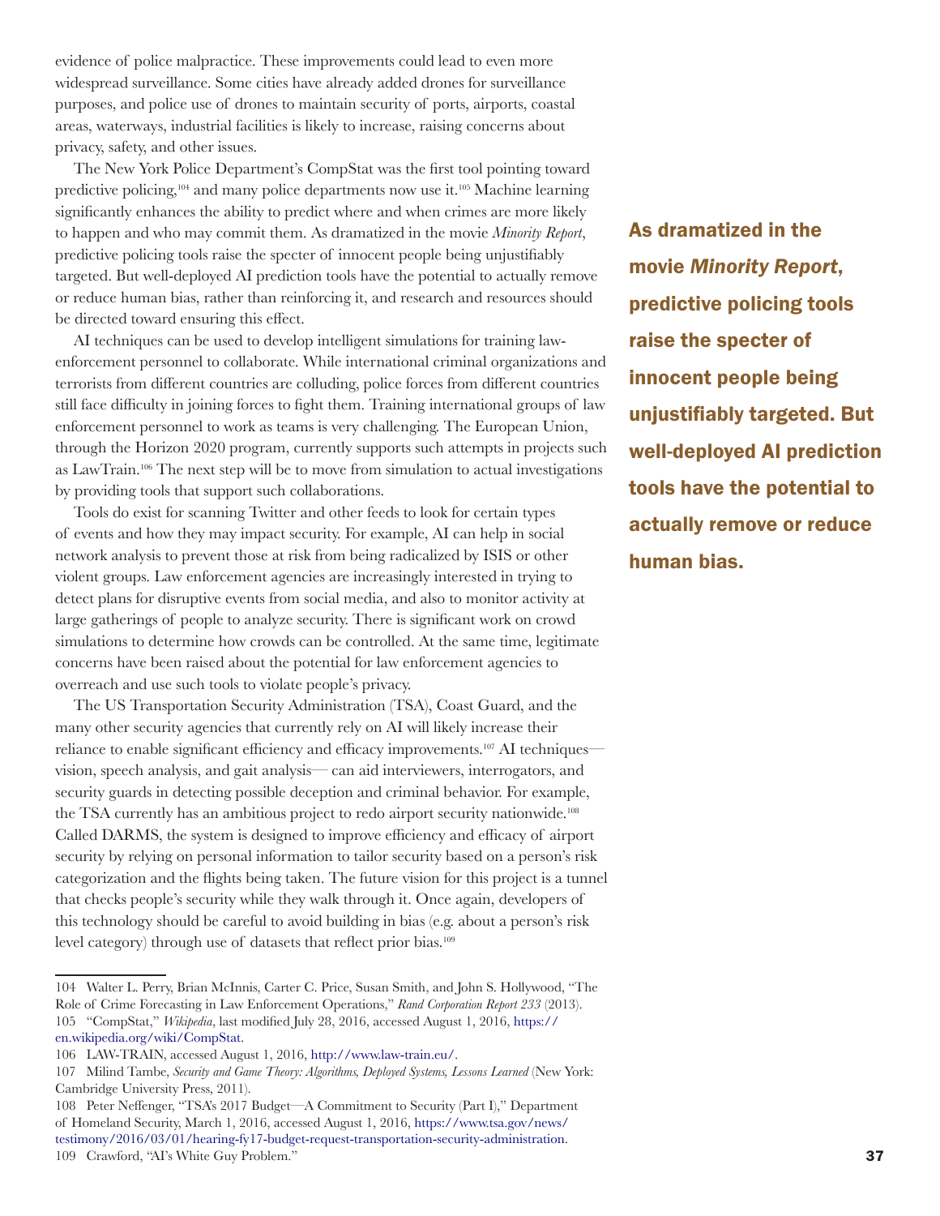evidence of police malpractice. These improvements could lead to even more widespread surveillance. Some cities have already added drones for surveillance purposes, and police use of drones to maintain security of ports, airports, coastal areas, waterways, industrial facilities is likely to increase, raising concerns about privacy, safety, and other issues.

The New York Police Department's CompStat was the first tool pointing toward predictive policing,[104] and many police departments now use it.[105] Machine learning significantly enhances the ability to predict where and when crimes are more likely to happen and who may commit them. As dramatized in the movie *Minority Report*, predictive policing tools raise the specter of innocent people being unjustifiably targeted. But well-deployed AI prediction tools have the potential to actually remove or reduce human bias, rather than reinforcing it, and research and resources should be directed toward ensuring this effect.

**As dramatized in the movie *Minority Report*, predictive policing tools raise the specter of innocent people being unjustifiably targeted. But well-deployed AI prediction tools have the potential to actually remove or reduce human bias.**

AI techniques can be used to develop intelligent simulations for training law-enforcement personnel to collaborate. While international criminal organizations and terrorists from different countries are colluding, police forces from different countries still face difficulty in joining forces to fight them. Training international groups of law enforcement personnel to work as teams is very challenging. The European Union, through the Horizon 2020 program, currently supports such attempts in projects such as LawTrain.[106] The next step will be to move from simulation to actual investigations by providing tools that support such collaborations.

Tools do exist for scanning Twitter and other feeds to look for certain types of events and how they may impact security. For example, AI can help in social network analysis to prevent those at risk from being radicalized by ISIS or other violent groups. Law enforcement agencies are increasingly interested in trying to detect plans for disruptive events from social media, and also to monitor activity at large gatherings of people to analyze security. There is significant work on crowd simulations to determine how crowds can be controlled. At the same time, legitimate concerns have been raised about the potential for law enforcement agencies to overreach and use such tools to violate people's privacy.

The US Transportation Security Administration (TSA), Coast Guard, and the many other security agencies that currently rely on AI will likely increase their reliance to enable significant efficiency and efficacy improvements.[107] AI techniques—vision, speech analysis, and gait analysis— can aid interviewers, interrogators, and security guards in detecting possible deception and criminal behavior. For example, the TSA currently has an ambitious project to redo airport security nationwide.[108] Called DARMS, the system is designed to improve efficiency and efficacy of airport security by relying on personal information to tailor security based on a person's risk categorization and the flights being taken. The future vision for this project is a tunnel that checks people's security while they walk through it. Once again, developers of this technology should be careful to avoid building in bias (e.g. about a person's risk level category) through use of datasets that reflect prior bias.[109]

---

104 Walter L. Perry, Brian McInnis, Carter C. Price, Susan Smith, and John S. Hollywood, "The Role of Crime Forecasting in Law Enforcement Operations," *Rand Corporation Report 233* (2013).

105 "CompStat," *Wikipedia*, last modified July 28, 2016, accessed August 1, 2016, https://en.wikipedia.org/wiki/CompStat.

106 LAW-TRAIN, accessed August 1, 2016, http://www.law-train.eu/.

107 Milind Tambe, *Security and Game Theory: Algorithms, Deployed Systems, Lessons Learned* (New York: Cambridge University Press, 2011).

108 Peter Neffenger, "TSA's 2017 Budget—A Commitment to Security (Part I)," Department of Homeland Security, March 1, 2016, accessed August 1, 2016, https://www.tsa.gov/news/testimony/2016/03/01/hearing-fy17-budget-request-transportation-security-administration.

109 Crawford, "AI's White Guy Problem."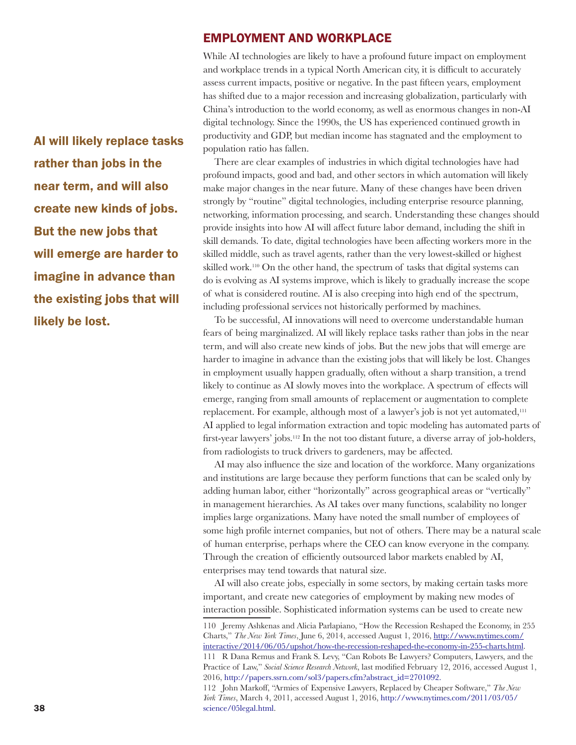## EMPLOYMENT AND WORKPLACE

**AI will likely replace tasks rather than jobs in the near term, and will also create new kinds of jobs. But the new jobs that will emerge are harder to imagine in advance than the existing jobs that will likely be lost.**

While AI technologies are likely to have a profound future impact on employment and workplace trends in a typical North American city, it is difficult to accurately assess current impacts, positive or negative. In the past fifteen years, employment has shifted due to a major recession and increasing globalization, particularly with China's introduction to the world economy, as well as enormous changes in non-AI digital technology. Since the 1990s, the US has experienced continued growth in productivity and GDP, but median income has stagnated and the employment to population ratio has fallen.

There are clear examples of industries in which digital technologies have had profound impacts, good and bad, and other sectors in which automation will likely make major changes in the near future. Many of these changes have been driven strongly by "routine" digital technologies, including enterprise resource planning, networking, information processing, and search. Understanding these changes should provide insights into how AI will affect future labor demand, including the shift in skill demands. To date, digital technologies have been affecting workers more in the skilled middle, such as travel agents, rather than the very lowest-skilled or highest skilled work.[110] On the other hand, the spectrum of tasks that digital systems can do is evolving as AI systems improve, which is likely to gradually increase the scope of what is considered routine. AI is also creeping into high end of the spectrum, including professional services not historically performed by machines.

To be successful, AI innovations will need to overcome understandable human fears of being marginalized. AI will likely replace tasks rather than jobs in the near term, and will also create new kinds of jobs. But the new jobs that will emerge are harder to imagine in advance than the existing jobs that will likely be lost. Changes in employment usually happen gradually, often without a sharp transition, a trend likely to continue as AI slowly moves into the workplace. A spectrum of effects will emerge, ranging from small amounts of replacement or augmentation to complete replacement. For example, although most of a lawyer's job is not yet automated,[111] AI applied to legal information extraction and topic modeling has automated parts of first-year lawyers' jobs.[112] In the not too distant future, a diverse array of job-holders, from radiologists to truck drivers to gardeners, may be affected.

AI may also influence the size and location of the workforce. Many organizations and institutions are large because they perform functions that can be scaled only by adding human labor, either "horizontally" across geographical areas or "vertically" in management hierarchies. As AI takes over many functions, scalability no longer implies large organizations. Many have noted the small number of employees of some high profile internet companies, but not of others. There may be a natural scale of human enterprise, perhaps where the CEO can know everyone in the company. Through the creation of efficiently outsourced labor markets enabled by AI, enterprises may tend towards that natural size.

AI will also create jobs, especially in some sectors, by making certain tasks more important, and create new categories of employment by making new modes of interaction possible. Sophisticated information systems can be used to create new

---

110 Jeremy Ashkenas and Alicia Parlapiano, "How the Recession Reshaped the Economy, in 255 Charts," *The New York Times*, June 6, 2014, accessed August 1, 2016, http://www.nytimes.com/interactive/2014/06/05/upshot/how-the-recession-reshaped-the-economy-in-255-charts.html.

111 R Dana Remus and Frank S. Levy, "Can Robots Be Lawyers? Computers, Lawyers, and the Practice of Law," *Social Science Research Network*, last modified February 12, 2016, accessed August 1, 2016, http://papers.ssrn.com/sol3/papers.cfm?abstract_id=2701092.

112 John Markoff, "Armies of Expensive Lawyers, Replaced by Cheaper Software," *The New York Times*, March 4, 2011, accessed August 1, 2016, http://www.nytimes.com/2011/03/05/science/05legal.html.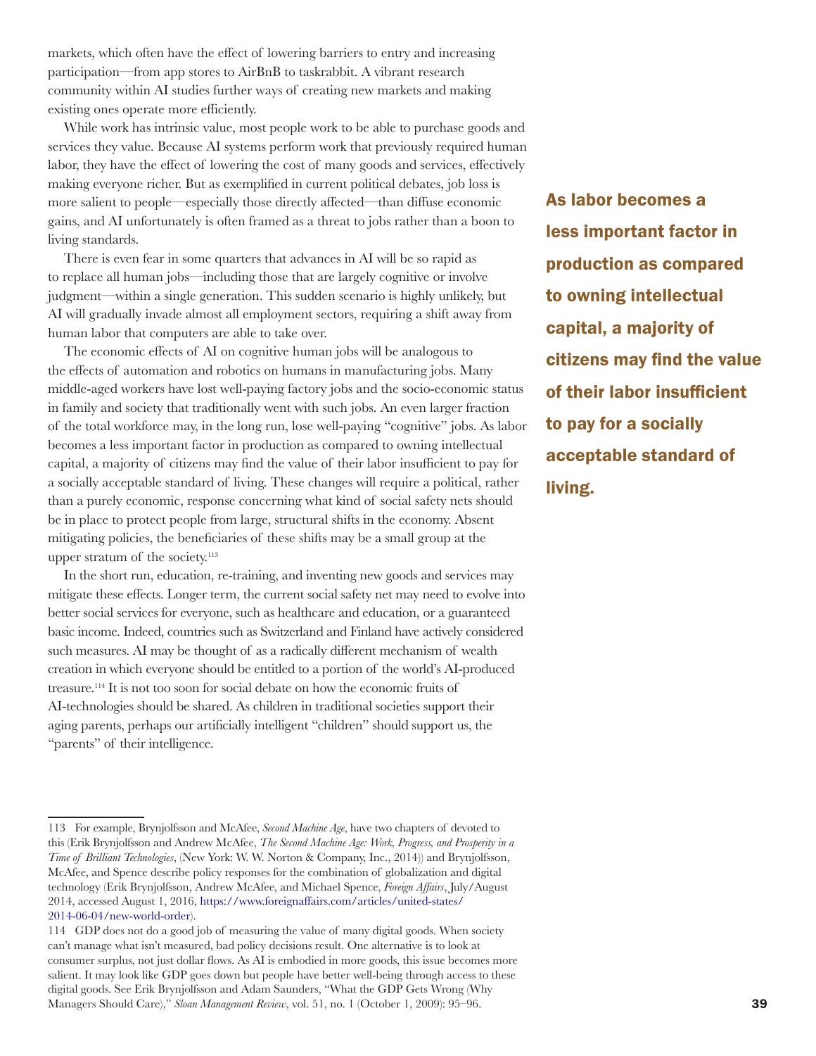markets, which often have the effect of lowering barriers to entry and increasing participation—from app stores to AirBnB to taskrabbit. A vibrant research community within AI studies further ways of creating new markets and making existing ones operate more efficiently.

While work has intrinsic value, most people work to be able to purchase goods and services they value. Because AI systems perform work that previously required human labor, they have the effect of lowering the cost of many goods and services, effectively making everyone richer. But as exemplified in current political debates, job loss is more salient to people—especially those directly affected—than diffuse economic gains, and AI unfortunately is often framed as a threat to jobs rather than a boon to living standards.

There is even fear in some quarters that advances in AI will be so rapid as to replace all human jobs—including those that are largely cognitive or involve judgment—within a single generation. This sudden scenario is highly unlikely, but AI will gradually invade almost all employment sectors, requiring a shift away from human labor that computers are able to take over.

The economic effects of AI on cognitive human jobs will be analogous to the effects of automation and robotics on humans in manufacturing jobs. Many middle-aged workers have lost well-paying factory jobs and the socio-economic status in family and society that traditionally went with such jobs. An even larger fraction of the total workforce may, in the long run, lose well-paying "cognitive" jobs. As labor becomes a less important factor in production as compared to owning intellectual capital, a majority of citizens may find the value of their labor insufficient to pay for a socially acceptable standard of living. These changes will require a political, rather than a purely economic, response concerning what kind of social safety nets should be in place to protect people from large, structural shifts in the economy. Absent mitigating policies, the beneficiaries of these shifts may be a small group at the upper stratum of the society.[113]

**As labor becomes a less important factor in production as compared to owning intellectual capital, a majority of citizens may find the value of their labor insufficient to pay for a socially acceptable standard of living.**

In the short run, education, re-training, and inventing new goods and services may mitigate these effects. Longer term, the current social safety net may need to evolve into better social services for everyone, such as healthcare and education, or a guaranteed basic income. Indeed, countries such as Switzerland and Finland have actively considered such measures. AI may be thought of as a radically different mechanism of wealth creation in which everyone should be entitled to a portion of the world's AI-produced treasure.[114] It is not too soon for social debate on how the economic fruits of AI-technologies should be shared. As children in traditional societies support their aging parents, perhaps our artificially intelligent "children" should support us, the "parents" of their intelligence.

---

113 For example, Brynjolfsson and McAfee, *Second Machine Age*, have two chapters of devoted to this (Erik Brynjolfsson and Andrew McAfee, *The Second Machine Age: Work, Progress, and Prosperity in a Time of Brilliant Technologies*, (New York: W. W. Norton & Company, Inc., 2014)) and Brynjolfsson, McAfee, and Spence describe policy responses for the combination of globalization and digital technology (Erik Brynjolfsson, Andrew McAfee, and Michael Spence, *Foreign Affairs*, July/August 2014, accessed August 1, 2016, https://www.foreignaffairs.com/articles/united-states/2014-06-04/new-world-order).

114 GDP does not do a good job of measuring the value of many digital goods. When society can't manage what isn't measured, bad policy decisions result. One alternative is to look at consumer surplus, not just dollar flows. As AI is embodied in more goods, this issue becomes more salient. It may look like GDP goes down but people have better well-being through access to these digital goods. See Erik Brynjolfsson and Adam Saunders, "What the GDP Gets Wrong (Why Managers Should Care)," *Sloan Management Review*, vol. 51, no. 1 (October 1, 2009): 95–96.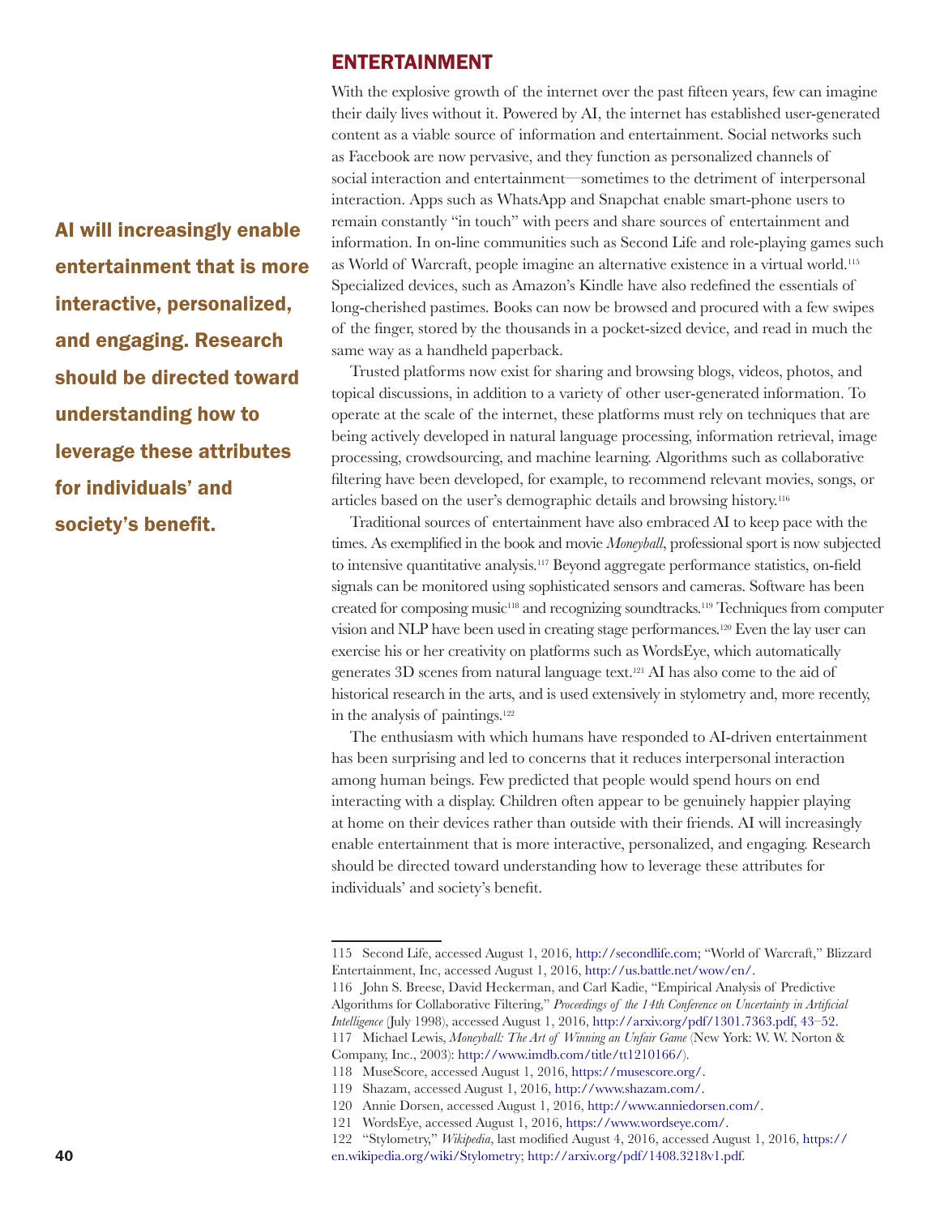## ENTERTAINMENT

**AI will increasingly enable entertainment that is more interactive, personalized, and engaging. Research should be directed toward understanding how to leverage these attributes for individuals' and society's benefit.**

With the explosive growth of the internet over the past fifteen years, few can imagine their daily lives without it. Powered by AI, the internet has established user-generated content as a viable source of information and entertainment. Social networks such as Facebook are now pervasive, and they function as personalized channels of social interaction and entertainment—sometimes to the detriment of interpersonal interaction. Apps such as WhatsApp and Snapchat enable smart-phone users to remain constantly "in touch" with peers and share sources of entertainment and information. In on-line communities such as Second Life and role-playing games such as World of Warcraft, people imagine an alternative existence in a virtual world.[115] Specialized devices, such as Amazon's Kindle have also redefined the essentials of long-cherished pastimes. Books can now be browsed and procured with a few swipes of the finger, stored by the thousands in a pocket-sized device, and read in much the same way as a handheld paperback.

Trusted platforms now exist for sharing and browsing blogs, videos, photos, and topical discussions, in addition to a variety of other user-generated information. To operate at the scale of the internet, these platforms must rely on techniques that are being actively developed in natural language processing, information retrieval, image processing, crowdsourcing, and machine learning. Algorithms such as collaborative filtering have been developed, for example, to recommend relevant movies, songs, or articles based on the user's demographic details and browsing history.[116]

Traditional sources of entertainment have also embraced AI to keep pace with the times. As exemplified in the book and movie *Moneyball*, professional sport is now subjected to intensive quantitative analysis.[117] Beyond aggregate performance statistics, on-field signals can be monitored using sophisticated sensors and cameras. Software has been created for composing music[118] and recognizing soundtracks.[119] Techniques from computer vision and NLP have been used in creating stage performances.[120] Even the lay user can exercise his or her creativity on platforms such as WordsEye, which automatically generates 3D scenes from natural language text.[121] AI has also come to the aid of historical research in the arts, and is used extensively in stylometry and, more recently, in the analysis of paintings.[122]

The enthusiasm with which humans have responded to AI-driven entertainment has been surprising and led to concerns that it reduces interpersonal interaction among human beings. Few predicted that people would spend hours on end interacting with a display. Children often appear to be genuinely happier playing at home on their devices rather than outside with their friends. AI will increasingly enable entertainment that is more interactive, personalized, and engaging. Research should be directed toward understanding how to leverage these attributes for individuals' and society's benefit.

---

115 Second Life, accessed August 1, 2016, http://secondlife.com; "World of Warcraft," Blizzard Entertainment, Inc, accessed August 1, 2016, http://us.battle.net/wow/en/.

116 John S. Breese, David Heckerman, and Carl Kadie, "Empirical Analysis of Predictive Algorithms for Collaborative Filtering," *Proceedings of the 14th Conference on Uncertainty in Artificial Intelligence* (July 1998), accessed August 1, 2016, http://arxiv.org/pdf/1301.7363.pdf, 43–52.

117 Michael Lewis, *Moneyball: The Art of Winning an Unfair Game* (New York: W. W. Norton & Company, Inc., 2003): http://www.imdb.com/title/tt1210166/).

118 MuseScore, accessed August 1, 2016, https://musescore.org/.

119 Shazam, accessed August 1, 2016, http://www.shazam.com/.

120 Annie Dorsen, accessed August 1, 2016, http://www.anniedorsen.com/.

121 WordsEye, accessed August 1, 2016, https://www.wordseye.com/.

122 "Stylometry," *Wikipedia*, last modified August 4, 2016, accessed August 1, 2016, https://en.wikipedia.org/wiki/Stylometry; http://arxiv.org/pdf/1408.3218v1.pdf.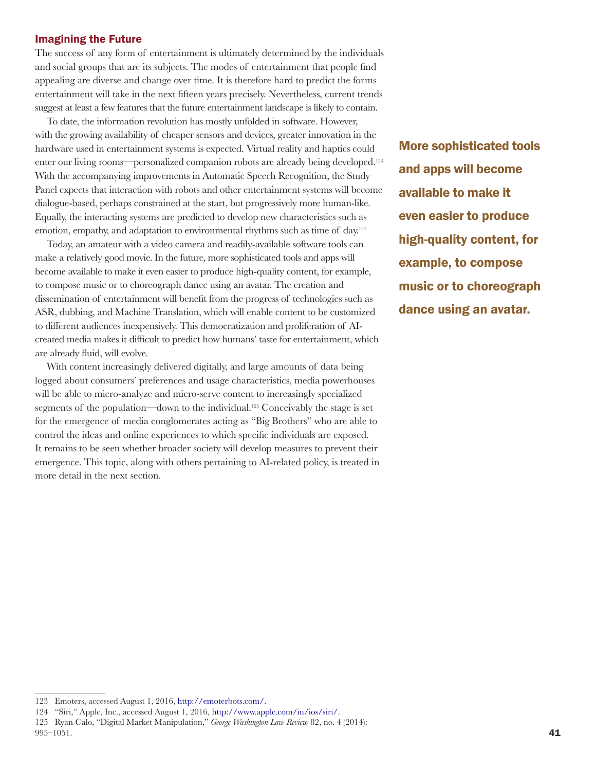## Imagining the Future

The success of any form of entertainment is ultimately determined by the individuals and social groups that are its subjects. The modes of entertainment that people find appealing are diverse and change over time. It is therefore hard to predict the forms entertainment will take in the next fifteen years precisely. Nevertheless, current trends suggest at least a few features that the future entertainment landscape is likely to contain.

To date, the information revolution has mostly unfolded in software. However, with the growing availability of cheaper sensors and devices, greater innovation in the hardware used in entertainment systems is expected. Virtual reality and haptics could enter our living rooms—personalized companion robots are already being developed.[123] With the accompanying improvements in Automatic Speech Recognition, the Study Panel expects that interaction with robots and other entertainment systems will become dialogue-based, perhaps constrained at the start, but progressively more human-like. Equally, the interacting systems are predicted to develop new characteristics such as emotion, empathy, and adaptation to environmental rhythms such as time of day.[124]

**More sophisticated tools and apps will become available to make it even easier to produce high-quality content, for example, to compose music or to choreograph dance using an avatar.**

Today, an amateur with a video camera and readily-available software tools can make a relatively good movie. In the future, more sophisticated tools and apps will become available to make it even easier to produce high-quality content, for example, to compose music or to choreograph dance using an avatar. The creation and dissemination of entertainment will benefit from the progress of technologies such as ASR, dubbing, and Machine Translation, which will enable content to be customized to different audiences inexpensively. This democratization and proliferation of AI-created media makes it difficult to predict how humans' taste for entertainment, which are already fluid, will evolve.

With content increasingly delivered digitally, and large amounts of data being logged about consumers' preferences and usage characteristics, media powerhouses will be able to micro-analyze and micro-serve content to increasingly specialized segments of the population—down to the individual.[125] Conceivably the stage is set for the emergence of media conglomerates acting as "Big Brothers" who are able to control the ideas and online experiences to which specific individuals are exposed. It remains to be seen whether broader society will develop measures to prevent their emergence. This topic, along with others pertaining to AI-related policy, is treated in more detail in the next section.

---

123 Emoters, accessed August 1, 2016, http://emoterbots.com/.

124 "Siri," Apple, Inc., accessed August 1, 2016, http://www.apple.com/in/ios/siri/.

125 Ryan Calo, "Digital Market Manipulation," *George Washington Law Review* 82, no. 4 (2014): 995–1051.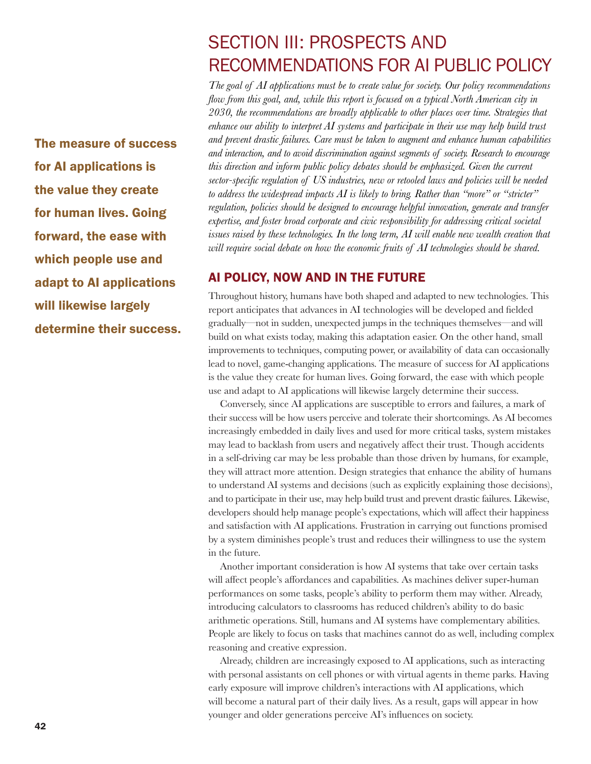# SECTION III: PROSPECTS AND RECOMMENDATIONS FOR AI PUBLIC POLICY

*The goal of AI applications must be to create value for society. Our policy recommendations flow from this goal, and, while this report is focused on a typical North American city in 2030, the recommendations are broadly applicable to other places over time. Strategies that enhance our ability to interpret AI systems and participate in their use may help build trust and prevent drastic failures. Care must be taken to augment and enhance human capabilities and interaction, and to avoid discrimination against segments of society. Research to encourage this direction and inform public policy debates should be emphasized. Given the current sector-specific regulation of US industries, new or retooled laws and policies will be needed to address the widespread impacts AI is likely to bring. Rather than "more" or "stricter" regulation, policies should be designed to encourage helpful innovation, generate and transfer expertise, and foster broad corporate and civic responsibility for addressing critical societal issues raised by these technologies. In the long term, AI will enable new wealth creation that will require social debate on how the economic fruits of AI technologies should be shared.*

**The measure of success for AI applications is the value they create for human lives. Going forward, the ease with which people use and adapt to AI applications will likewise largely determine their success.**

## AI POLICY, NOW AND IN THE FUTURE

Throughout history, humans have both shaped and adapted to new technologies. This report anticipates that advances in AI technologies will be developed and fielded gradually—not in sudden, unexpected jumps in the techniques themselves—and will build on what exists today, making this adaptation easier. On the other hand, small improvements to techniques, computing power, or availability of data can occasionally lead to novel, game-changing applications. The measure of success for AI applications is the value they create for human lives. Going forward, the ease with which people use and adapt to AI applications will likewise largely determine their success.

Conversely, since AI applications are susceptible to errors and failures, a mark of their success will be how users perceive and tolerate their shortcomings. As AI becomes increasingly embedded in daily lives and used for more critical tasks, system mistakes may lead to backlash from users and negatively affect their trust. Though accidents in a self-driving car may be less probable than those driven by humans, for example, they will attract more attention. Design strategies that enhance the ability of humans to understand AI systems and decisions (such as explicitly explaining those decisions), and to participate in their use, may help build trust and prevent drastic failures. Likewise, developers should help manage people's expectations, which will affect their happiness and satisfaction with AI applications. Frustration in carrying out functions promised by a system diminishes people's trust and reduces their willingness to use the system in the future.

Another important consideration is how AI systems that take over certain tasks will affect people's affordances and capabilities. As machines deliver super-human performances on some tasks, people's ability to perform them may wither. Already, introducing calculators to classrooms has reduced children's ability to do basic arithmetic operations. Still, humans and AI systems have complementary abilities. People are likely to focus on tasks that machines cannot do as well, including complex reasoning and creative expression.

Already, children are increasingly exposed to AI applications, such as interacting with personal assistants on cell phones or with virtual agents in theme parks. Having early exposure will improve children's interactions with AI applications, which will become a natural part of their daily lives. As a result, gaps will appear in how younger and older generations perceive AI's influences on society.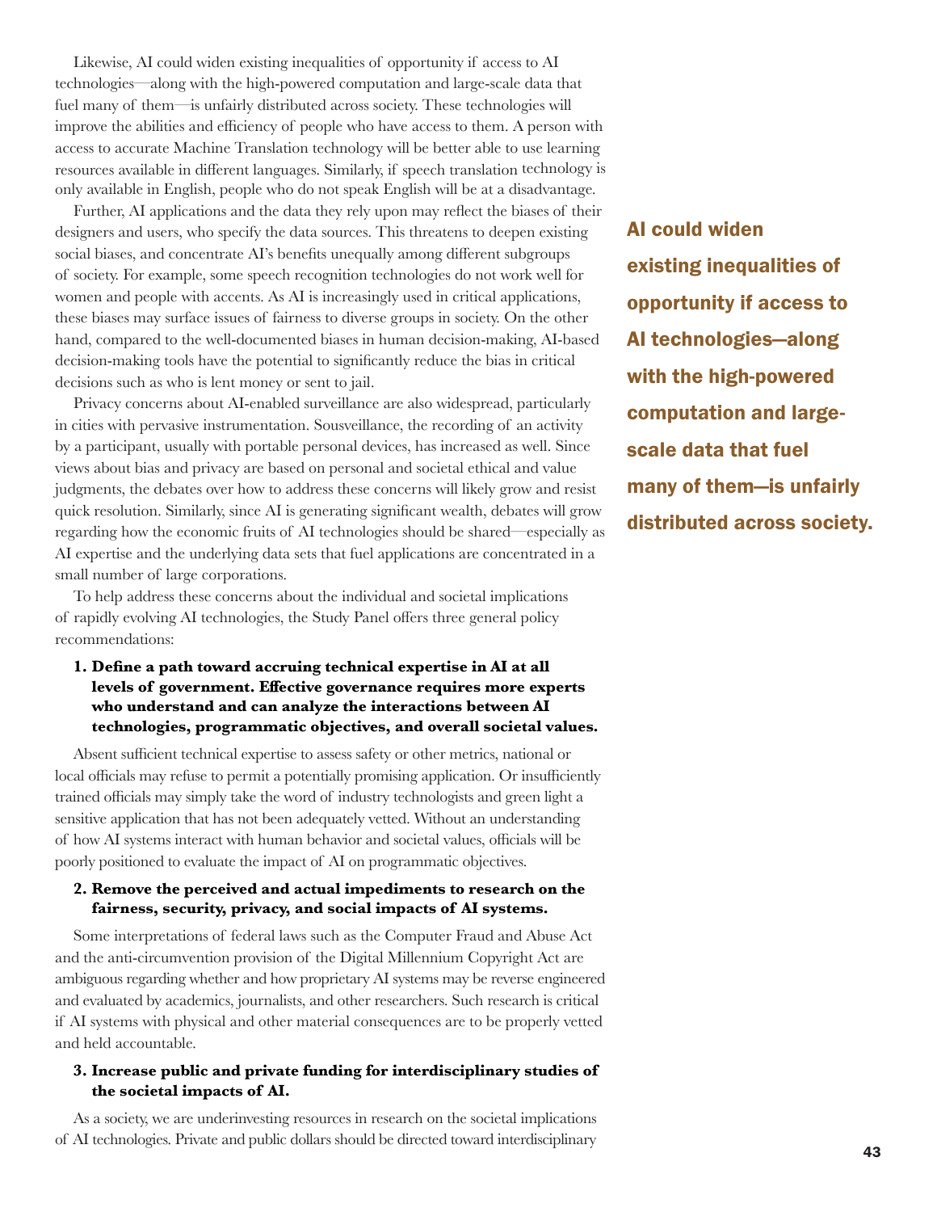Likewise, AI could widen existing inequalities of opportunity if access to AI technologies—along with the high-powered computation and large-scale data that fuel many of them—is unfairly distributed across society. These technologies will improve the abilities and efficiency of people who have access to them. A person with access to accurate Machine Translation technology will be better able to use learning resources available in different languages. Similarly, if speech translation technology is only available in English, people who do not speak English will be at a disadvantage.

Further, AI applications and the data they rely upon may reflect the biases of their designers and users, who specify the data sources. This threatens to deepen existing social biases, and concentrate AI's benefits unequally among different subgroups of society. For example, some speech recognition technologies do not work well for women and people with accents. As AI is increasingly used in critical applications, these biases may surface issues of fairness to diverse groups in society. On the other hand, compared to the well-documented biases in human decision-making, AI-based decision-making tools have the potential to significantly reduce the bias in critical decisions such as who is lent money or sent to jail.

**AI could widen existing inequalities of opportunity if access to AI technologies—along with the high-powered computation and large-scale data that fuel many of them—is unfairly distributed across society.**

Privacy concerns about AI-enabled surveillance are also widespread, particularly in cities with pervasive instrumentation. Sousveillance, the recording of an activity by a participant, usually with portable personal devices, has increased as well. Since views about bias and privacy are based on personal and societal ethical and value judgments, the debates over how to address these concerns will likely grow and resist quick resolution. Similarly, since AI is generating significant wealth, debates will grow regarding how the economic fruits of AI technologies should be shared—especially as AI expertise and the underlying data sets that fuel applications are concentrated in a small number of large corporations.

To help address these concerns about the individual and societal implications of rapidly evolving AI technologies, the Study Panel offers three general policy recommendations:

1. **Define a path toward accruing technical expertise in AI at all levels of government. Effective governance requires more experts who understand and can analyze the interactions between AI technologies, programmatic objectives, and overall societal values.**

Absent sufficient technical expertise to assess safety or other metrics, national or local officials may refuse to permit a potentially promising application. Or insufficiently trained officials may simply take the word of industry technologists and green light a sensitive application that has not been adequately vetted. Without an understanding of how AI systems interact with human behavior and societal values, officials will be poorly positioned to evaluate the impact of AI on programmatic objectives.

2. **Remove the perceived and actual impediments to research on the fairness, security, privacy, and social impacts of AI systems.**

Some interpretations of federal laws such as the Computer Fraud and Abuse Act and the anti-circumvention provision of the Digital Millennium Copyright Act are ambiguous regarding whether and how proprietary AI systems may be reverse engineered and evaluated by academics, journalists, and other researchers. Such research is critical if AI systems with physical and other material consequences are to be properly vetted and held accountable.

3. **Increase public and private funding for interdisciplinary studies of the societal impacts of AI.**

As a society, we are underinvesting resources in research on the societal implications of AI technologies. Private and public dollars should be directed toward interdisciplinary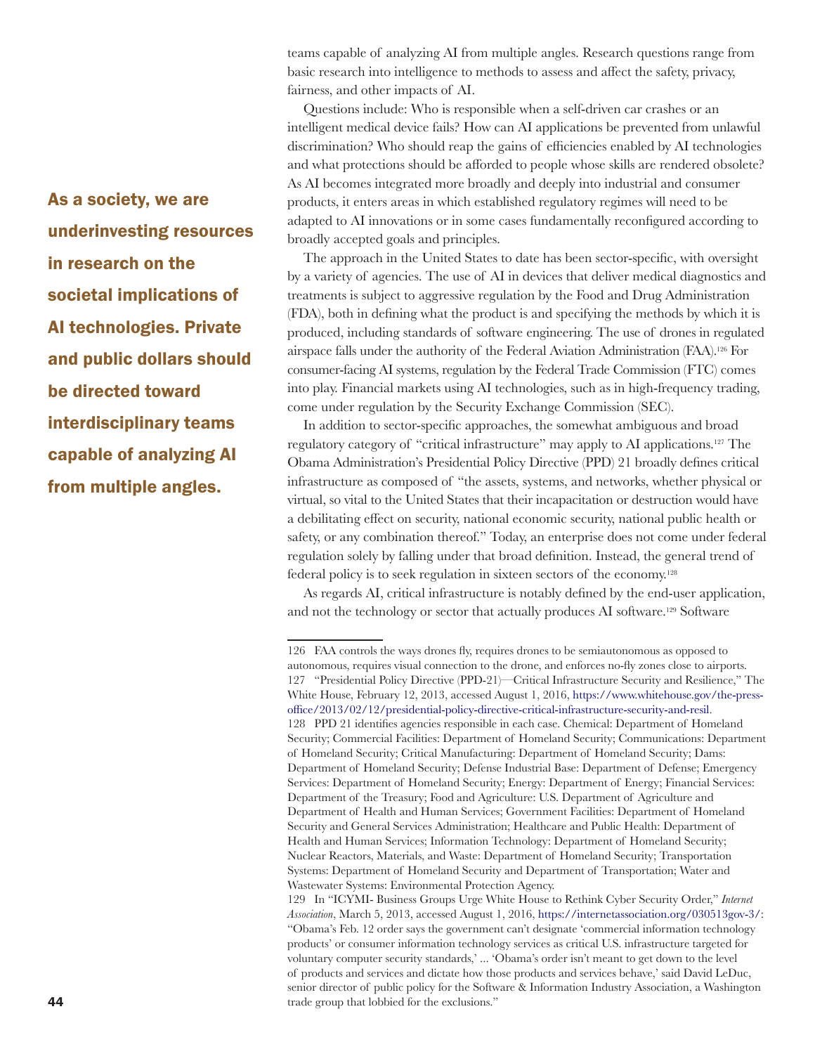teams capable of analyzing AI from multiple angles. Research questions range from basic research into intelligence to methods to assess and affect the safety, privacy, fairness, and other impacts of AI.

**As a society, we are underinvesting resources in research on the societal implications of AI technologies. Private and public dollars should be directed toward interdisciplinary teams capable of analyzing AI from multiple angles.**

Questions include: Who is responsible when a self-driven car crashes or an intelligent medical device fails? How can AI applications be prevented from unlawful discrimination? Who should reap the gains of efficiencies enabled by AI technologies and what protections should be afforded to people whose skills are rendered obsolete? As AI becomes integrated more broadly and deeply into industrial and consumer products, it enters areas in which established regulatory regimes will need to be adapted to AI innovations or in some cases fundamentally reconfigured according to broadly accepted goals and principles.

The approach in the United States to date has been sector-specific, with oversight by a variety of agencies. The use of AI in devices that deliver medical diagnostics and treatments is subject to aggressive regulation by the Food and Drug Administration (FDA), both in defining what the product is and specifying the methods by which it is produced, including standards of software engineering. The use of drones in regulated airspace falls under the authority of the Federal Aviation Administration (FAA).[126] For consumer-facing AI systems, regulation by the Federal Trade Commission (FTC) comes into play. Financial markets using AI technologies, such as in high-frequency trading, come under regulation by the Security Exchange Commission (SEC).

In addition to sector-specific approaches, the somewhat ambiguous and broad regulatory category of "critical infrastructure" may apply to AI applications.[127] The Obama Administration's Presidential Policy Directive (PPD) 21 broadly defines critical infrastructure as composed of "the assets, systems, and networks, whether physical or virtual, so vital to the United States that their incapacitation or destruction would have a debilitating effect on security, national economic security, national public health or safety, or any combination thereof." Today, an enterprise does not come under federal regulation solely by falling under that broad definition. Instead, the general trend of federal policy is to seek regulation in sixteen sectors of the economy.[128]

As regards AI, critical infrastructure is notably defined by the end-user application, and not the technology or sector that actually produces AI software.[129] Software

---

126 FAA controls the ways drones fly, requires drones to be semiautonomous as opposed to autonomous, requires visual connection to the drone, and enforces no-fly zones close to airports.

127 "Presidential Policy Directive (PPD-21)—Critical Infrastructure Security and Resilience," The White House, February 12, 2013, accessed August 1, 2016, https://www.whitehouse.gov/the-press-office/2013/02/12/presidential-policy-directive-critical-infrastructure-security-and-resil.

128 PPD 21 identifies agencies responsible in each case. Chemical: Department of Homeland Security; Commercial Facilities: Department of Homeland Security; Communications: Department of Homeland Security; Critical Manufacturing: Department of Homeland Security; Dams: Department of Homeland Security; Defense Industrial Base: Department of Defense; Emergency Services: Department of Homeland Security; Energy: Department of Energy; Financial Services: Department of the Treasury; Food and Agriculture: U.S. Department of Agriculture and Department of Health and Human Services; Government Facilities: Department of Homeland Security and General Services Administration; Healthcare and Public Health: Department of Health and Human Services; Information Technology: Department of Homeland Security; Nuclear Reactors, Materials, and Waste: Department of Homeland Security; Transportation Systems: Department of Homeland Security and Department of Transportation; Water and Wastewater Systems: Environmental Protection Agency.

129 In "ICYMI- Business Groups Urge White House to Rethink Cyber Security Order," *Internet Association*, March 5, 2013, accessed August 1, 2016, https://internetassociation.org/030513gov-3/: "Obama's Feb. 12 order says the government can't designate 'commercial information technology products' or consumer information technology services as critical U.S. infrastructure targeted for voluntary computer security standards,' ... 'Obama's order isn't meant to get down to the level of products and services and dictate how those products and services behave,' said David LeDuc, senior director of public policy for the Software & Information Industry Association, a Washington trade group that lobbied for the exclusions."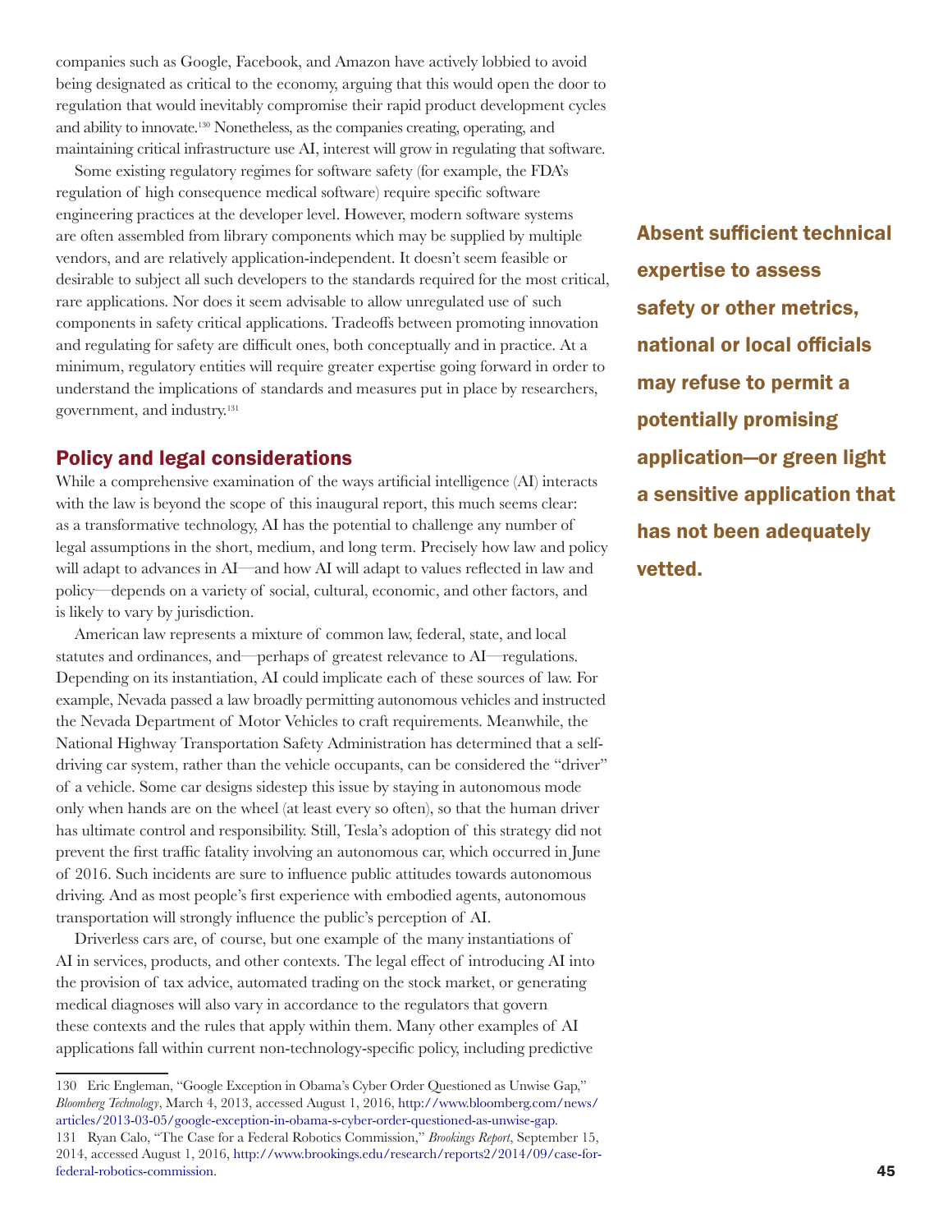companies such as Google, Facebook, and Amazon have actively lobbied to avoid being designated as critical to the economy, arguing that this would open the door to regulation that would inevitably compromise their rapid product development cycles and ability to innovate.[130] Nonetheless, as the companies creating, operating, and maintaining critical infrastructure use AI, interest will grow in regulating that software.

Some existing regulatory regimes for software safety (for example, the FDA's regulation of high consequence medical software) require specific software engineering practices at the developer level. However, modern software systems are often assembled from library components which may be supplied by multiple vendors, and are relatively application-independent. It doesn't seem feasible or desirable to subject all such developers to the standards required for the most critical, rare applications. Nor does it seem advisable to allow unregulated use of such components in safety critical applications. Tradeoffs between promoting innovation and regulating for safety are difficult ones, both conceptually and in practice. At a minimum, regulatory entities will require greater expertise going forward in order to understand the implications of standards and measures put in place by researchers, government, and industry.[131]

**Absent sufficient technical expertise to assess safety or other metrics, national or local officials may refuse to permit a potentially promising application—or green light a sensitive application that has not been adequately vetted.**

## Policy and legal considerations

While a comprehensive examination of the ways artificial intelligence (AI) interacts with the law is beyond the scope of this inaugural report, this much seems clear: as a transformative technology, AI has the potential to challenge any number of legal assumptions in the short, medium, and long term. Precisely how law and policy will adapt to advances in AI—and how AI will adapt to values reflected in law and policy—depends on a variety of social, cultural, economic, and other factors, and is likely to vary by jurisdiction.

American law represents a mixture of common law, federal, state, and local statutes and ordinances, and—perhaps of greatest relevance to AI—regulations. Depending on its instantiation, AI could implicate each of these sources of law. For example, Nevada passed a law broadly permitting autonomous vehicles and instructed the Nevada Department of Motor Vehicles to craft requirements. Meanwhile, the National Highway Transportation Safety Administration has determined that a self-driving car system, rather than the vehicle occupants, can be considered the "driver" of a vehicle. Some car designs sidestep this issue by staying in autonomous mode only when hands are on the wheel (at least every so often), so that the human driver has ultimate control and responsibility. Still, Tesla's adoption of this strategy did not prevent the first traffic fatality involving an autonomous car, which occurred in June of 2016. Such incidents are sure to influence public attitudes towards autonomous driving. And as most people's first experience with embodied agents, autonomous transportation will strongly influence the public's perception of AI.

Driverless cars are, of course, but one example of the many instantiations of AI in services, products, and other contexts. The legal effect of introducing AI into the provision of tax advice, automated trading on the stock market, or generating medical diagnoses will also vary in accordance to the regulators that govern these contexts and the rules that apply within them. Many other examples of AI applications fall within current non-technology-specific policy, including predictive

---

130 Eric Engleman, "Google Exception in Obama's Cyber Order Questioned as Unwise Gap," *Bloomberg Technology*, March 4, 2013, accessed August 1, 2016, http://www.bloomberg.com/news/articles/2013-03-05/google-exception-in-obama-s-cyber-order-questioned-as-unwise-gap.

131 Ryan Calo, "The Case for a Federal Robotics Commission," *Brookings Report*, September 15, 2014, accessed August 1, 2016, http://www.brookings.edu/research/reports2/2014/09/case-for-federal-robotics-commission.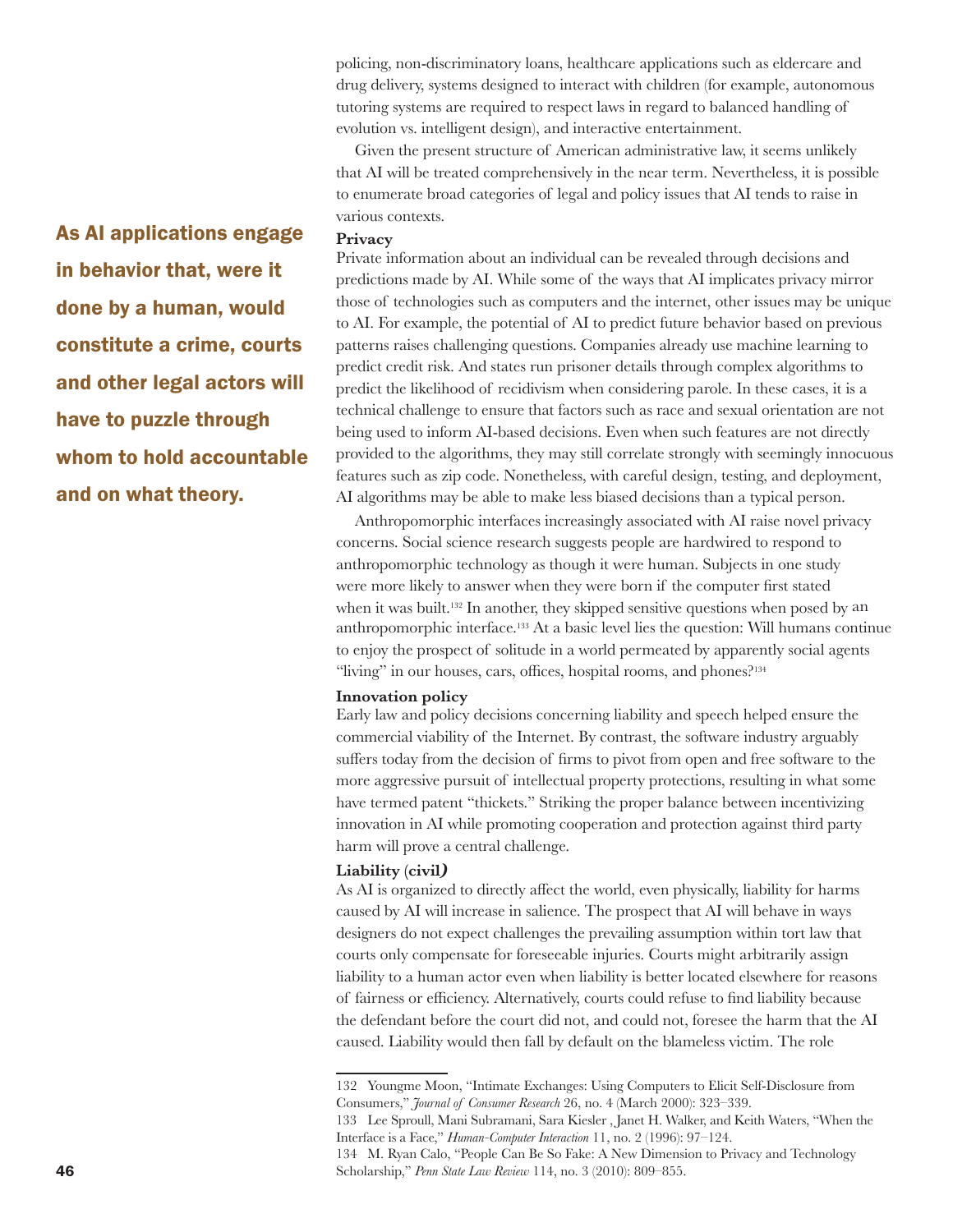policing, non-discriminatory loans, healthcare applications such as eldercare and drug delivery, systems designed to interact with children (for example, autonomous tutoring systems are required to respect laws in regard to balanced handling of evolution vs. intelligent design), and interactive entertainment.

Given the present structure of American administrative law, it seems unlikely that AI will be treated comprehensively in the near term. Nevertheless, it is possible to enumerate broad categories of legal and policy issues that AI tends to raise in various contexts.

**As AI applications engage in behavior that, were it done by a human, would constitute a crime, courts and other legal actors will have to puzzle through whom to hold accountable and on what theory.**

**Privacy**

Private information about an individual can be revealed through decisions and predictions made by AI. While some of the ways that AI implicates privacy mirror those of technologies such as computers and the internet, other issues may be unique to AI. For example, the potential of AI to predict future behavior based on previous patterns raises challenging questions. Companies already use machine learning to predict credit risk. And states run prisoner details through complex algorithms to predict the likelihood of recidivism when considering parole. In these cases, it is a technical challenge to ensure that factors such as race and sexual orientation are not being used to inform AI-based decisions. Even when such features are not directly provided to the algorithms, they may still correlate strongly with seemingly innocuous features such as zip code. Nonetheless, with careful design, testing, and deployment, AI algorithms may be able to make less biased decisions than a typical person.

Anthropomorphic interfaces increasingly associated with AI raise novel privacy concerns. Social science research suggests people are hardwired to respond to anthropomorphic technology as though it were human. Subjects in one study were more likely to answer when they were born if the computer first stated when it was built.[132] In another, they skipped sensitive questions when posed by an anthropomorphic interface.[133] At a basic level lies the question: Will humans continue to enjoy the prospect of solitude in a world permeated by apparently social agents "living" in our houses, cars, offices, hospital rooms, and phones?[134]

**Innovation policy**

Early law and policy decisions concerning liability and speech helped ensure the commercial viability of the Internet. By contrast, the software industry arguably suffers today from the decision of firms to pivot from open and free software to the more aggressive pursuit of intellectual property protections, resulting in what some have termed patent "thickets." Striking the proper balance between incentivizing innovation in AI while promoting cooperation and protection against third party harm will prove a central challenge.

**Liability (civil)**

As AI is organized to directly affect the world, even physically, liability for harms caused by AI will increase in salience. The prospect that AI will behave in ways designers do not expect challenges the prevailing assumption within tort law that courts only compensate for foreseeable injuries. Courts might arbitrarily assign liability to a human actor even when liability is better located elsewhere for reasons of fairness or efficiency. Alternatively, courts could refuse to find liability because the defendant before the court did not, and could not, foresee the harm that the AI caused. Liability would then fall by default on the blameless victim. The role

---

132 Youngme Moon, "Intimate Exchanges: Using Computers to Elicit Self-Disclosure from Consumers," *Journal of Consumer Research* 26, no. 4 (March 2000): 323–339.

133 Lee Sproull, Mani Subramani, Sara Kiesler , Janet H. Walker, and Keith Waters, "When the Interface is a Face," *Human-Computer Interaction* 11, no. 2 (1996): 97–124.

134 M. Ryan Calo, "People Can Be So Fake: A New Dimension to Privacy and Technology Scholarship," *Penn State Law Review* 114, no. 3 (2010): 809–855.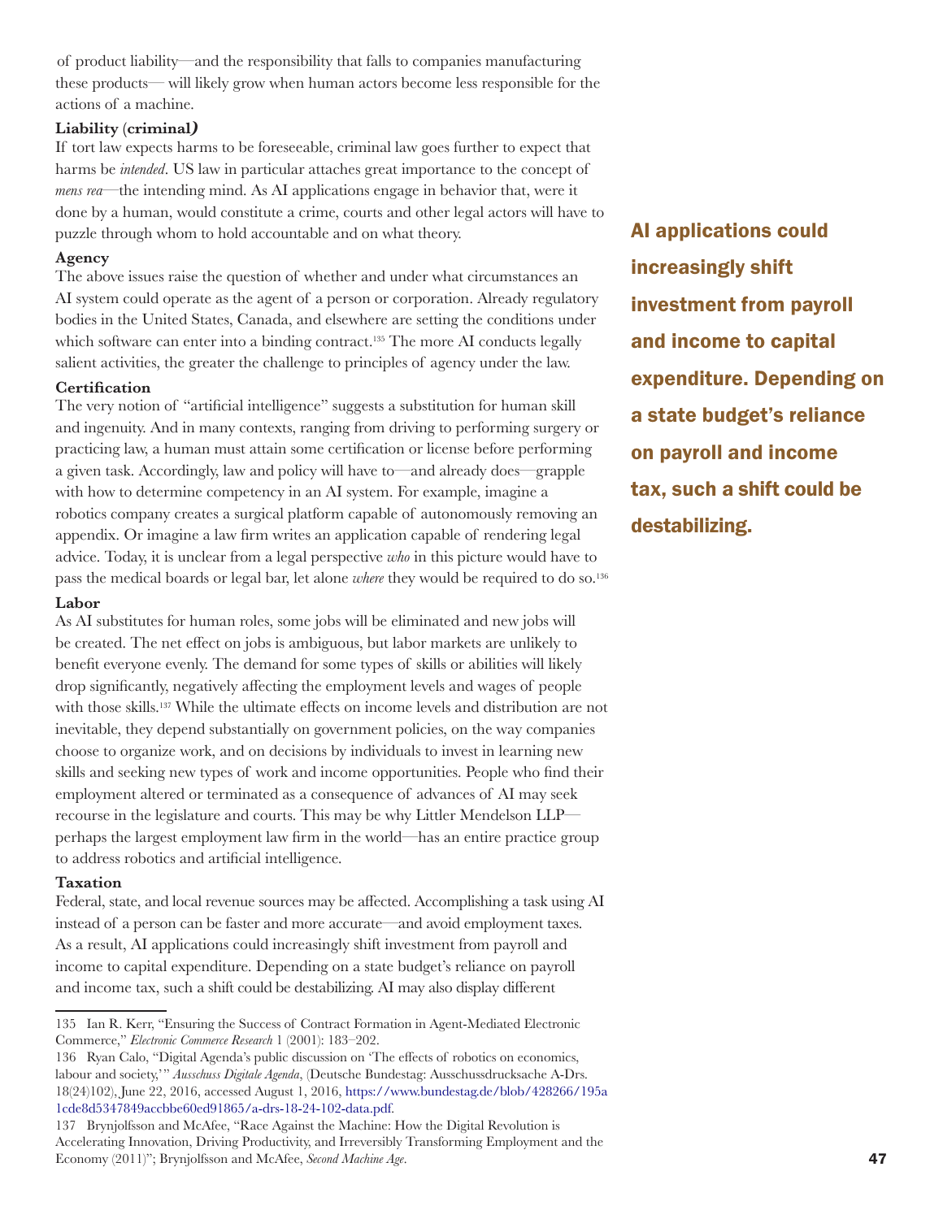of product liability—and the responsibility that falls to companies manufacturing these products— will likely grow when human actors become less responsible for the actions of a machine.

**Liability (criminal)**

If tort law expects harms to be foreseeable, criminal law goes further to expect that harms be *intended*. US law in particular attaches great importance to the concept of *mens rea*—the intending mind. As AI applications engage in behavior that, were it done by a human, would constitute a crime, courts and other legal actors will have to puzzle through whom to hold accountable and on what theory.

**Agency**

The above issues raise the question of whether and under what circumstances an AI system could operate as the agent of a person or corporation. Already regulatory bodies in the United States, Canada, and elsewhere are setting the conditions under which software can enter into a binding contract.[135] The more AI conducts legally salient activities, the greater the challenge to principles of agency under the law.

**Certification**

The very notion of "artificial intelligence" suggests a substitution for human skill and ingenuity. And in many contexts, ranging from driving to performing surgery or practicing law, a human must attain some certification or license before performing a given task. Accordingly, law and policy will have to—and already does—grapple with how to determine competency in an AI system. For example, imagine a robotics company creates a surgical platform capable of autonomously removing an appendix. Or imagine a law firm writes an application capable of rendering legal advice. Today, it is unclear from a legal perspective *who* in this picture would have to pass the medical boards or legal bar, let alone *where* they would be required to do so.[136]

**Labor**

As AI substitutes for human roles, some jobs will be eliminated and new jobs will be created. The net effect on jobs is ambiguous, but labor markets are unlikely to benefit everyone evenly. The demand for some types of skills or abilities will likely drop significantly, negatively affecting the employment levels and wages of people with those skills.[137] While the ultimate effects on income levels and distribution are not inevitable, they depend substantially on government policies, on the way companies choose to organize work, and on decisions by individuals to invest in learning new skills and seeking new types of work and income opportunities. People who find their employment altered or terminated as a consequence of advances of AI may seek recourse in the legislature and courts. This may be why Littler Mendelson LLP—perhaps the largest employment law firm in the world—has an entire practice group to address robotics and artificial intelligence.

**Taxation**

Federal, state, and local revenue sources may be affected. Accomplishing a task using AI instead of a person can be faster and more accurate—and avoid employment taxes. As a result, AI applications could increasingly shift investment from payroll and income to capital expenditure. Depending on a state budget's reliance on payroll and income tax, such a shift could be destabilizing. AI may also display different

**AI applications could increasingly shift investment from payroll and income to capital expenditure. Depending on a state budget's reliance on payroll and income tax, such a shift could be destabilizing.**

---

135 Ian R. Kerr, "Ensuring the Success of Contract Formation in Agent-Mediated Electronic Commerce," *Electronic Commerce Research* 1 (2001): 183–202.

136 Ryan Calo, "Digital Agenda's public discussion on 'The effects of robotics on economics, labour and society,'" *Ausschuss Digitale Agenda*, (Deutsche Bundestag: Ausschussdrucksache A-Drs. 18(24)102), June 22, 2016, accessed August 1, 2016, https://www.bundestag.de/blob/428266/195a1cde8d5347849accbbe60ed91865/a-drs-18-24-102-data.pdf.

137 Brynjolfsson and McAfee, "Race Against the Machine: How the Digital Revolution is Accelerating Innovation, Driving Productivity, and Irreversibly Transforming Employment and the Economy (2011)"; Brynjolfsson and McAfee, *Second Machine Age*.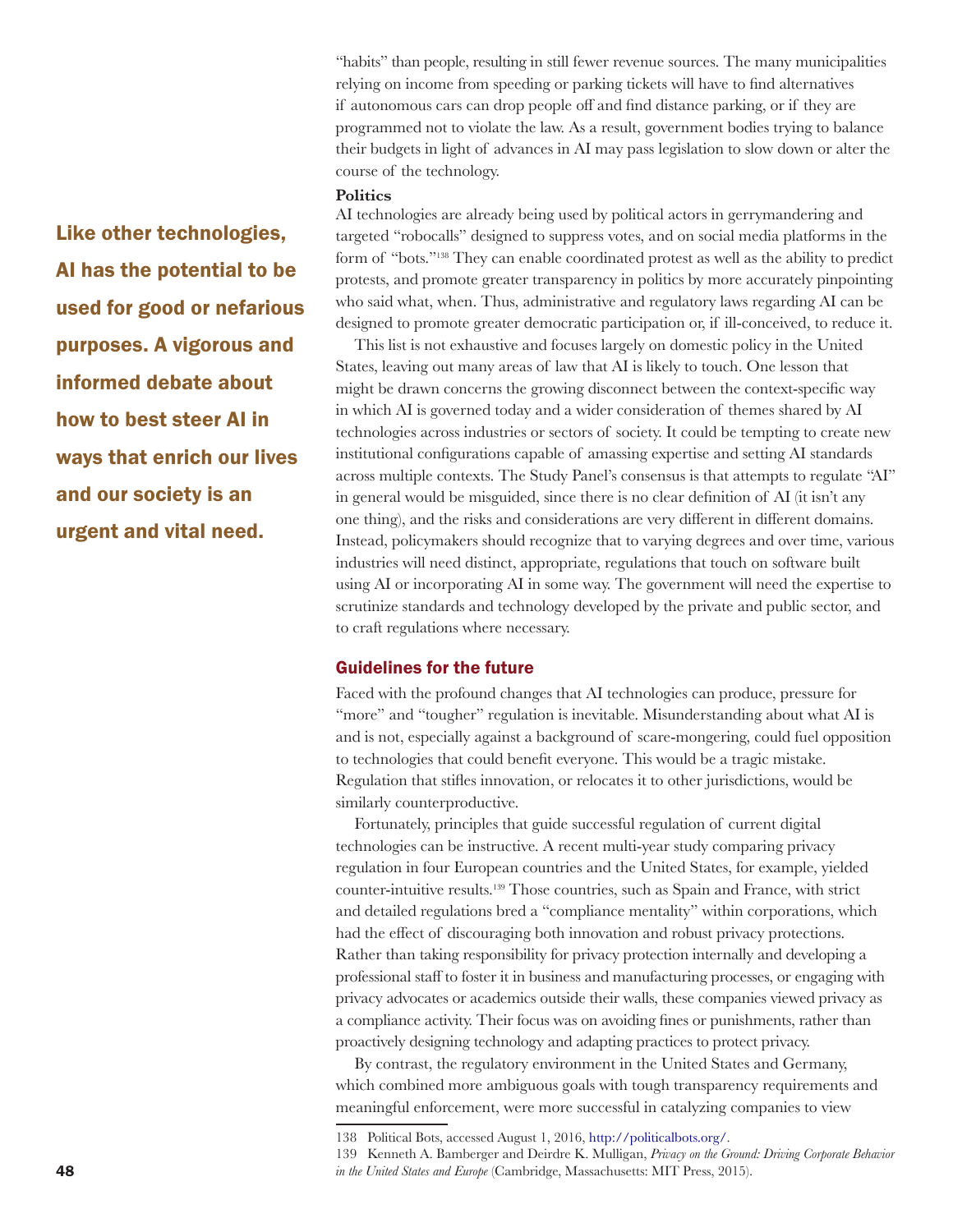"habits" than people, resulting in still fewer revenue sources. The many municipalities relying on income from speeding or parking tickets will have to find alternatives if autonomous cars can drop people off and find distance parking, or if they are programmed not to violate the law. As a result, government bodies trying to balance their budgets in light of advances in AI may pass legislation to slow down or alter the course of the technology.

**Like other technologies, AI has the potential to be used for good or nefarious purposes. A vigorous and informed debate about how to best steer AI in ways that enrich our lives and our society is an urgent and vital need.**

**Politics**

AI technologies are already being used by political actors in gerrymandering and targeted "robocalls" designed to suppress votes, and on social media platforms in the form of "bots."[138] They can enable coordinated protest as well as the ability to predict protests, and promote greater transparency in politics by more accurately pinpointing who said what, when. Thus, administrative and regulatory laws regarding AI can be designed to promote greater democratic participation or, if ill-conceived, to reduce it.

This list is not exhaustive and focuses largely on domestic policy in the United States, leaving out many areas of law that AI is likely to touch. One lesson that might be drawn concerns the growing disconnect between the context-specific way in which AI is governed today and a wider consideration of themes shared by AI technologies across industries or sectors of society. It could be tempting to create new institutional configurations capable of amassing expertise and setting AI standards across multiple contexts. The Study Panel's consensus is that attempts to regulate "AI" in general would be misguided, since there is no clear definition of AI (it isn't any one thing), and the risks and considerations are very different in different domains. Instead, policymakers should recognize that to varying degrees and over time, various industries will need distinct, appropriate, regulations that touch on software built using AI or incorporating AI in some way. The government will need the expertise to scrutinize standards and technology developed by the private and public sector, and to craft regulations where necessary.

## Guidelines for the future

Faced with the profound changes that AI technologies can produce, pressure for "more" and "tougher" regulation is inevitable. Misunderstanding about what AI is and is not, especially against a background of scare-mongering, could fuel opposition to technologies that could benefit everyone. This would be a tragic mistake. Regulation that stifles innovation, or relocates it to other jurisdictions, would be similarly counterproductive.

Fortunately, principles that guide successful regulation of current digital technologies can be instructive. A recent multi-year study comparing privacy regulation in four European countries and the United States, for example, yielded counter-intuitive results.[139] Those countries, such as Spain and France, with strict and detailed regulations bred a "compliance mentality" within corporations, which had the effect of discouraging both innovation and robust privacy protections. Rather than taking responsibility for privacy protection internally and developing a professional staff to foster it in business and manufacturing processes, or engaging with privacy advocates or academics outside their walls, these companies viewed privacy as a compliance activity. Their focus was on avoiding fines or punishments, rather than proactively designing technology and adapting practices to protect privacy.

By contrast, the regulatory environment in the United States and Germany, which combined more ambiguous goals with tough transparency requirements and meaningful enforcement, were more successful in catalyzing companies to view

138 Political Bots, accessed August 1, 2016, http://politicalbots.org/.

139 Kenneth A. Bamberger and Deirdre K. Mulligan, *Privacy on the Ground: Driving Corporate Behavior in the United States and Europe* (Cambridge, Massachusetts: MIT Press, 2015).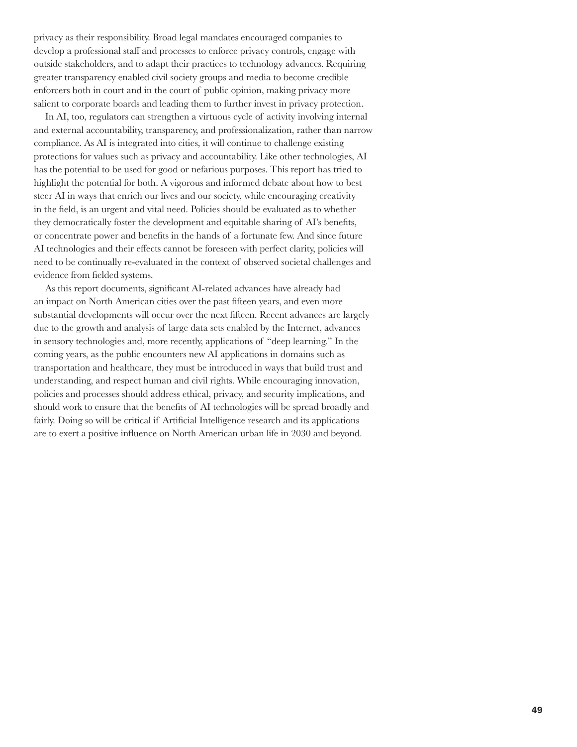privacy as their responsibility. Broad legal mandates encouraged companies to develop a professional staff and processes to enforce privacy controls, engage with outside stakeholders, and to adapt their practices to technology advances. Requiring greater transparency enabled civil society groups and media to become credible enforcers both in court and in the court of public opinion, making privacy more salient to corporate boards and leading them to further invest in privacy protection.

In AI, too, regulators can strengthen a virtuous cycle of activity involving internal and external accountability, transparency, and professionalization, rather than narrow compliance. As AI is integrated into cities, it will continue to challenge existing protections for values such as privacy and accountability. Like other technologies, AI has the potential to be used for good or nefarious purposes. This report has tried to highlight the potential for both. A vigorous and informed debate about how to best steer AI in ways that enrich our lives and our society, while encouraging creativity in the field, is an urgent and vital need. Policies should be evaluated as to whether they democratically foster the development and equitable sharing of AI's benefits, or concentrate power and benefits in the hands of a fortunate few. And since future AI technologies and their effects cannot be foreseen with perfect clarity, policies will need to be continually re-evaluated in the context of observed societal challenges and evidence from fielded systems.

As this report documents, significant AI-related advances have already had an impact on North American cities over the past fifteen years, and even more substantial developments will occur over the next fifteen. Recent advances are largely due to the growth and analysis of large data sets enabled by the Internet, advances in sensory technologies and, more recently, applications of "deep learning." In the coming years, as the public encounters new AI applications in domains such as transportation and healthcare, they must be introduced in ways that build trust and understanding, and respect human and civil rights. While encouraging innovation, policies and processes should address ethical, privacy, and security implications, and should work to ensure that the benefits of AI technologies will be spread broadly and fairly. Doing so will be critical if Artificial Intelligence research and its applications are to exert a positive influence on North American urban life in 2030 and beyond.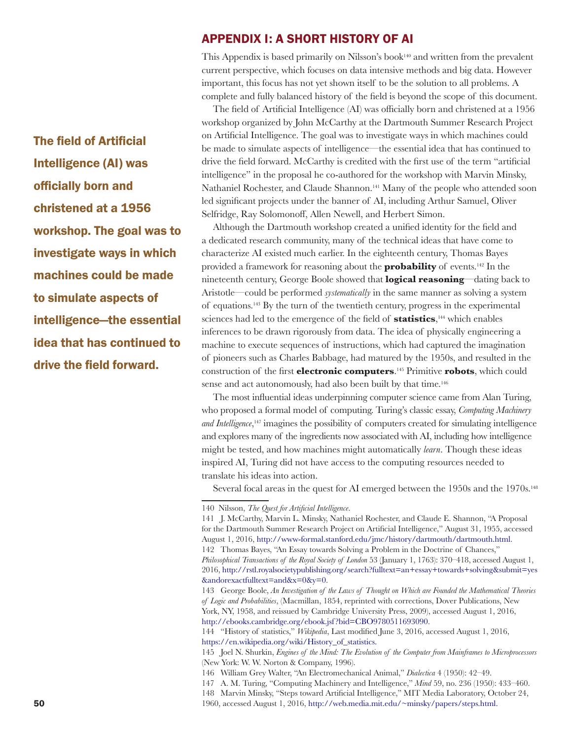## APPENDIX I: A SHORT HISTORY OF AI

This Appendix is based primarily on Nilsson's book[140] and written from the prevalent current perspective, which focuses on data intensive methods and big data. However important, this focus has not yet shown itself to be the solution to all problems. A complete and fully balanced history of the field is beyond the scope of this document.

The field of Artificial Intelligence (AI) was officially born and christened at a 1956 workshop organized by John McCarthy at the Dartmouth Summer Research Project on Artificial Intelligence. The goal was to investigate ways in which machines could be made to simulate aspects of intelligence—the essential idea that has continued to drive the field forward. McCarthy is credited with the first use of the term "artificial intelligence" in the proposal he co-authored for the workshop with Marvin Minsky, Nathaniel Rochester, and Claude Shannon.[141] Many of the people who attended soon led significant projects under the banner of AI, including Arthur Samuel, Oliver Selfridge, Ray Solomonoff, Allen Newell, and Herbert Simon.

**The field of Artificial Intelligence (AI) was officially born and christened at a 1956 workshop. The goal was to investigate ways in which machines could be made to simulate aspects of intelligence—the essential idea that has continued to drive the field forward.**

Although the Dartmouth workshop created a unified identity for the field and a dedicated research community, many of the technical ideas that have come to characterize AI existed much earlier. In the eighteenth century, Thomas Bayes provided a framework for reasoning about the **probability** of events.[142] In the nineteenth century, George Boole showed that **logical reasoning**—dating back to Aristotle—could be performed *systematically* in the same manner as solving a system of equations.[143] By the turn of the twentieth century, progress in the experimental sciences had led to the emergence of the field of **statistics**,[144] which enables inferences to be drawn rigorously from data. The idea of physically engineering a machine to execute sequences of instructions, which had captured the imagination of pioneers such as Charles Babbage, had matured by the 1950s, and resulted in the construction of the first **electronic computers**.[145] Primitive **robots**, which could sense and act autonomously, had also been built by that time.[146]

The most influential ideas underpinning computer science came from Alan Turing, who proposed a formal model of computing. Turing's classic essay, *Computing Machinery and Intelligence*,[147] imagines the possibility of computers created for simulating intelligence and explores many of the ingredients now associated with AI, including how intelligence might be tested, and how machines might automatically *learn*. Though these ideas inspired AI, Turing did not have access to the computing resources needed to translate his ideas into action.

Several focal areas in the quest for AI emerged between the 1950s and the 1970s.[148]

---

140 Nilsson, *The Quest for Artificial Intelligence*.

141 J. McCarthy, Marvin L. Minsky, Nathaniel Rochester, and Claude E. Shannon, "A Proposal for the Dartmouth Summer Research Project on Artificial Intelligence," August 31, 1955, accessed August 1, 2016, http://www-formal.stanford.edu/jmc/history/dartmouth/dartmouth.html.

142 Thomas Bayes, "An Essay towards Solving a Problem in the Doctrine of Chances," *Philosophical Transactions of the Royal Society of London* 53 (January 1, 1763): 370–418, accessed August 1, 2016, http://rstl.royalsocietypublishing.org/search?fulltext=an+essay+towards+solving&submit=yes&andorexactfulltext=and&x=0&y=0.

143 George Boole, *An Investigation of the Laws of Thought on Which are Founded the Mathematical Theories of Logic and Probabilities*, (Macmillan, 1854, reprinted with corrections, Dover Publications, New York, NY, 1958, and reissued by Cambridge University Press, 2009), accessed August 1, 2016, http://ebooks.cambridge.org/ebook.jsf?bid=CBO9780511693090.

144 "History of statistics," *Wikipedia*, Last modified June 3, 2016, accessed August 1, 2016, https://en.wikipedia.org/wiki/History_of_statistics.

145 Joel N. Shurkin, *Engines of the Mind: The Evolution of the Computer from Mainframes to Microprocessors* (New York: W. W. Norton & Company, 1996).

146 William Grey Walter, "An Electromechanical Animal," *Dialectica* 4 (1950): 42–49.

147 A. M. Turing, "Computing Machinery and Intelligence," *Mind* 59, no. 236 (1950): 433–460.

148 Marvin Minsky, "Steps toward Artificial Intelligence," MIT Media Laboratory, October 24, 1960, accessed August 1, 2016, http://web.media.mit.edu/~minsky/papers/steps.html.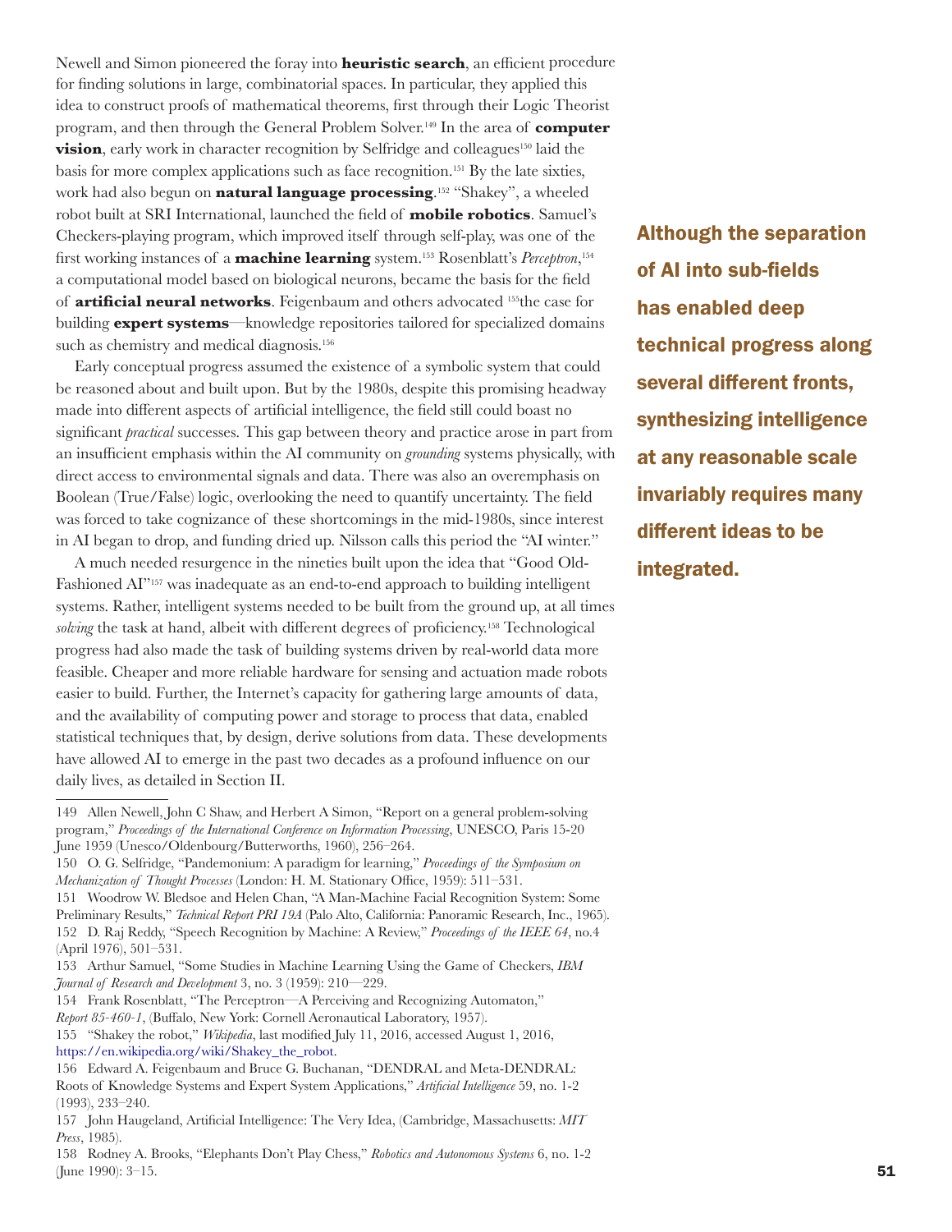Newell and Simon pioneered the foray into **heuristic search**, an efficient procedure for finding solutions in large, combinatorial spaces. In particular, they applied this idea to construct proofs of mathematical theorems, first through their Logic Theorist program, and then through the General Problem Solver.[149] In the area of **computer vision**, early work in character recognition by Selfridge and colleagues[150] laid the basis for more complex applications such as face recognition.[151] By the late sixties, work had also begun on **natural language processing**.[152] "Shakey", a wheeled robot built at SRI International, launched the field of **mobile robotics**. Samuel's Checkers-playing program, which improved itself through self-play, was one of the first working instances of a **machine learning** system.[153] Rosenblatt's *Perceptron*,[154] a computational model based on biological neurons, became the basis for the field of **artificial neural networks**. Feigenbaum and others advocated [155]the case for building **expert systems**—knowledge repositories tailored for specialized domains such as chemistry and medical diagnosis.[156]

Early conceptual progress assumed the existence of a symbolic system that could be reasoned about and built upon. But by the 1980s, despite this promising headway made into different aspects of artificial intelligence, the field still could boast no significant *practical* successes. This gap between theory and practice arose in part from an insufficient emphasis within the AI community on *grounding* systems physically, with direct access to environmental signals and data. There was also an overemphasis on Boolean (True/False) logic, overlooking the need to quantify uncertainty. The field was forced to take cognizance of these shortcomings in the mid-1980s, since interest in AI began to drop, and funding dried up. Nilsson calls this period the "AI winter."

A much needed resurgence in the nineties built upon the idea that "Good Old-Fashioned AI"[157] was inadequate as an end-to-end approach to building intelligent systems. Rather, intelligent systems needed to be built from the ground up, at all times *solving* the task at hand, albeit with different degrees of proficiency.[158] Technological progress had also made the task of building systems driven by real-world data more feasible. Cheaper and more reliable hardware for sensing and actuation made robots easier to build. Further, the Internet's capacity for gathering large amounts of data, and the availability of computing power and storage to process that data, enabled statistical techniques that, by design, derive solutions from data. These developments have allowed AI to emerge in the past two decades as a profound influence on our daily lives, as detailed in Section II.

**Although the separation of AI into sub-fields has enabled deep technical progress along several different fronts, synthesizing intelligence at any reasonable scale invariably requires many different ideas to be integrated.**

---

149 Allen Newell, John C Shaw, and Herbert A Simon, "Report on a general problem-solving program," *Proceedings of the International Conference on Information Processing*, UNESCO, Paris 15-20 June 1959 (Unesco/Oldenbourg/Butterworths, 1960), 256–264.

150 O. G. Selfridge, "Pandemonium: A paradigm for learning," *Proceedings of the Symposium on Mechanization of Thought Processes* (London: H. M. Stationary Office, 1959): 511–531.

151 Woodrow W. Bledsoe and Helen Chan, "A Man-Machine Facial Recognition System: Some Preliminary Results," *Technical Report PRI 19A* (Palo Alto, California: Panoramic Research, Inc., 1965).

152 D. Raj Reddy, "Speech Recognition by Machine: A Review," *Proceedings of the IEEE 64*, no.4 (April 1976), 501–531.

153 Arthur Samuel, "Some Studies in Machine Learning Using the Game of Checkers, *IBM Journal of Research and Development* 3, no. 3 (1959): 210—229.

154 Frank Rosenblatt, "The Perceptron—A Perceiving and Recognizing Automaton," *Report 85-460-1*, (Buffalo, New York: Cornell Aeronautical Laboratory, 1957).

155 "Shakey the robot," *Wikipedia*, last modified July 11, 2016, accessed August 1, 2016, https://en.wikipedia.org/wiki/Shakey_the_robot.

156 Edward A. Feigenbaum and Bruce G. Buchanan, "DENDRAL and Meta-DENDRAL: Roots of Knowledge Systems and Expert System Applications," *Artificial Intelligence* 59, no. 1-2 (1993), 233–240.

157 John Haugeland, Artificial Intelligence: The Very Idea, (Cambridge, Massachusetts: *MIT Press*, 1985).

158 Rodney A. Brooks, "Elephants Don't Play Chess," *Robotics and Autonomous Systems* 6, no. 1-2 (June 1990): 3–15.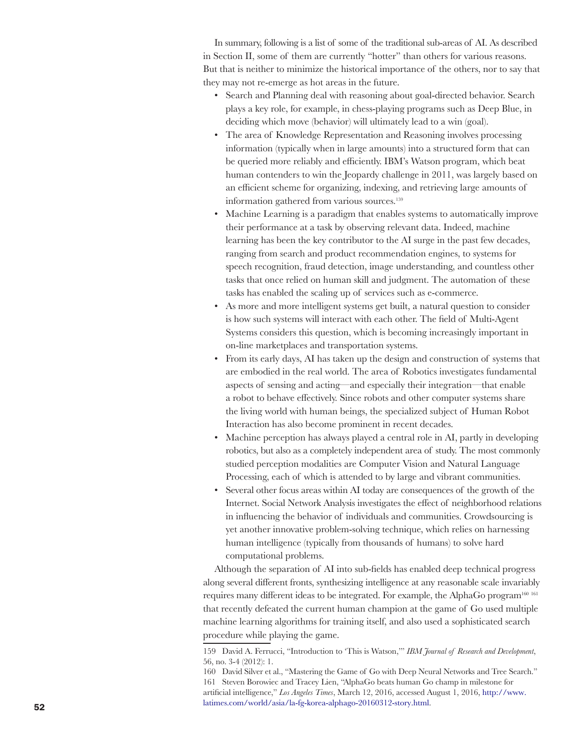In summary, following is a list of some of the traditional sub-areas of AI. As described in Section II, some of them are currently "hotter" than others for various reasons. But that is neither to minimize the historical importance of the others, nor to say that they may not re-emerge as hot areas in the future.

- Search and Planning deal with reasoning about goal-directed behavior. Search plays a key role, for example, in chess-playing programs such as Deep Blue, in deciding which move (behavior) will ultimately lead to a win (goal).
- The area of Knowledge Representation and Reasoning involves processing information (typically when in large amounts) into a structured form that can be queried more reliably and efficiently. IBM's Watson program, which beat human contenders to win the Jeopardy challenge in 2011, was largely based on an efficient scheme for organizing, indexing, and retrieving large amounts of information gathered from various sources.[159]
- Machine Learning is a paradigm that enables systems to automatically improve their performance at a task by observing relevant data. Indeed, machine learning has been the key contributor to the AI surge in the past few decades, ranging from search and product recommendation engines, to systems for speech recognition, fraud detection, image understanding, and countless other tasks that once relied on human skill and judgment. The automation of these tasks has enabled the scaling up of services such as e-commerce.
- As more and more intelligent systems get built, a natural question to consider is how such systems will interact with each other. The field of Multi-Agent Systems considers this question, which is becoming increasingly important in on-line marketplaces and transportation systems.
- From its early days, AI has taken up the design and construction of systems that are embodied in the real world. The area of Robotics investigates fundamental aspects of sensing and acting—and especially their integration—that enable a robot to behave effectively. Since robots and other computer systems share the living world with human beings, the specialized subject of Human Robot Interaction has also become prominent in recent decades.
- Machine perception has always played a central role in AI, partly in developing robotics, but also as a completely independent area of study. The most commonly studied perception modalities are Computer Vision and Natural Language Processing, each of which is attended to by large and vibrant communities.
- Several other focus areas within AI today are consequences of the growth of the Internet. Social Network Analysis investigates the effect of neighborhood relations in influencing the behavior of individuals and communities. Crowdsourcing is yet another innovative problem-solving technique, which relies on harnessing human intelligence (typically from thousands of humans) to solve hard computational problems.

Although the separation of AI into sub-fields has enabled deep technical progress along several different fronts, synthesizing intelligence at any reasonable scale invariably requires many different ideas to be integrated. For example, the AlphaGo program[160] [161] that recently defeated the current human champion at the game of Go used multiple machine learning algorithms for training itself, and also used a sophisticated search procedure while playing the game.

---

159 David A. Ferrucci, "Introduction to 'This is Watson,'" *IBM Journal of Research and Development*, 56, no. 3-4 (2012): 1.

160 David Silver et al., "Mastering the Game of Go with Deep Neural Networks and Tree Search."

161 Steven Borowiec and Tracey Lien, "AlphaGo beats human Go champ in milestone for artificial intelligence," *Los Angeles Times*, March 12, 2016, accessed August 1, 2016, http://www.latimes.com/world/asia/la-fg-korea-alphago-20160312-story.html.